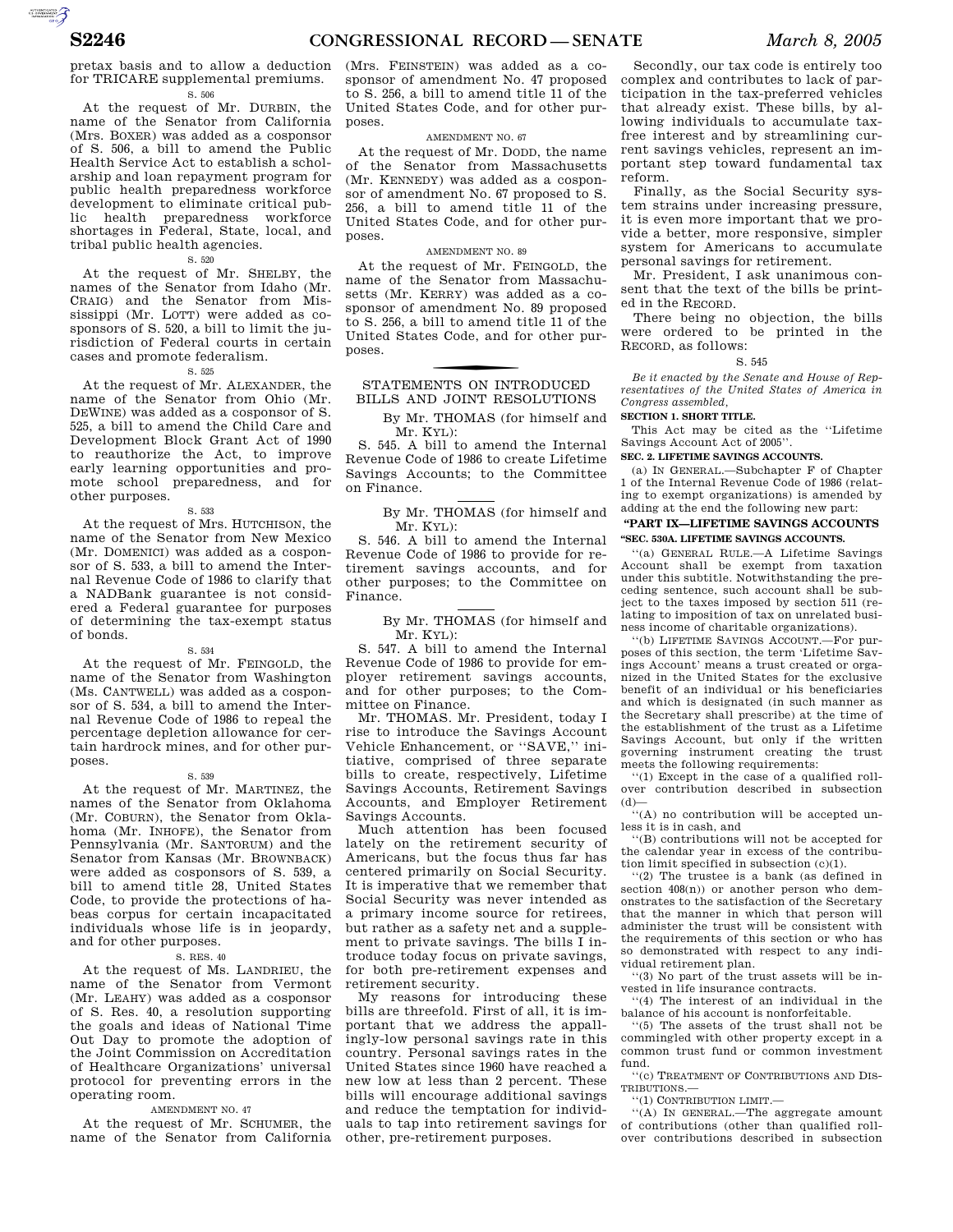pretax basis and to allow a deduction for TRICARE supplemental premiums.

S. 506

At the request of Mr. DURBIN, the name of the Senator from California (Mrs. BOXER) was added as a cosponsor of S. 506, a bill to amend the Public Health Service Act to establish a scholarship and loan repayment program for public health preparedness workforce development to eliminate critical public health preparedness workforce shortages in Federal, State, local, and tribal public health agencies.

S. 520

At the request of Mr. SHELBY, the names of the Senator from Idaho (Mr. CRAIG) and the Senator from Mississippi (Mr. LOTT) were added as cosponsors of S. 520, a bill to limit the jurisdiction of Federal courts in certain cases and promote federalism.

S. 525

At the request of Mr. ALEXANDER, the name of the Senator from Ohio (Mr. DEWINE) was added as a cosponsor of S. 525, a bill to amend the Child Care and Development Block Grant Act of 1990 to reauthorize the Act, to improve early learning opportunities and promote school preparedness, and for other purposes.

S. 533

At the request of Mrs. HUTCHISON, the name of the Senator from New Mexico (Mr. DOMENICI) was added as a cosponsor of S. 533, a bill to amend the Internal Revenue Code of 1986 to clarify that a NADBank guarantee is not considered a Federal guarantee for purposes of determining the tax-exempt status of bonds.

S. 534

At the request of Mr. FEINGOLD, the name of the Senator from Washington (Ms. CANTWELL) was added as a cosponsor of S. 534, a bill to amend the Internal Revenue Code of 1986 to repeal the percentage depletion allowance for certain hardrock mines, and for other purposes.

S. 539

At the request of Mr. MARTINEZ, the names of the Senator from Oklahoma (Mr. COBURN), the Senator from Oklahoma (Mr. INHOFE), the Senator from Pennsylvania (Mr. SANTORUM) and the Senator from Kansas (Mr. BROWNBACK) were added as cosponsors of S. 539, a bill to amend title 28, United States Code, to provide the protections of habeas corpus for certain incapacitated individuals whose life is in jeopardy, and for other purposes.

S. RES. 40

At the request of Ms. LANDRIEU, the name of the Senator from Vermont (Mr. LEAHY) was added as a cosponsor of S. Res. 40, a resolution supporting the goals and ideas of National Time Out Day to promote the adoption of the Joint Commission on Accreditation of Healthcare Organizations' universal protocol for preventing errors in the operating room.

AMENDMENT NO. 47

At the request of Mr. SCHUMER, the name of the Senator from California (Mrs. FEINSTEIN) was added as a cosponsor of amendment No. 47 proposed to S. 256, a bill to amend title 11 of the United States Code, and for other purposes.

AMENDMENT NO. 67

At the request of Mr. DODD, the name of the Senator from Massachusetts (Mr. KENNEDY) was added as a cosponsor of amendment No. 67 proposed to S. 256, a bill to amend title 11 of the United States Code, and for other purposes.

AMENDMENT NO. 89

At the request of Mr. FEINGOLD, the name of the Senator from Massachusetts (Mr. KERRY) was added as a cosponsor of amendment No. 89 proposed to S. 256, a bill to amend title 11 of the United States Code, and for other purposes.

## STATEMENTS ON INTRODUCED BILLS AND JOINT RESOLUTIONS

By Mr. THOMAS (for himself and Mr. KYL):

S. 545. A bill to amend the Internal Revenue Code of 1986 to create Lifetime Savings Accounts; to the Committee on Finance.

By Mr. THOMAS (for himself and Mr. KYL):

S. 546. A bill to amend the Internal Revenue Code of 1986 to provide for retirement savings accounts, and for other purposes; to the Committee on Finance.

By Mr. THOMAS (for himself and Mr. KYL):

S. 547. A bill to amend the Internal Revenue Code of 1986 to provide for employer retirement savings accounts, and for other purposes; to the Committee on Finance.

Mr. THOMAS. Mr. President, today I rise to introduce the Savings Account Vehicle Enhancement, or "SAVE," initiative, comprised of three separate bills to create, respectively, Lifetime Savings Accounts, Retirement Savings Accounts, and Employer Retirement Savings Accounts.

Much attention has been focused lately on the retirement security of Americans, but the focus thus far has centered primarily on Social Security. It is imperative that we remember that Social Security was never intended as a primary income source for retirees, but rather as a safety net and a supplement to private savings. The bills I introduce today focus on private savings, for both pre-retirement expenses and retirement security.

My reasons for introducing these bills are threefold. First of all, it is important that we address the appallingly-low personal savings rate in this country. Personal savings rates in the United States since 1960 have reached a new low at less than 2 percent. These bills will encourage additional savings and reduce the temptation for individuals to tap into retirement savings for other, pre-retirement purposes.

Secondly, our tax code is entirely too complex and contributes to lack of participation in the tax-preferred vehicles that already exist. These bills, by allowing individuals to accumulate tax-free interest and by streamlining current savings vehicles, represent an important step toward fundamental tax reform.

Finally, as the Social Security system strains under increasing pressure, it is even more important that we provide a better, more responsive, simpler system for Americans to accumulate personal savings for retirement.

Mr. President, I ask unanimous consent that the text of the bills be printed in the RECORD.

There being no objection, the bills were ordered to be printed in the RECORD, as follows:

S. 545

*Be it enacted by the Senate and House of Representatives of the United States of America in Congress assembled,*

**SECTION 1. SHORT TITLE.**

This Act may be cited as the "Lifetime Savings Account Act of 2005".

**SEC. 2. LIFETIME SAVINGS ACCOUNTS.**

(a) IN GENERAL.—Subchapter F of Chapter 1 of the Internal Revenue Code of 1986 (relating to exempt organizations) is amended by adding at the end the following new part:

**"PART IX—LIFETIME SAVINGS ACCOUNTS**

**"SEC. 530A. LIFETIME SAVINGS ACCOUNTS.**

"(a) GENERAL RULE.—A Lifetime Savings Account shall be exempt from taxation under this subtitle. Notwithstanding the preceding sentence, such account shall be subject to the taxes imposed by section 511 (relating to imposition of tax on unrelated business income of charitable organizations).

"(b) LIFETIME SAVINGS ACCOUNT.—For purposes of this section, the term 'Lifetime Savings Account' means a trust created or organized in the United States for the exclusive benefit of an individual or his beneficiaries and which is designated (in such manner as the Secretary shall prescribe) at the time of the establishment of the trust as a Lifetime Savings Account, but only if the written governing instrument creating the trust meets the following requirements:

"(1) Except in the case of a qualified rollover contribution described in subsection (d)—

"(A) no contribution will be accepted unless it is in cash, and

"(B) contributions will not be accepted for the calendar year in excess of the contribution limit specified in subsection (c)(1).

"(2) The trustee is a bank (as defined in section 408(n)) or another person who demonstrates to the satisfaction of the Secretary that the manner in which that person will administer the trust will be consistent with the requirements of this section or who has so demonstrated with respect to any individual retirement plan.

"(3) No part of the trust assets will be invested in life insurance contracts.

"(4) The interest of an individual in the balance of his account is nonforfeitable.

"(5) The assets of the trust shall not be commingled with other property except in a common trust fund or common investment fund.

"(c) TREATMENT OF CONTRIBUTIONS AND DISTRIBUTIONS.—

"(1) CONTRIBUTION LIMIT.—

"(A) IN GENERAL.—The aggregate amount of contributions (other than qualified rollover contributions described in subsection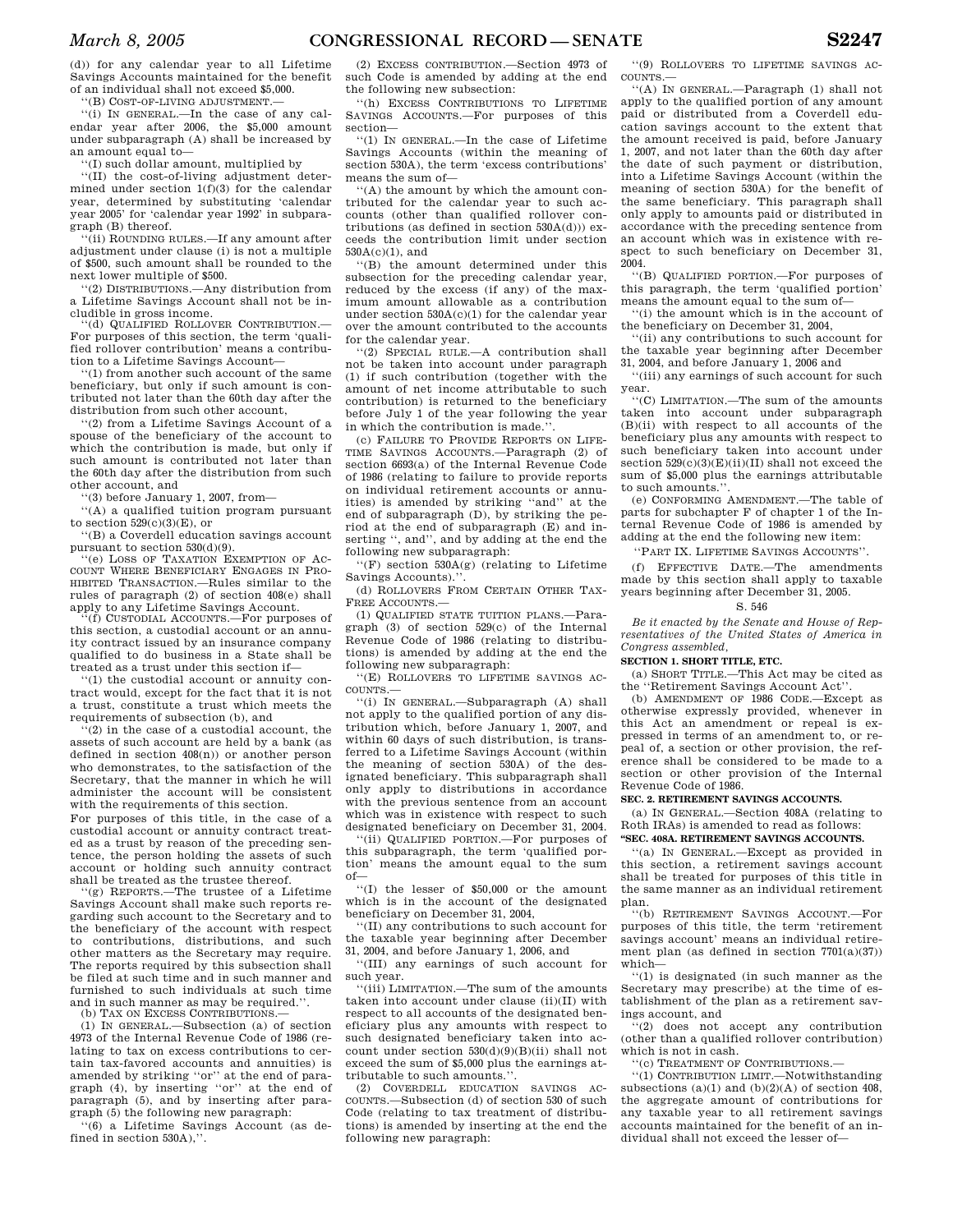(d)) for any calendar year to all Lifetime Savings Accounts maintained for the benefit of an individual shall not exceed $5,000.

"(B) COST-OF-LIVING ADJUSTMENT.—

"(i) IN GENERAL.—In the case of any calendar year after 2006, the $5,000 amount under subparagraph (A) shall be increased by an amount equal to—

"(I) such dollar amount, multiplied by

"(II) the cost-of-living adjustment determined under section 1(f)(3) for the calendar year, determined by substituting 'calendar year 2005' for 'calendar year 1992' in subparagraph (B) thereof.

"(ii) ROUNDING RULES.—If any amount after adjustment under clause (i) is not a multiple of $500, such amount shall be rounded to the next lower multiple of $500.

"(2) DISTRIBUTIONS.—Any distribution from a Lifetime Savings Account shall not be includible in gross income.

"(d) QUALIFIED ROLLOVER CONTRIBUTION.—For purposes of this section, the term 'qualified rollover contribution' means a contribution to a Lifetime Savings Account—

"(1) from another such account of the same beneficiary, but only if such amount is contributed not later than the 60th day after the distribution from such other account,

"(2) from a Lifetime Savings Account of a spouse of the beneficiary of the account to which the contribution is made, but only if such amount is contributed not later than the 60th day after the distribution from such other account, and

"(3) before January 1, 2007, from—

"(A) a qualified tuition program pursuant to section 529(c)(3)(E), or

"(B) a Coverdell education savings account pursuant to section 530(d)(9).

"(e) LOSS OF TAXATION EXEMPTION OF ACCOUNT WHERE BENEFICIARY ENGAGES IN PROHIBITED TRANSACTION.—Rules similar to the rules of paragraph (2) of section 408(e) shall apply to any Lifetime Savings Account.

"(f) CUSTODIAL ACCOUNTS.—For purposes of this section, a custodial account or an annuity contract issued by an insurance company qualified to do business in a State shall be treated as a trust under this section if—

"(1) the custodial account or annuity contract would, except for the fact that it is not a trust, constitute a trust which meets the requirements of subsection (b), and

"(2) in the case of a custodial account, the assets of such account are held by a bank (as defined in section 408(n)) or another person who demonstrates, to the satisfaction of the Secretary, that the manner in which he will administer the account will be consistent with the requirements of this section.

For purposes of this title, in the case of a custodial account or annuity contract treated as a trust by reason of the preceding sentence, the person holding the assets of such account or holding such annuity contract shall be treated as the trustee thereof.

"(g) REPORTS.—The trustee of a Lifetime Savings Account shall make such reports regarding such account to the Secretary and to the beneficiary of the account with respect to contributions, distributions, and such other matters as the Secretary may require. The reports required by this subsection shall be filed at such time and in such manner and furnished to such individuals at such time and in such manner as may be required.".

(b) TAX ON EXCESS CONTRIBUTIONS.—

(1) IN GENERAL.—Subsection (a) of section 4973 of the Internal Revenue Code of 1986 (relating to tax on excess contributions to certain tax-favored accounts and annuities) is amended by striking "or" at the end of paragraph (4), by inserting "or" at the end of paragraph (5), and by inserting after paragraph (5) the following new paragraph:

"(6) a Lifetime Savings Account (as defined in section 530A),".

(2) EXCESS CONTRIBUTION.—Section 4973 of such Code is amended by adding at the end the following new subsection:

"(h) EXCESS CONTRIBUTIONS TO LIFETIME SAVINGS ACCOUNTS.—For purposes of this section—

"(1) IN GENERAL.—In the case of Lifetime Savings Accounts (within the meaning of section 530A), the term 'excess contributions' means the sum of—

"(A) the amount by which the amount contributed for the calendar year to such accounts (other than qualified rollover contributions (as defined in section 530A(d))) exceeds the contribution limit under section 530A(c)(1), and

"(B) the amount determined under this subsection for the preceding calendar year, reduced by the excess (if any) of the maximum amount allowable as a contribution under section 530A(c)(1) for the calendar year over the amount contributed to the accounts for the calendar year.

"(2) SPECIAL RULE.—A contribution shall not be taken into account under paragraph (1) if such contribution (together with the amount of net income attributable to such contribution) is returned to the beneficiary before July 1 of the year following the year in which the contribution is made.".

(c) FAILURE TO PROVIDE REPORTS ON LIFETIME SAVINGS ACCOUNTS.—Paragraph (2) of section 6693(a) of the Internal Revenue Code of 1986 (relating to failure to provide reports on individual retirement accounts or annuities) is amended by striking "and" at the end of subparagraph (D), by striking the period at the end of subparagraph (E) and inserting ", and", and by adding at the end the following new subparagraph:

"(F) section 530A(g) (relating to Lifetime Savings Accounts).".

(d) ROLLOVERS FROM CERTAIN OTHER TAX-FREE ACCOUNTS.—

(1) QUALIFIED STATE TUITION PLANS.—Paragraph (3) of section 529(c) of the Internal Revenue Code of 1986 (relating to distributions) is amended by adding at the end the following new subparagraph:

"(E) ROLLOVERS TO LIFETIME SAVINGS ACCOUNTS.—

"(i) IN GENERAL.—Subparagraph (A) shall not apply to the qualified portion of any distribution which, before January 1, 2007, and within 60 days of such distribution, is transferred to a Lifetime Savings Account (within the meaning of section 530A) of the designated beneficiary. This subparagraph shall only apply to distributions in accordance with the previous sentence from an account which was in existence with respect to such designated beneficiary on December 31, 2004.

"(ii) QUALIFIED PORTION.—For purposes of this subparagraph, the term 'qualified portion' means the amount equal to the sum of—

"(I) the lesser of $50,000 or the amount which is in the account of the designated beneficiary on December 31, 2004,

"(II) any contributions to such account for the taxable year beginning after December 31, 2004, and before January 1, 2006, and

"(III) any earnings of such account for such year.

"(iii) LIMITATION.—The sum of the amounts taken into account under clause (ii)(II) with respect to all accounts of the designated beneficiary plus any amounts with respect to such designated beneficiary taken into account under section 530(d)(9)(B)(ii) shall not exceed the sum of $5,000 plus the earnings attributable to such amounts.".

(2) COVERDELL EDUCATION SAVINGS ACCOUNTS.—Subsection (d) of section 530 of such Code (relating to tax treatment of distributions) is amended by inserting at the end the following new paragraph:

"(9) ROLLOVERS TO LIFETIME SAVINGS ACCOUNTS.—

"(A) IN GENERAL.—Paragraph (1) shall not apply to the qualified portion of any amount paid or distributed from a Coverdell education savings account to the extent that the amount received is paid, before January 1, 2007, and not later than the 60th day after the date of such payment or distribution, into a Lifetime Savings Account (within the meaning of section 530A) for the benefit of the same beneficiary. This paragraph shall only apply to amounts paid or distributed in accordance with the preceding sentence from an account which was in existence with respect to such beneficiary on December 31, 2004.

"(B) QUALIFIED PORTION.—For purposes of this paragraph, the term 'qualified portion' means the amount equal to the sum of—

"(i) the amount which is in the account of the beneficiary on December 31, 2004,

"(ii) any contributions to such account for the taxable year beginning after December 31, 2004, and before January 1, 2006 and

"(iii) any earnings of such account for such year.

"(C) LIMITATION.—The sum of the amounts taken into account under subparagraph (B)(ii) with respect to all accounts of the beneficiary plus any amounts with respect to such beneficiary taken into account under section 529(c)(3)(E)(ii)(II) shall not exceed the sum of $5,000 plus the earnings attributable to such amounts.".

(e) CONFORMING AMENDMENT.—The table of parts for subchapter F of chapter 1 of the Internal Revenue Code of 1986 is amended by adding at the end the following new item:

"PART IX. LIFETIME SAVINGS ACCOUNTS".

(f) EFFECTIVE DATE.—The amendments made by this section shall apply to taxable years beginning after December 31, 2005.

S. 546

*Be it enacted by the Senate and House of Representatives of the United States of America in Congress assembled,*

**SECTION 1. SHORT TITLE, ETC.**

(a) SHORT TITLE.—This Act may be cited as the "Retirement Savings Account Act".

(b) AMENDMENT OF 1986 CODE.—Except as otherwise expressly provided, whenever in this Act an amendment or repeal is expressed in terms of an amendment to, or repeal of, a section or other provision, the reference shall be considered to be made to a section or other provision of the Internal Revenue Code of 1986.

**SEC. 2. RETIREMENT SAVINGS ACCOUNTS.**

(a) IN GENERAL.—Section 408A (relating to Roth IRAs) is amended to read as follows:

**"SEC. 408A. RETIREMENT SAVINGS ACCOUNTS.**

"(a) IN GENERAL.—Except as provided in this section, a retirement savings account shall be treated for purposes of this title in the same manner as an individual retirement plan.

"(b) RETIREMENT SAVINGS ACCOUNT.—For purposes of this title, the term 'retirement savings account' means an individual retirement plan (as defined in section 7701(a)(37)) which—

"(1) is designated (in such manner as the Secretary may prescribe) at the time of establishment of the plan as a retirement savings account, and

"(2) does not accept any contribution (other than a qualified rollover contribution) which is not in cash.

"(c) TREATMENT OF CONTRIBUTIONS.—

"(1) CONTRIBUTION LIMIT.—Notwithstanding subsections (a)(1) and (b)(2)(A) of section 408, the aggregate amount of contributions for any taxable year to all retirement savings accounts maintained for the benefit of an individual shall not exceed the lesser of—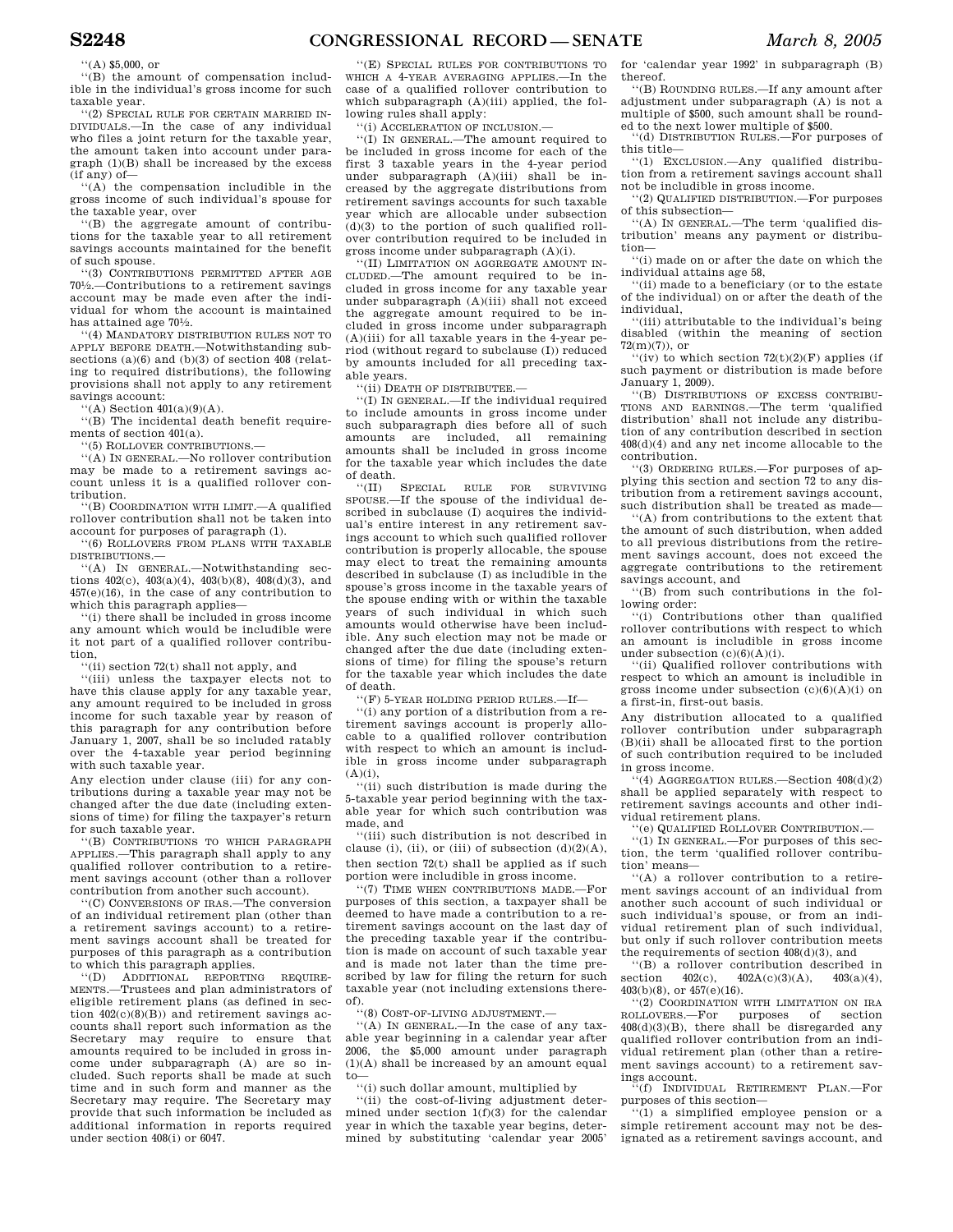''(A) $5,000, or

''(B) the amount of compensation includible in the individual's gross income for such taxable year.

''(2) SPECIAL RULE FOR CERTAIN MARRIED INDIVIDUALS.—In the case of any individual who files a joint return for the taxable year, the amount taken into account under paragraph (1)(B) shall be increased by the excess (if any) of—

''(A) the compensation includible in the gross income of such individual's spouse for the taxable year, over

''(B) the aggregate amount of contributions for the taxable year to all retirement savings accounts maintained for the benefit of such spouse.

''(3) CONTRIBUTIONS PERMITTED AFTER AGE 70½.—Contributions to a retirement savings account may be made even after the individual for whom the account is maintained has attained age 70½.

''(4) MANDATORY DISTRIBUTION RULES NOT TO APPLY BEFORE DEATH.—Notwithstanding subsections (a)(6) and (b)(3) of section 408 (relating to required distributions), the following provisions shall not apply to any retirement savings account:

''(A) Section 401(a)(9)(A).

''(B) The incidental death benefit requirements of section 401(a).

''(5) ROLLOVER CONTRIBUTIONS.—

''(A) IN GENERAL.—No rollover contribution may be made to a retirement savings account unless it is a qualified rollover contribution.

''(B) COORDINATION WITH LIMIT.—A qualified rollover contribution shall not be taken into account for purposes of paragraph (1).

''(6) ROLLOVERS FROM PLANS WITH TAXABLE DISTRIBUTIONS.—

''(A) IN GENERAL.—Notwithstanding sections 402(c), 403(a)(4), 403(b)(8), 408(d)(3), and 457(e)(16), in the case of any contribution to which this paragraph applies—

''(i) there shall be included in gross income any amount which would be includible were it not part of a qualified rollover contribution,

''(ii) section 72(t) shall not apply, and

''(iii) unless the taxpayer elects not to have this clause apply for any taxable year, any amount required to be included in gross income for such taxable year by reason of this paragraph for any contribution before January 1, 2007, shall be so included ratably over the 4-taxable year period beginning with such taxable year.

Any election under clause (iii) for any contributions during a taxable year may not be changed after the due date (including extensions of time) for filing the taxpayer's return for such taxable year.

''(B) CONTRIBUTIONS TO WHICH PARAGRAPH APPLIES.—This paragraph shall apply to any qualified rollover contribution to a retirement savings account (other than a rollover contribution from another such account).

''(C) CONVERSIONS OF IRAS.—The conversion of an individual retirement plan (other than a retirement savings account) to a retirement savings account shall be treated for purposes of this paragraph as a contribution to which this paragraph applies.

''(D) ADDITIONAL REPORTING REQUIREMENTS.—Trustees and plan administrators of eligible retirement plans (as defined in section 402(c)(8)(B)) and retirement savings accounts shall report such information as the Secretary may require to ensure that amounts required to be included in gross income under subparagraph (A) are so included. Such reports shall be made at such time and in such form and manner as the Secretary may require. The Secretary may provide that such information be included as additional information in reports required under section 408(i) or 6047.

''(E) SPECIAL RULES FOR CONTRIBUTIONS TO WHICH A 4-YEAR AVERAGING APPLIES.—In the case of a qualified rollover contribution to which subparagraph (A)(iii) applied, the following rules shall apply:

''(i) ACCELERATION OF INCLUSION.—

''(I) IN GENERAL.—The amount required to be included in gross income for each of the first 3 taxable years in the 4-year period under subparagraph (A)(iii) shall be increased by the aggregate distributions from retirement savings accounts for such taxable year which are allocable under subsection (d)(3) to the portion of such qualified rollover contribution required to be included in gross income under subparagraph (A)(i).

''(II) LIMITATION ON AGGREGATE AMOUNT INCLUDED.—The amount required to be included in gross income for any taxable year under subparagraph (A)(iii) shall not exceed the aggregate amount required to be included in gross income under subparagraph (A)(iii) for all taxable years in the 4-year period (without regard to subclause (I)) reduced by amounts included for all preceding taxable years.

''(ii) DEATH OF DISTRIBUTEE.—

''(I) IN GENERAL.—If the individual required to include amounts in gross income under such subparagraph dies before all of such amounts are included, all remaining amounts shall be included in gross income for the taxable year which includes the date of death.

''(II) SPECIAL RULE FOR SURVIVING SPOUSE.—If the spouse of the individual described in subclause (I) acquires the individual's entire interest in any retirement savings account to which such qualified rollover contribution is properly allocable, the spouse may elect to treat the remaining amounts described in subclause (I) as includible in the spouse's gross income in the taxable years of the spouse ending with or within the taxable years of such individual in which such amounts would otherwise have been includible. Any such election may not be made or changed after the due date (including extensions of time) for filing the spouse's return for the taxable year which includes the date of death.

''(F) 5-YEAR HOLDING PERIOD RULES.—If—

''(i) any portion of a distribution from a retirement savings account is properly allocable to a qualified rollover contribution with respect to which an amount is includible in gross income under subparagraph (A)(i),

''(ii) such distribution is made during the 5-taxable year period beginning with the taxable year for which such contribution was made, and

''(iii) such distribution is not described in clause (i), (ii), or (iii) of subsection (d)(2)(A),

then section 72(t) shall be applied as if such portion were includible in gross income.

''(7) TIME WHEN CONTRIBUTIONS MADE.—For purposes of this section, a taxpayer shall be deemed to have made a contribution to a retirement savings account on the last day of the preceding taxable year if the contribution is made on account of such taxable year and is made not later than the time prescribed by law for filing the return for such taxable year (not including extensions thereof).

''(8) COST-OF-LIVING ADJUSTMENT.—

''(A) IN GENERAL.—In the case of any taxable year beginning in a calendar year after 2006, the $5,000 amount under paragraph (1)(A) shall be increased by an amount equal to—

''(i) such dollar amount, multiplied by

''(ii) the cost-of-living adjustment determined under section 1(f)(3) for the calendar year in which the taxable year begins, determined by substituting 'calendar year 2005' for 'calendar year 1992' in subparagraph (B) thereof.

''(B) ROUNDING RULES.—If any amount after adjustment under subparagraph (A) is not a multiple of $500, such amount shall be rounded to the next lower multiple of $500.

''(d) DISTRIBUTION RULES.—For purposes of this title—

''(1) EXCLUSION.—Any qualified distribution from a retirement savings account shall not be includible in gross income.

''(2) QUALIFIED DISTRIBUTION.—For purposes of this subsection—

''(A) IN GENERAL.—The term 'qualified distribution' means any payment or distribution—

''(i) made on or after the date on which the individual attains age 58,

''(ii) made to a beneficiary (or to the estate of the individual) on or after the death of the individual,

''(iii) attributable to the individual's being disabled (within the meaning of section 72(m)(7)), or

''(iv) to which section 72(t)(2)(F) applies (if such payment or distribution is made before January 1, 2009).

''(B) DISTRIBUTIONS OF EXCESS CONTRIBUTIONS AND EARNINGS.—The term 'qualified distribution' shall not include any distribution of any contribution described in section 408(d)(4) and any net income allocable to the contribution.

''(3) ORDERING RULES.—For purposes of applying this section and section 72 to any distribution from a retirement savings account, such distribution shall be treated as made—

''(A) from contributions to the extent that the amount of such distribution, when added to all previous distributions from the retirement savings account, does not exceed the aggregate contributions to the retirement savings account, and

''(B) from such contributions in the following order:

''(i) Contributions other than qualified rollover contributions with respect to which an amount is includible in gross income under subsection (c)(6)(A)(i).

''(ii) Qualified rollover contributions with respect to which an amount is includible in gross income under subsection (c)(6)(A)(i) on a first-in, first-out basis.

Any distribution allocated to a qualified rollover contribution under subparagraph (B)(ii) shall be allocated first to the portion of such contribution required to be included in gross income.

''(4) AGGREGATION RULES.—Section 408(d)(2) shall be applied separately with respect to retirement savings accounts and other individual retirement plans.

''(e) QUALIFIED ROLLOVER CONTRIBUTION.—

''(1) IN GENERAL.—For purposes of this section, the term 'qualified rollover contribution' means—

''(A) a rollover contribution to a retirement savings account of an individual from another such account of such individual or such individual's spouse, or from an individual retirement plan of such individual, but only if such rollover contribution meets the requirements of section 408(d)(3), and

''(B) a rollover contribution described in section 402(c), 402A(c)(3)(A), 403(a)(4), 403(b)(8), or 457(e)(16).

''(2) COORDINATION WITH LIMITATION ON IRA ROLLOVERS.—For purposes of section 408(d)(3)(B), there shall be disregarded any qualified rollover contribution from an individual retirement plan (other than a retirement savings account) to a retirement savings account.

''(f) INDIVIDUAL RETIREMENT PLAN.—For purposes of this section—

''(1) a simplified employee pension or a simple retirement account may not be designated as a retirement savings account, and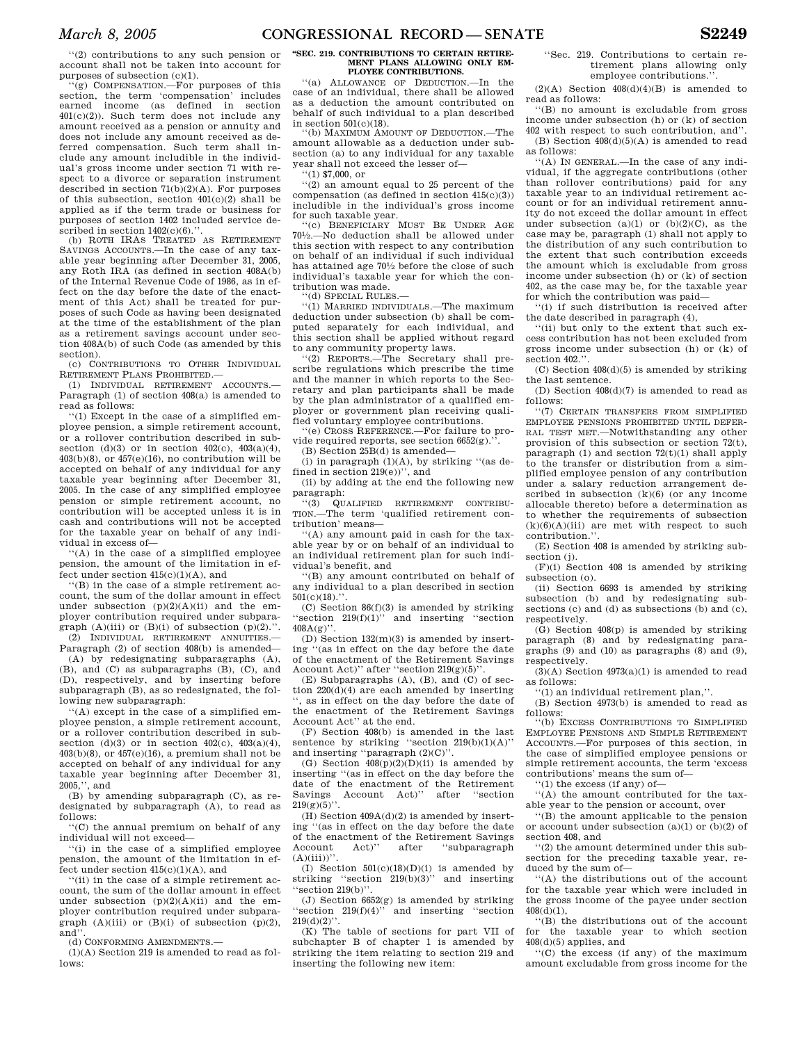"(2) contributions to any such pension or account shall not be taken into account for purposes of subsection (c)(1).

"(g) COMPENSATION.—For purposes of this section, the term 'compensation' includes earned income (as defined in section 401(c)(2)). Such term does not include any amount received as a pension or annuity and does not include any amount received as deferred compensation. Such term shall include any amount includible in the individual's gross income under section 71 with respect to a divorce or separation instrument described in section 71(b)(2)(A). For purposes of this subsection, section 401(c)(2) shall be applied as if the term trade or business for purposes of section 1402 included service described in section 1402(c)(6).".

(b) ROTH IRAS TREATED AS RETIREMENT SAVINGS ACCOUNTS.—In the case of any taxable year beginning after December 31, 2005, any Roth IRA (as defined in section 408A(b) of the Internal Revenue Code of 1986, as in effect on the day before the date of the enactment of this Act) shall be treated for purposes of such Code as having been designated at the time of the establishment of the plan as a retirement savings account under section 408A(b) of such Code (as amended by this section).

(c) CONTRIBUTIONS TO OTHER INDIVIDUAL RETIREMENT PLANS PROHIBITED.—

(1) INDIVIDUAL RETIREMENT ACCOUNTS.—Paragraph (1) of section 408(a) is amended to read as follows:

"(1) Except in the case of a simplified employee pension, a simple retirement account, or a rollover contribution described in subsection (d)(3) or in section 402(c), 403(a)(4), 403(b)(8), or 457(e)(16), no contribution will be accepted on behalf of any individual for any taxable year beginning after December 31, 2005. In the case of any simplified employee pension or simple retirement account, no contribution will be accepted unless it is in cash and contributions will not be accepted for the taxable year on behalf of any individual in excess of—

"(A) in the case of a simplified employee pension, the amount of the limitation in effect under section 415(c)(1)(A), and

"(B) in the case of a simple retirement account, the sum of the dollar amount in effect under subsection (p)(2)(A)(ii) and the employer contribution required under subparagraph (A)(iii) or (B)(i) of subsection (p)(2).".

(2) INDIVIDUAL RETIREMENT ANNUITIES.—Paragraph (2) of section 408(b) is amended—

(A) by redesignating subparagraphs (A), (B), and (C) as subparagraphs (B), (C), and (D), respectively, and by inserting before subparagraph (B), as so redesignated, the following new subparagraph:

"(A) except in the case of a simplified employee pension, a simple retirement account, or a rollover contribution described in subsection (d)(3) or in section 402(c), 403(a)(4), 403(b)(8), or 457(e)(16), a premium shall not be accepted on behalf of any individual for any taxable year beginning after December 31, 2005,", and

(B) by amending subparagraph (C), as redesignated by subparagraph (A), to read as follows:

"(C) the annual premium on behalf of any individual will not exceed—

"(i) in the case of a simplified employee pension, the amount of the limitation in effect under section 415(c)(1)(A), and

"(ii) in the case of a simple retirement account, the sum of the dollar amount in effect under subsection (p)(2)(A)(ii) and the employer contribution required under subparagraph (A)(iii) or (B)(i) of subsection (p)(2), and".

(d) CONFORMING AMENDMENTS.—

(1)(A) Section 219 is amended to read as follows:

**"SEC. 219. CONTRIBUTIONS TO CERTAIN RETIREMENT PLANS ALLOWING ONLY EMPLOYEE CONTRIBUTIONS.**

"(a) ALLOWANCE OF DEDUCTION.—In the case of an individual, there shall be allowed as a deduction the amount contributed on behalf of such individual to a plan described in section 501(c)(18).

"(b) MAXIMUM AMOUNT OF DEDUCTION.—The amount allowable as a deduction under subsection (a) to any individual for any taxable year shall not exceed the lesser of—

"(1) $7,000, or

"(2) an amount equal to 25 percent of the compensation (as defined in section 415(c)(3)) includible in the individual's gross income for such taxable year.

"(c) BENEFICIARY MUST BE UNDER AGE 70½.—No deduction shall be allowed under this section with respect to any contribution on behalf of an individual if such individual has attained age 70½ before the close of such individual's taxable year for which the contribution was made.

"(d) SPECIAL RULES.—

"(1) MARRIED INDIVIDUALS.—The maximum deduction under subsection (b) shall be computed separately for each individual, and this section shall be applied without regard to any community property laws.

"(2) REPORTS.—The Secretary shall prescribe regulations which prescribe the time and the manner in which reports to the Secretary and plan participants shall be made by the plan administrator of a qualified employer or government plan receiving qualified voluntary employee contributions.

"(e) CROSS REFERENCE.—For failure to provide required reports, see section 6652(g).".

(B) Section 25B(d) is amended—

(i) in paragraph (1)(A), by striking "(as defined in section 219(e))", and

(ii) by adding at the end the following new paragraph:

"(3) QUALIFIED RETIREMENT CONTRIBUTION.—The term 'qualified retirement contribution' means—

"(A) any amount paid in cash for the taxable year by or on behalf of an individual to an individual retirement plan for such individual's benefit, and

"(B) any amount contributed on behalf of any individual to a plan described in section 501(c)(18).".

(C) Section 86(f)(3) is amended by striking "section 219(f)(1)" and inserting "section 408A(g)".

(D) Section 132(m)(3) is amended by inserting "(as in effect on the day before the date of the enactment of the Retirement Savings Account Act)" after "section 219(g)(5)".

(E) Subparagraphs (A), (B), and (C) of section 220(d)(4) are each amended by inserting ", as in effect on the day before the date of the enactment of the Retirement Savings Account Act" at the end.

(F) Section 408(b) is amended in the last sentence by striking "section 219(b)(1)(A)" and inserting "paragraph (2)(C)".

(G) Section 408(p)(2)(D)(ii) is amended by inserting "(as in effect on the day before the date of the enactment of the Retirement Savings Account Act)" after "section 219(g)(5)".

(H) Section 409A(d)(2) is amended by inserting "(as in effect on the day before the date of the enactment of the Retirement Savings Account Act)" after "subparagraph (A)(iii))".

(I) Section 501(c)(18)(D)(i) is amended by striking "section 219(b)(3)" and inserting "section 219(b)".

(J) Section 6652(g) is amended by striking "section 219(f)(4)" and inserting "section 219(d)(2)".

(K) The table of sections for part VII of subchapter B of chapter 1 is amended by striking the item relating to section 219 and inserting the following new item:

"Sec. 219. Contributions to certain retirement plans allowing only employee contributions.".

(2)(A) Section 408(d)(4)(B) is amended to read as follows:

"(B) no amount is excludable from gross income under subsection (h) or (k) of section 402 with respect to such contribution, and".

(B) Section 408(d)(5)(A) is amended to read as follows:

"(A) IN GENERAL.—In the case of any individual, if the aggregate contributions (other than rollover contributions) paid for any taxable year to an individual retirement account or for an individual retirement annuity do not exceed the dollar amount in effect under subsection (a)(1) or (b)(2)(C), as the case may be, paragraph (1) shall not apply to the distribution of any such contribution to the extent that such contribution exceeds the amount which is excludable from gross income under subsection (h) or (k) of section 402, as the case may be, for the taxable year for which the contribution was paid—

"(i) if such distribution is received after the date described in paragraph (4),

"(ii) but only to the extent that such excess contribution has not been excluded from gross income under subsection (h) or (k) of section 402.".

(C) Section 408(d)(5) is amended by striking the last sentence.

(D) Section 408(d)(7) is amended to read as follows:

"(7) CERTAIN TRANSFERS FROM SIMPLIFIED EMPLOYEE PENSIONS PROHIBITED UNTIL DEFERRAL TEST MET.—Notwithstanding any other provision of this subsection or section 72(t), paragraph (1) and section 72(t)(1) shall apply to the transfer or distribution from a simplified employee pension of any contribution under a salary reduction arrangement described in subsection (k)(6) (or any income allocable thereto) before a determination as to whether the requirements of subsection (k)(6)(A)(iii) are met with respect to such contribution.".

(E) Section 408 is amended by striking subsection (j).

(F)(i) Section 408 is amended by striking subsection (o).

(ii) Section 6693 is amended by striking subsection (b) and by redesignating subsections (c) and (d) as subsections (b) and (c), respectively.

(G) Section 408(p) is amended by striking paragraph (8) and by redesignating paragraphs (9) and (10) as paragraphs (8) and (9), respectively.

(3)(A) Section 4973(a)(1) is amended to read as follows:

"(1) an individual retirement plan,".

(B) Section 4973(b) is amended to read as follows:

"(b) EXCESS CONTRIBUTIONS TO SIMPLIFIED EMPLOYEE PENSIONS AND SIMPLE RETIREMENT ACCOUNTS.—For purposes of this section, in the case of simplified employee pensions or simple retirement accounts, the term 'excess contributions' means the sum of—

"(1) the excess (if any) of—

"(A) the amount contributed for the taxable year to the pension or account, over

"(B) the amount applicable to the pension or account under subsection (a)(1) or (b)(2) of section 408, and

"(2) the amount determined under this subsection for the preceding taxable year, reduced by the sum of—

"(A) the distributions out of the account for the taxable year which were included in the gross income of the payee under section 408(d)(1),

"(B) the distributions out of the account for the taxable year to which section 408(d)(5) applies, and

"(C) the excess (if any) of the maximum amount excludable from gross income for the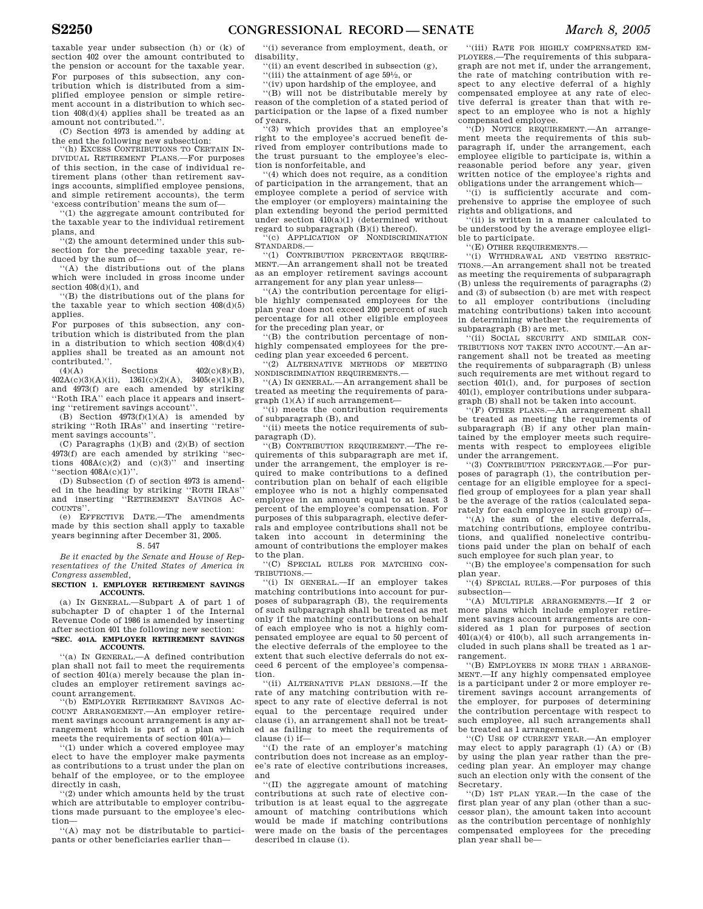taxable year under subsection (h) or (k) of section 402 over the amount contributed to the pension or account for the taxable year. For purposes of this subsection, any contribution which is distributed from a simplified employee pension or simple retirement account in a distribution to which section 408(d)(4) applies shall be treated as an amount not contributed.''.

(C) Section 4973 is amended by adding at the end the following new subsection:

''(h) EXCESS CONTRIBUTIONS TO CERTAIN INDIVIDUAL RETIREMENT PLANS.—For purposes of this section, in the case of individual retirement plans (other than retirement savings accounts, simplified employee pensions, and simple retirement accounts), the term 'excess contribution' means the sum of—

''(1) the aggregate amount contributed for the taxable year to the individual retirement plans, and

''(2) the amount determined under this subsection for the preceding taxable year, reduced by the sum of—

''(A) the distributions out of the plans which were included in gross income under section 408(d)(1), and

''(B) the distributions out of the plans for the taxable year to which section 408(d)(5) applies.

For purposes of this subsection, any contribution which is distributed from the plan in a distribution to which section 408(d)(4) applies shall be treated as an amount not contributed.''.

(4)(A) Sections 402(c)(8)(B), 402A(c)(3)(A)(ii), 1361(c)(2)(A), 3405(e)(1)(B), and 4973(f) are each amended by striking ''Roth IRA'' each place it appears and inserting ''retirement savings account''.

(B) Section 4973(f)(1)(A) is amended by striking ''Roth IRAs'' and inserting ''retirement savings accounts''.

(C) Paragraphs (1)(B) and (2)(B) of section 4973(f) are each amended by striking ''sections 408A(c)(2) and (c)(3)'' and inserting ''section 408A(c)(1)''.

(D) Subsection (f) of section 4973 is amended in the heading by striking ''ROTH IRAS'' and inserting ''RETIREMENT SAVINGS ACCOUNTS''.

(e) EFFECTIVE DATE.—The amendments made by this section shall apply to taxable years beginning after December 31, 2005.

S. 547

*Be it enacted by the Senate and House of Representatives of the United States of America in Congress assembled,*

**SECTION 1. EMPLOYER RETIREMENT SAVINGS ACCOUNTS.**

(a) IN GENERAL.—Subpart A of part 1 of subchapter D of chapter 1 of the Internal Revenue Code of 1986 is amended by inserting after section 401 the following new section:

**''SEC. 401A. EMPLOYER RETIREMENT SAVINGS ACCOUNTS.**

''(a) IN GENERAL.—A defined contribution plan shall not fail to meet the requirements of section 401(a) merely because the plan includes an employer retirement savings account arrangement.

''(b) EMPLOYER RETIREMENT SAVINGS ACCOUNT ARRANGEMENT.—An employer retirement savings account arrangement is any arrangement which is part of a plan which meets the requirements of section 401(a)—

''(1) under which a covered employee may elect to have the employer make payments as contributions to a trust under the plan on behalf of the employee, or to the employee directly in cash,

''(2) under which amounts held by the trust which are attributable to employer contributions made pursuant to the employee's election—

''(A) may not be distributable to participants or other beneficiaries earlier than—

''(i) severance from employment, death, or disability,

''(ii) an event described in subsection (g),

''(iii) the attainment of age 59½, or

''(iv) upon hardship of the employee, and

''(B) will not be distributable merely by reason of the completion of a stated period of participation or the lapse of a fixed number of years,

''(3) which provides that an employee's right to the employee's accrued benefit derived from employer contributions made to the trust pursuant to the employee's election is nonforfeitable, and

''(4) which does not require, as a condition of participation in the arrangement, that an employee complete a period of service with the employer (or employers) maintaining the plan extending beyond the period permitted under section 410(a)(1) (determined without regard to subparagraph (B)(i) thereof).

''(c) APPLICATION OF NONDISCRIMINATION STANDARDS.—

''(1) CONTRIBUTION PERCENTAGE REQUIREMENT.—An arrangement shall not be treated as an employer retirement savings account arrangement for any plan year unless—

''(A) the contribution percentage for eligible highly compensated employees for the plan year does not exceed 200 percent of such percentage for all other eligible employees for the preceding plan year, or

''(B) the contribution percentage of nonhighly compensated employees for the preceding plan year exceeded 6 percent.

''(2) ALTERNATIVE METHODS OF MEETING NONDISCRIMINATION REQUIREMENTS.—

''(A) IN GENERAL.—An arrangement shall be treated as meeting the requirements of paragraph (1)(A) if such arrangement—

''(i) meets the contribution requirements of subparagraph (B), and

''(ii) meets the notice requirements of subparagraph (D).

''(B) CONTRIBUTION REQUIREMENT.—The requirements of this subparagraph are met if, under the arrangement, the employer is required to make contributions to a defined contribution plan on behalf of each eligible employee who is not a highly compensated employee in an amount equal to at least 3 percent of the employee's compensation. For purposes of this subparagraph, elective deferrals and employee contributions shall not be taken into account in determining the amount of contributions the employer makes to the plan.

''(C) SPECIAL RULES FOR MATCHING CONTRIBUTIONS.—

''(i) IN GENERAL.—If an employer takes matching contributions into account for purposes of subparagraph (B), the requirements of such subparagraph shall be treated as met only if the matching contributions on behalf of each employee who is not a highly compensated employee are equal to 50 percent of the elective deferrals of the employee to the extent that such elective deferrals do not exceed 6 percent of the employee's compensation.

''(ii) ALTERNATIVE PLAN DESIGNS.—If the rate of any matching contribution with respect to any rate of elective deferral is not equal to the percentage required under clause (i), an arrangement shall not be treated as failing to meet the requirements of clause (i) if—

''(I) the rate of an employer's matching contribution does not increase as an employee's rate of elective contributions increases, and

''(II) the aggregate amount of matching contributions at such rate of elective contribution is at least equal to the aggregate amount of matching contributions which would be made if matching contributions were made on the basis of the percentages described in clause (i).

''(iii) RATE FOR HIGHLY COMPENSATED EMPLOYEES.—The requirements of this subparagraph are not met if, under the arrangement, the rate of matching contribution with respect to any elective deferral of a highly compensated employee at any rate of elective deferral is greater than that with respect to an employee who is not a highly compensated employee.

''(D) NOTICE REQUIREMENT.—An arrangement meets the requirements of this subparagraph if, under the arrangement, each employee eligible to participate is, within a reasonable period before any year, given written notice of the employee's rights and obligations under the arrangement which—

''(i) is sufficiently accurate and comprehensive to apprise the employee of such rights and obligations, and

''(ii) is written in a manner calculated to be understood by the average employee eligible to participate.

''(E) OTHER REQUIREMENTS.—

''(i) WITHDRAWAL AND VESTING RESTRICTIONS.—An arrangement shall not be treated as meeting the requirements of subparagraph (B) unless the requirements of paragraphs (2) and (3) of subsection (b) are met with respect to all employer contributions (including matching contributions) taken into account in determining whether the requirements of subparagraph (B) are met.

''(ii) SOCIAL SECURITY AND SIMILAR CONTRIBUTIONS NOT TAKEN INTO ACCOUNT.—An arrangement shall not be treated as meeting the requirements of subparagraph (B) unless such requirements are met without regard to section 401(l), and, for purposes of section 401(l), employer contributions under subparagraph (B) shall not be taken into account.

''(F) OTHER PLANS.—An arrangement shall be treated as meeting the requirements of subparagraph (B) if any other plan maintained by the employer meets such requirements with respect to employees eligible under the arrangement.

''(3) CONTRIBUTION PERCENTAGE.—For purposes of paragraph (1), the contribution percentage for an eligible employee for a specified group of employees for a plan year shall be the average of the ratios (calculated separately for each employee in such group) of—

''(A) the sum of the elective deferrals, matching contributions, employee contributions, and qualified nonelective contributions paid under the plan on behalf of each such employee for such plan year, to

''(B) the employee's compensation for such plan year.

''(4) SPECIAL RULES.—For purposes of this subsection—

''(A) MULTIPLE ARRANGEMENTS.—If 2 or more plans which include employer retirement savings account arrangements are considered as 1 plan for purposes of section 401(a)(4) or 410(b), all such arrangements included in such plans shall be treated as 1 arrangement.

''(B) EMPLOYEES IN MORE THAN 1 ARRANGEMENT.—If any highly compensated employee is a participant under 2 or more employer retirement savings account arrangements of the employer, for purposes of determining the contribution percentage with respect to such employee, all such arrangements shall be treated as 1 arrangement.

''(C) USE OF CURRENT YEAR.—An employer may elect to apply paragraph (1) (A) or (B) by using the plan year rather than the preceding plan year. An employer may change such an election only with the consent of the Secretary.

''(D) 1ST PLAN YEAR.—In the case of the first plan year of any plan (other than a successor plan), the amount taken into account as the contribution percentage of nonhighly compensated employees for the preceding plan year shall be—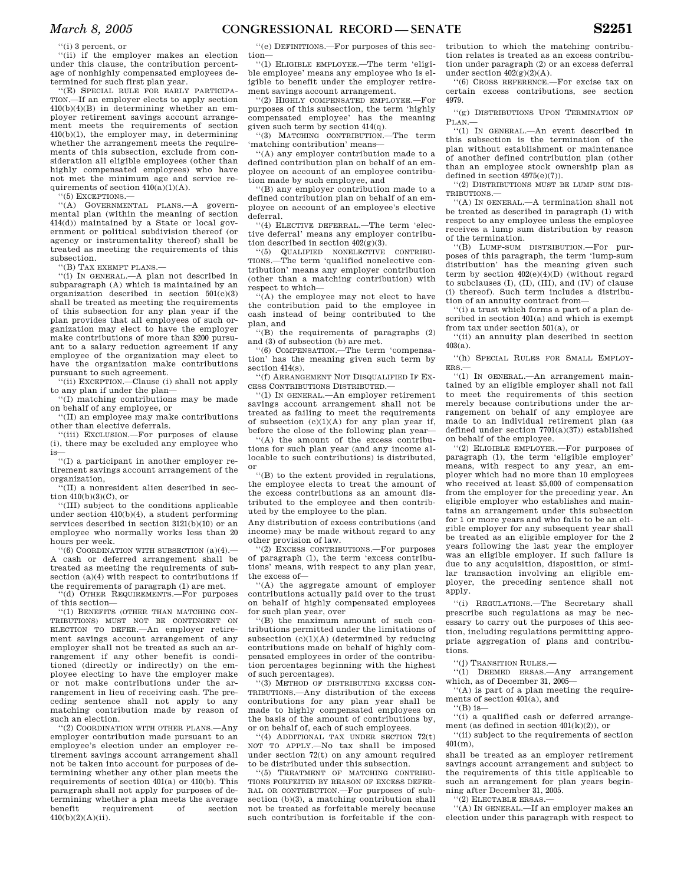''(i) 3 percent, or

''(ii) if the employer makes an election under this clause, the contribution percentage of nonhighly compensated employees determined for such first plan year.

''(E) SPECIAL RULE FOR EARLY PARTICIPATION.—If an employer elects to apply section 410(b)(4)(B) in determining whether an employer retirement savings account arrangement meets the requirements of section 410(b)(1), the employer may, in determining whether the arrangement meets the requirements of this subsection, exclude from consideration all eligible employees (other than highly compensated employees) who have not met the minimum age and service requirements of section 410(a)(1)(A).

''(5) EXCEPTIONS.—

''(A) GOVERNMENTAL PLANS.—A governmental plan (within the meaning of section 414(d)) maintained by a State or local government or political subdivision thereof (or agency or instrumentality thereof) shall be treated as meeting the requirements of this subsection.

''(B) TAX EXEMPT PLANS.—

''(i) IN GENERAL.—A plan not described in subparagraph (A) which is maintained by an organization described in section 501(c)(3) shall be treated as meeting the requirements of this subsection for any plan year if the plan provides that all employees of such organization may elect to have the employer make contributions of more than $200 pursuant to a salary reduction agreement if any employee of the organization may elect to have the organization make contributions pursuant to such agreement.

''(ii) EXCEPTION.—Clause (i) shall not apply to any plan if under the plan—

''(I) matching contributions may be made on behalf of any employee, or

''(II) an employee may make contributions other than elective deferrals.

''(iii) EXCLUSION.—For purposes of clause (i), there may be excluded any employee who is—

''(I) a participant in another employer retirement savings account arrangement of the organization,

''(II) a nonresident alien described in section 410(b)(3)(C), or

''(III) subject to the conditions applicable under section 410(b)(4), a student performing services described in section 3121(b)(10) or an employee who normally works less than 20 hours per week.

''(6) COORDINATION WITH SUBSECTION (a)(4).—A cash or deferred arrangement shall be treated as meeting the requirements of subsection (a)(4) with respect to contributions if the requirements of paragraph (1) are met.

''(d) OTHER REQUIREMENTS.—For purposes of this section—

''(1) BENEFITS (OTHER THAN MATCHING CONTRIBUTIONS) MUST NOT BE CONTINGENT ON ELECTION TO DEFER.—An employer retirement savings account arrangement of any employer shall not be treated as such an arrangement if any other benefit is conditioned (directly or indirectly) on the employee electing to have the employer make or not make contributions under the arrangement in lieu of receiving cash. The preceding sentence shall not apply to any matching contribution made by reason of such an election.

''(2) COORDINATION WITH OTHER PLANS.—Any employer contribution made pursuant to an employee's election under an employer retirement savings account arrangement shall not be taken into account for purposes of determining whether any other plan meets the requirements of section 401(a) or 410(b). This paragraph shall not apply for purposes of determining whether a plan meets the average benefit requirement of section 410(b)(2)(A)(ii).

''(e) DEFINITIONS.—For purposes of this section—

''(1) ELIGIBLE EMPLOYEE.—The term 'eligible employee' means any employee who is eligible to benefit under the employer retirement savings account arrangement.

''(2) HIGHLY COMPENSATED EMPLOYEE.—For purposes of this subsection, the term 'highly compensated employee' has the meaning given such term by section 414(q).

''(3) MATCHING CONTRIBUTION.—The term 'matching contribution' means—

''(A) any employer contribution made to a defined contribution plan on behalf of an employee on account of an employee contribution made by such employee, and

''(B) any employer contribution made to a defined contribution plan on behalf of an employee on account of an employee's elective deferral.

''(4) ELECTIVE DEFERRAL.—The term 'elective deferral' means any employer contribution described in section 402(g)(3).

''(5) QUALIFIED NONELECTIVE CONTRIBUTIONS.—The term 'qualified nonelective contribution' means any employer contribution (other than a matching contribution) with respect to which—

''(A) the employee may not elect to have the contribution paid to the employee in cash instead of being contributed to the plan, and

''(B) the requirements of paragraphs (2) and (3) of subsection (b) are met.

''(6) COMPENSATION.—The term 'compensation' has the meaning given such term by section 414(s).

''(f) ARRANGEMENT NOT DISQUALIFIED IF EXCESS CONTRIBUTIONS DISTRIBUTED.—

''(1) IN GENERAL.—An employer retirement savings account arrangement shall not be treated as failing to meet the requirements of subsection (c)(1)(A) for any plan year if, before the close of the following plan year—

''(A) the amount of the excess contributions for such plan year (and any income allocable to such contributions) is distributed, or

''(B) to the extent provided in regulations, the employee elects to treat the amount of the excess contributions as an amount distributed to the employee and then contributed by the employee to the plan.

Any distribution of excess contributions (and income) may be made without regard to any other provision of law.

''(2) EXCESS CONTRIBUTIONS.—For purposes of paragraph (1), the term 'excess contributions' means, with respect to any plan year, the excess of—

''(A) the aggregate amount of employer contributions actually paid over to the trust on behalf of highly compensated employees for such plan year, over

''(B) the maximum amount of such contributions permitted under the limitations of subsection (c)(1)(A) (determined by reducing contributions made on behalf of highly compensated employees in order of the contribution percentages beginning with the highest of such percentages).

''(3) METHOD OF DISTRIBUTING EXCESS CONTRIBUTIONS.—Any distribution of the excess contributions for any plan year shall be made to highly compensated employees on the basis of the amount of contributions by, or on behalf of, each of such employees.

''(4) ADDITIONAL TAX UNDER SECTION 72(t) NOT TO APPLY.—No tax shall be imposed under section 72(t) on any amount required to be distributed under this subsection.

''(5) TREATMENT OF MATCHING CONTRIBUTIONS FORFEITED BY REASON OF EXCESS DEFERRAL OR CONTRIBUTION.—For purposes of subsection (b)(3), a matching contribution shall not be treated as forfeitable merely because such contribution is forfeitable if the contribution to which the matching contribution relates is treated as an excess contribution under paragraph (2) or an excess deferral under section 402(g)(2)(A).

''(6) CROSS REFERENCE.—For excise tax on certain excess contributions, see section 4979.

''(g) DISTRIBUTIONS UPON TERMINATION OF PLAN.—

''(1) IN GENERAL.—An event described in this subsection is the termination of the plan without establishment or maintenance of another defined contribution plan (other than an employee stock ownership plan as defined in section 4975(e)(7)).

''(2) DISTRIBUTIONS MUST BE LUMP SUM DISTRIBUTIONS.—

''(A) IN GENERAL.—A termination shall not be treated as described in paragraph (1) with respect to any employee unless the employee receives a lump sum distribution by reason of the termination.

''(B) LUMP-SUM DISTRIBUTION.—For purposes of this paragraph, the term 'lump-sum distribution' has the meaning given such term by section 402(e)(4)(D) (without regard to subclauses (I), (II), (III), and (IV) of clause (i) thereof). Such term includes a distribution of an annuity contract from—

''(i) a trust which forms a part of a plan described in section 401(a) and which is exempt from tax under section 501(a), or

''(ii) an annuity plan described in section 403(a).

''(h) SPECIAL RULES FOR SMALL EMPLOYERS.—

''(1) IN GENERAL.—An arrangement maintained by an eligible employer shall not fail to meet the requirements of this section merely because contributions under the arrangement on behalf of any employee are made to an individual retirement plan (as defined under section 7701(a)(37)) established on behalf of the employee.

''(2) ELIGIBLE EMPLOYER.—For purposes of paragraph (1), the term 'eligible employer' means, with respect to any year, an employer which had no more than 10 employees who received at least $5,000 of compensation from the employer for the preceding year. An eligible employer who establishes and maintains an arrangement under this subsection for 1 or more years and who fails to be an eligible employer for any subsequent year shall be treated as an eligible employer for the 2 years following the last year the employer was an eligible employer. If such failure is due to any acquisition, disposition, or similar transaction involving an eligible employer, the preceding sentence shall not apply.

''(i) REGULATIONS.—The Secretary shall prescribe such regulations as may be necessary to carry out the purposes of this section, including regulations permitting appropriate aggregation of plans and contributions.

''(j) TRANSITION RULES.—

''(1) DEEMED ERSAS.—Any arrangement which, as of December 31, 2005—

''(A) is part of a plan meeting the requirements of section 401(a), and

''(B) is—

''(i) a qualified cash or deferred arrangement (as defined in section 401(k)(2)), or

''(ii) subject to the requirements of section 401(m),

shall be treated as an employer retirement savings account arrangement and subject to the requirements of this title applicable to such an arrangement for plan years beginning after December 31, 2005.

''(2) ELECTABLE ERSAS.—

''(A) IN GENERAL.—If an employer makes an election under this paragraph with respect to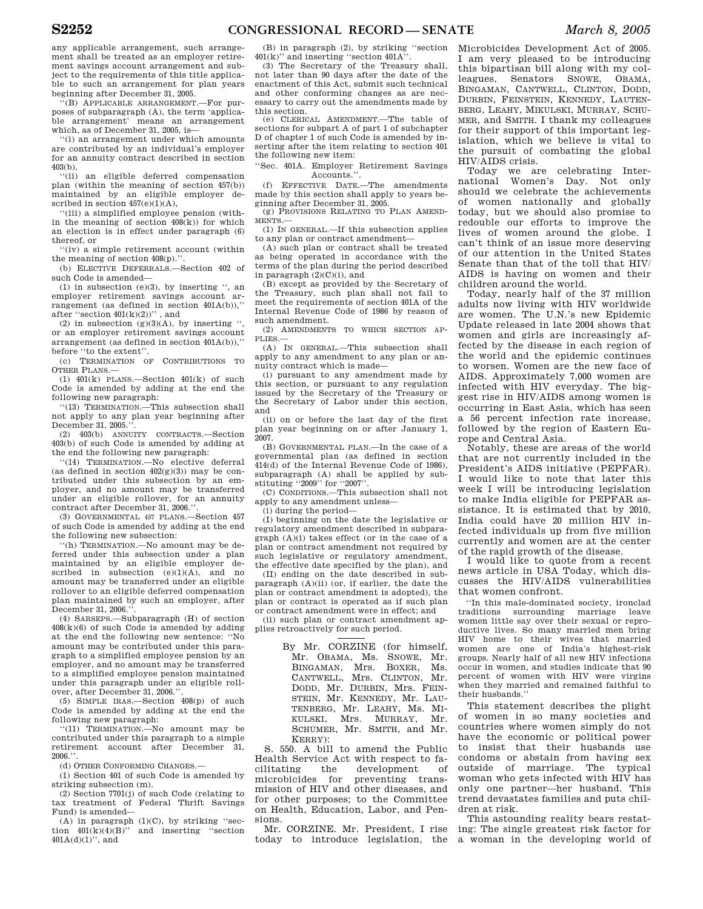any applicable arrangement, such arrangement shall be treated as an employer retirement savings account arrangement and subject to the requirements of this title applicable to such an arrangement for plan years beginning after December 31, 2005.

''(B) APPLICABLE ARRANGEMENT.—For purposes of subparagraph (A), the term 'applicable arrangement' means an arrangement which, as of December 31, 2005, is—

''(i) an arrangement under which amounts are contributed by an individual's employer for an annuity contract described in section 403(b),

''(ii) an eligible deferred compensation plan (within the meaning of section 457(b)) maintained by an eligible employer described in section 457(e)(1)(A),

''(iii) a simplified employee pension (within the meaning of section 408(k)) for which an election is in effect under paragraph (6) thereof, or

''(iv) a simple retirement account (within the meaning of section 408(p).''.

(b) ELECTIVE DEFERRALS.—Section 402 of such Code is amended—

(1) in subsection (e)(3), by inserting '', an employer retirement savings account arrangement (as defined in section 401A(b)),'' after ''section 401(k)(2))'' , and

(2) in subsection (g)(3)(A), by inserting '', or an employer retirement savings account arrangement (as defined in section 401A(b)),'' before ''to the extent''.

(c) TERMINATION OF CONTRIBUTIONS TO OTHER PLANS.—

(1) 401(k) PLANS.—Section 401(k) of such Code is amended by adding at the end the following new paragraph:

''(13) TERMINATION.—This subsection shall not apply to any plan year beginning after December 31, 2005.''.

(2) 403(b) ANNUITY CONTRACTS.—Section 403(b) of such Code is amended by adding at the end the following new paragraph:

''(14) TERMINATION.—No elective deferral (as defined in section 402(g)(3)) may be contributed under this subsection by an employer, and no amount may be transferred under an eligible rollover, for an annuity contract after December 31, 2006.''.

(3) GOVERNMENTAL 457 PLANS.—Section 457 of such Code is amended by adding at the end the following new subsection:

''(h) TERMINATION.—No amount may be deferred under this subsection under a plan maintained by an eligible employer described in subsection (e)(1)(A), and no amount may be transferred under an eligible rollover to an eligible deferred compensation plan maintained by such an employer, after December 31, 2006.''.

(4) SARSEPS.—Subparagraph (H) of section 408(k)(6) of such Code is amended by adding at the end the following new sentence: ''No amount may be contributed under this paragraph to a simplified employee pension by an employer, and no amount may be transferred to a simplified employee pension maintained under this paragraph under an eligible rollover, after December 31, 2006.''.

(5) SIMPLE IRAS.—Section 408(p) of such Code is amended by adding at the end the following new paragraph:

''(11) TERMINATION.—No amount may be contributed under this paragraph to a simple retirement account after December 31, 2006.''.

(d) OTHER CONFORMING CHANGES.—

(1) Section 401 of such Code is amended by striking subsection (m).

(2) Section 7701(j) of such Code (relating to tax treatment of Federal Thrift Savings Fund) is amended—

(A) in paragraph (1)(C), by striking ''section 401(k)(4)(B)'' and inserting ''section 401A(d)(1)'', and

(B) in paragraph (2), by striking ''section 401(k)'' and inserting ''section 401A''.

(3) The Secretary of the Treasury shall, not later than 90 days after the date of the enactment of this Act, submit such technical and other conforming changes as are necessary to carry out the amendments made by this section.

(e) CLERICAL AMENDMENT.—The table of sections for subpart A of part 1 of subchapter D of chapter 1 of such Code is amended by inserting after the item relating to section 401 the following new item:

''Sec. 401A. Employer Retirement Savings Accounts.''.

(f) EFFECTIVE DATE.—The amendments made by this section shall apply to years beginning after December 31, 2005.

(g) PROVISIONS RELATING TO PLAN AMENDMENTS.—

(1) IN GENERAL.—If this subsection applies to any plan or contract amendment—

(A) such plan or contract shall be treated as being operated in accordance with the terms of the plan during the period described in paragraph (2)(C)(i), and

(B) except as provided by the Secretary of the Treasury, such plan shall not fail to meet the requirements of section 401A of the Internal Revenue Code of 1986 by reason of such amendment.

(2) AMENDMENTS TO WHICH SECTION APPLIES.—

(A) IN GENERAL.—This subsection shall apply to any amendment to any plan or annuity contract which is made—

(i) pursuant to any amendment made by this section, or pursuant to any regulation issued by the Secretary of the Treasury or the Secretary of Labor under this section, and

(ii) on or before the last day of the first plan year beginning on or after January 1, 2007.

(B) GOVERNMENTAL PLAN.—In the case of a governmental plan (as defined in section 414(d) of the Internal Revenue Code of 1986), subparagraph (A) shall be applied by substituting ''2009'' for ''2007''.

(C) CONDITIONS.—This subsection shall not apply to any amendment unless—

(i) during the period—

(I) beginning on the date the legislative or regulatory amendment described in subparagraph (A)(i) takes effect (or in the case of a plan or contract amendment not required by such legislative or regulatory amendment, the effective date specified by the plan), and

(II) ending on the date described in subparagraph (A)(ii) (or, if earlier, the date the plan or contract amendment is adopted), the plan or contract is operated as if such plan or contract amendment were in effect; and

(ii) such plan or contract amendment applies retroactively for such period.

---

By Mr. CORZINE (for himself, Mr. OBAMA, Ms. SNOWE, Mr. BINGAMAN, Mrs. BOXER, Ms. CANTWELL, Mrs. CLINTON, Mr. DODD, Mr. DURBIN, Mrs. FEINSTEIN, Mr. KENNEDY, Mr. LAUTENBERG, Mr. LEAHY, Ms. MIKULSKI, Mrs. MURRAY, Mr. SCHUMER, Mr. SMITH, and Mr. KERRY):

S. 550. A bill to amend the Public Health Service Act with respect to facilitating the development of microbicides for preventing transmission of HIV and other diseases, and for other purposes; to the Committee on Health, Education, Labor, and Pensions.

Mr. CORZINE. Mr. President, I rise today to introduce legislation, the Microbicides Development Act of 2005. I am very pleased to be introducing this bipartisan bill along with my colleagues, Senators SNOWE, OBAMA, BINGAMAN, CANTWELL, CLINTON, DODD, DURBIN, FEINSTEIN, KENNEDY, LAUTENBERG, LEAHY, MIKULSKI, MURRAY, SCHUMER, and SMITH. I thank my colleagues for their support of this important legislation, which we believe is vital to the pursuit of combating the global HIV/AIDS crisis.

Today we are celebrating International Women's Day. Not only should we celebrate the achievements of women nationally and globally today, but we should also promise to redouble our efforts to improve the lives of women around the globe. I can't think of an issue more deserving of our attention in the United States Senate than that of the toll that HIV/AIDS is having on women and their children around the world.

Today, nearly half of the 37 million adults now living with HIV worldwide are women. The U.N.'s new Epidemic Update released in late 2004 shows that women and girls are increasingly affected by the disease in each region of the world and the epidemic continues to worsen. Women are the new face of AIDS. Approximately 7,000 women are infected with HIV everyday. The biggest rise in HIV/AIDS among women is occurring in East Asia, which has seen a 56 percent infection rate increase, followed by the region of Eastern Europe and Central Asia.

Notably, these are areas of the world that are not currently included in the President's AIDS initiative (PEPFAR). I would like to note that later this week I will be introducing legislation to make India eligible for PEPFAR assistance. It is estimated that by 2010, India could have 20 million HIV infected individuals up from five million currently and women are at the center of the rapid growth of the disease.

I would like to quote from a recent news article in USA Today, which discusses the HIV/AIDS vulnerabilities that women confront.

> ''In this male-dominated society, ironclad traditions surrounding marriage leave women little say over their sexual or reproductive lives. So many married men bring HIV home to their wives that married women are one of India's highest-risk groups. Nearly half of all new HIV infections occur in women, and studies indicate that 90 percent of women with HIV were virgins when they married and remained faithful to their husbands.''

This statement describes the plight of women in so many societies and countries where women simply do not have the economic or political power to insist that their husbands use condoms or abstain from having sex outside of marriage. The typical woman who gets infected with HIV has only one partner—her husband. This trend devastates families and puts children at risk.

This astounding reality bears restating: The single greatest risk factor for a woman in the developing world of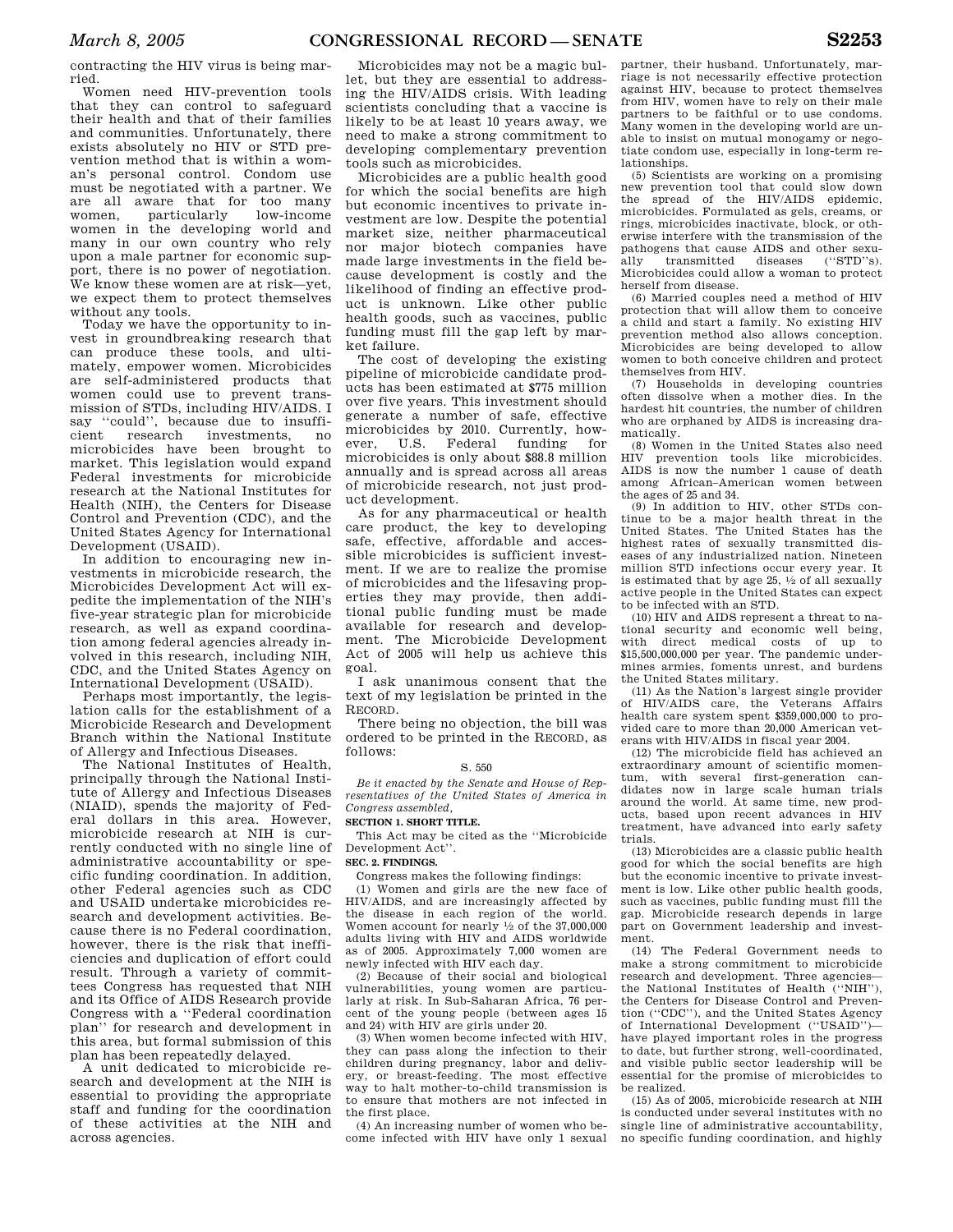contracting the HIV virus is being married.

Women need HIV-prevention tools that they can control to safeguard their health and that of their families and communities. Unfortunately, there exists absolutely no HIV or STD prevention method that is within a woman's personal control. Condom use must be negotiated with a partner. We are all aware that for too many women, particularly low-income women in the developing world and many in our own country who rely upon a male partner for economic support, there is no power of negotiation. We know these women are at risk—yet, we expect them to protect themselves without any tools.

Today we have the opportunity to invest in groundbreaking research that can produce these tools, and ultimately, empower women. Microbicides are self-administered products that women could use to prevent transmission of STDs, including HIV/AIDS. I say ''could'', because due to insufficient research investments, no microbicides have been brought to market. This legislation would expand Federal investments for microbicide research at the National Institutes for Health (NIH), the Centers for Disease Control and Prevention (CDC), and the United States Agency for International Development (USAID).

In addition to encouraging new investments in microbicide research, the Microbicides Development Act will expedite the implementation of the NIH's five-year strategic plan for microbicide research, as well as expand coordination among federal agencies already involved in this research, including NIH, CDC, and the United States Agency on International Development (USAID).

Perhaps most importantly, the legislation calls for the establishment of a Microbicide Research and Development Branch within the National Institute of Allergy and Infectious Diseases.

The National Institutes of Health, principally through the National Institute of Allergy and Infectious Diseases (NIAID), spends the majority of Federal dollars in this area. However, microbicide research at NIH is currently conducted with no single line of administrative accountability or specific funding coordination. In addition, other Federal agencies such as CDC and USAID undertake microbicides research and development activities. Because there is no Federal coordination, however, there is the risk that inefficiencies and duplication of effort could result. Through a variety of committees Congress has requested that NIH and its Office of AIDS Research provide Congress with a ''Federal coordination plan'' for research and development in this area, but formal submission of this plan has been repeatedly delayed.

A unit dedicated to microbicide research and development at the NIH is essential to providing the appropriate staff and funding for the coordination of these activities at the NIH and across agencies.

Microbicides may not be a magic bullet, but they are essential to addressing the HIV/AIDS crisis. With leading scientists concluding that a vaccine is likely to be at least 10 years away, we need to make a strong commitment to developing complementary prevention tools such as microbicides.

Microbicides are a public health good for which the social benefits are high but economic incentives to private investment are low. Despite the potential market size, neither pharmaceutical nor major biotech companies have made large investments in the field because development is costly and the likelihood of finding an effective product is unknown. Like other public health goods, such as vaccines, public funding must fill the gap left by market failure.

The cost of developing the existing pipeline of microbicide candidate products has been estimated at $775 million over five years. This investment should generate a number of safe, effective microbicides by 2010. Currently, however, U.S. Federal funding for microbicides is only about $88.8 million annually and is spread across all areas of microbicide research, not just product development.

As for any pharmaceutical or health care product, the key to developing safe, effective, affordable and accessible microbicides is sufficient investment. If we are to realize the promise of microbicides and the lifesaving properties they may provide, then additional public funding must be made available for research and development. The Microbicide Development Act of 2005 will help us achieve this goal.

I ask unanimous consent that the text of my legislation be printed in the RECORD.

There being no objection, the bill was ordered to be printed in the RECORD, as follows:

S. 550

*Be it enacted by the Senate and House of Representatives of the United States of America in Congress assembled,*

**SECTION 1. SHORT TITLE.**

This Act may be cited as the ''Microbicide Development Act''.

**SEC. 2. FINDINGS.**

Congress makes the following findings:

(1) Women and girls are the new face of HIV/AIDS, and are increasingly affected by the disease in each region of the world. Women account for nearly ½ of the 37,000,000 adults living with HIV and AIDS worldwide as of 2005. Approximately 7,000 women are newly infected with HIV each day.

(2) Because of their social and biological vulnerabilities, young women are particularly at risk. In Sub-Saharan Africa, 76 percent of the young people (between ages 15 and 24) with HIV are girls under 20.

(3) When women become infected with HIV, they can pass along the infection to their children during pregnancy, labor and delivery, or breast-feeding. The most effective way to halt mother-to-child transmission is to ensure that mothers are not infected in the first place.

(4) An increasing number of women who become infected with HIV have only 1 sexual partner, their husband. Unfortunately, marriage is not necessarily effective protection against HIV, because to protect themselves from HIV, women have to rely on their male partners to be faithful or to use condoms. Many women in the developing world are unable to insist on mutual monogamy or negotiate condom use, especially in long-term relationships.

(5) Scientists are working on a promising new prevention tool that could slow down the spread of the HIV/AIDS epidemic, microbicides. Formulated as gels, creams, or rings, microbicides inactivate, block, or otherwise interfere with the transmission of the pathogens that cause AIDS and other sexually transmitted diseases (''STD''s). Microbicides could allow a woman to protect herself from disease.

(6) Married couples need a method of HIV protection that will allow them to conceive a child and start a family. No existing HIV prevention method also allows conception. Microbicides are being developed to allow women to both conceive children and protect themselves from HIV.

(7) Households in developing countries often dissolve when a mother dies. In the hardest hit countries, the number of children who are orphaned by AIDS is increasing dramatically.

(8) Women in the United States also need HIV prevention tools like microbicides. AIDS is now the number 1 cause of death among African-American women between the ages of 25 and 34.

(9) In addition to HIV, other STDs continue to be a major health threat in the United States. The United States has the highest rates of sexually transmitted diseases of any industrialized nation. Nineteen million STD infections occur every year. It is estimated that by age 25, ½ of all sexually active people in the United States can expect to be infected with an STD.

(10) HIV and AIDS represent a threat to national security and economic well being, with direct medical costs of up to $15,500,000,000 per year. The pandemic undermines armies, foments unrest, and burdens the United States military.

(11) As the Nation's largest single provider of HIV/AIDS care, the Veterans Affairs health care system spent $359,000,000 to provided care to more than 20,000 American veterans with HIV/AIDS in fiscal year 2004.

(12) The microbicide field has achieved an extraordinary amount of scientific momentum, with several first-generation candidates now in large scale human trials around the world. At same time, new products, based upon recent advances in HIV treatment, have advanced into early safety trials.

(13) Microbicides are a classic public health good for which the social benefits are high but the economic incentive to private investment is low. Like other public health goods, such as vaccines, public funding must fill the gap. Microbicide research depends in large part on Government leadership and investment.

(14) The Federal Government needs to make a strong commitment to microbicide research and development. Three agencies—the National Institutes of Health (''NIH''), the Centers for Disease Control and Prevention (''CDC''), and the United States Agency of International Development (''USAID'')—have played important roles in the progress to date, but further strong, well-coordinated, and visible public sector leadership will be essential for the promise of microbicides to be realized.

(15) As of 2005, microbicide research at NIH is conducted under several institutes with no single line of administrative accountability, no specific funding coordination, and highly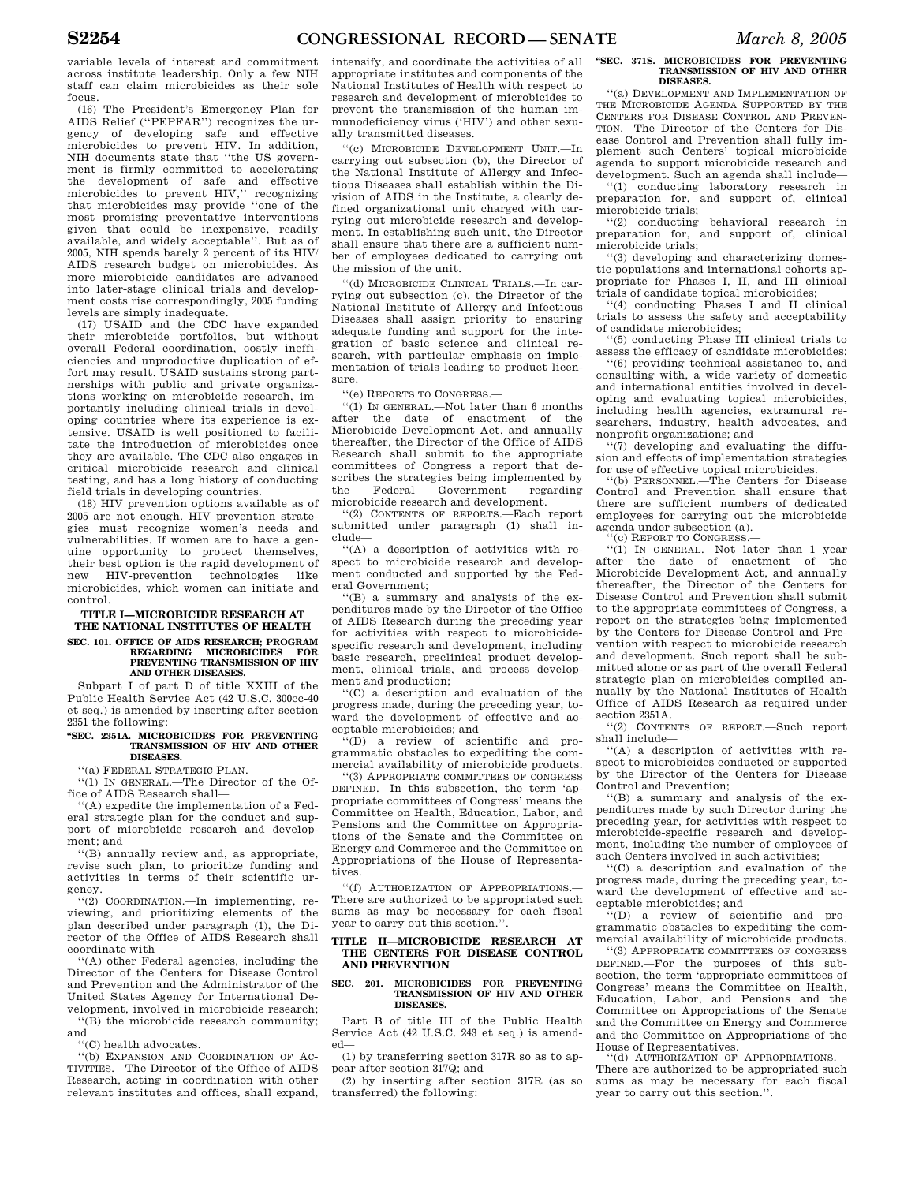variable levels of interest and commitment across institute leadership. Only a few NIH staff can claim microbicides as their sole focus.

(16) The President's Emergency Plan for AIDS Relief (''PEPFAR'') recognizes the urgency of developing safe and effective microbicides to prevent HIV. In addition, NIH documents state that ''the US government is firmly committed to accelerating the development of safe and effective microbicides to prevent HIV,'' recognizing that microbicides may provide ''one of the most promising preventative interventions given that could be inexpensive, readily available, and widely acceptable''. But as of 2005, NIH spends barely 2 percent of its HIV/AIDS research budget on microbicides. As more microbicide candidates are advanced into later-stage clinical trials and development costs rise correspondingly, 2005 funding levels are simply inadequate.

(17) USAID and the CDC have expanded their microbicide portfolios, but without overall Federal coordination, costly inefficiencies and unproductive duplication of effort may result. USAID sustains strong partnerships with public and private organizations working on microbicide research, importantly including clinical trials in developing countries where its experience is extensive. USAID is well positioned to facilitate the introduction of microbicides once they are available. The CDC also engages in critical microbicide research and clinical testing, and has a long history of conducting field trials in developing countries.

(18) HIV prevention options available as of 2005 are not enough. HIV prevention strategies must recognize women's needs and vulnerabilities. If women are to have a genuine opportunity to protect themselves, their best option is the rapid development of new HIV-prevention technologies like microbicides, which women can initiate and control.

## TITLE I—MICROBICIDE RESEARCH AT THE NATIONAL INSTITUTES OF HEALTH

### SEC. 101. OFFICE OF AIDS RESEARCH; PROGRAM REGARDING MICROBICIDES FOR PREVENTING TRANSMISSION OF HIV AND OTHER DISEASES.

Subpart I of part D of title XXIII of the Public Health Service Act (42 U.S.C. 300cc-40 et seq.) is amended by inserting after section 2351 the following:

**''SEC. 2351A. MICROBICIDES FOR PREVENTING TRANSMISSION OF HIV AND OTHER DISEASES.**

''(a) FEDERAL STRATEGIC PLAN.—

''(1) IN GENERAL.—The Director of the Office of AIDS Research shall—

''(A) expedite the implementation of a Federal strategic plan for the conduct and support of microbicide research and development; and

''(B) annually review and, as appropriate, revise such plan, to prioritize funding and activities in terms of their scientific urgency.

''(2) COORDINATION.—In implementing, reviewing, and prioritizing elements of the plan described under paragraph (1), the Director of the Office of AIDS Research shall coordinate with—

''(A) other Federal agencies, including the Director of the Centers for Disease Control and Prevention and the Administrator of the United States Agency for International Development, involved in microbicide research;

''(B) the microbicide research community; and

''(C) health advocates.

''(b) EXPANSION AND COORDINATION OF ACTIVITIES.—The Director of the Office of AIDS Research, acting in coordination with other relevant institutes and offices, shall expand, intensify, and coordinate the activities of all appropriate institutes and components of the National Institutes of Health with respect to research and development of microbicides to prevent the transmission of the human immunodeficiency virus ('HIV') and other sexually transmitted diseases.

''(c) MICROBICIDE DEVELOPMENT UNIT.—In carrying out subsection (b), the Director of the National Institute of Allergy and Infectious Diseases shall establish within the Division of AIDS in the Institute, a clearly defined organizational unit charged with carrying out microbicide research and development. In establishing such unit, the Director shall ensure that there are a sufficient number of employees dedicated to carrying out the mission of the unit.

''(d) MICROBICIDE CLINICAL TRIALS.—In carrying out subsection (c), the Director of the National Institute of Allergy and Infectious Diseases shall assign priority to ensuring adequate funding and support for the integration of basic science and clinical research, with particular emphasis on implementation of trials leading to product licensure.

''(e) REPORTS TO CONGRESS.—

''(1) IN GENERAL.—Not later than 6 months after the date of enactment of the Microbicide Development Act, and annually thereafter, the Director of the Office of AIDS Research shall submit to the appropriate committees of Congress a report that describes the strategies being implemented by the Federal Government regarding microbicide research and development.

''(2) CONTENTS OF REPORTS.—Each report submitted under paragraph (1) shall include—

''(A) a description of activities with respect to microbicide research and development conducted and supported by the Federal Government;

''(B) a summary and analysis of the expenditures made by the Director of the Office of AIDS Research during the preceding year for activities with respect to microbicide-specific research and development, including basic research, preclinical product development, clinical trials, and process development and production;

''(C) a description and evaluation of the progress made, during the preceding year, toward the development of effective and acceptable microbicides; and

''(D) a review of scientific and programmatic obstacles to expediting the commercial availability of microbicide products.

''(3) APPROPRIATE COMMITTEES OF CONGRESS DEFINED.—In this subsection, the term 'appropriate committees of Congress' means the Committee on Health, Education, Labor, and Pensions and the Committee on Appropriations of the Senate and the Committee on Energy and Commerce and the Committee on Appropriations of the House of Representatives.

''(f) AUTHORIZATION OF APPROPRIATIONS.—There are authorized to be appropriated such sums as may be necessary for each fiscal year to carry out this section.''.

## TITLE II—MICROBICIDE RESEARCH AT THE CENTERS FOR DISEASE CONTROL AND PREVENTION

### SEC. 201. MICROBICIDES FOR PREVENTING TRANSMISSION OF HIV AND OTHER DISEASES.

Part B of title III of the Public Health Service Act (42 U.S.C. 243 et seq.) is amended—

(1) by transferring section 317R so as to appear after section 317Q; and

(2) by inserting after section 317R (as so transferred) the following:

**''SEC. 317S. MICROBICIDES FOR PREVENTING TRANSMISSION OF HIV AND OTHER DISEASES.**

''(a) DEVELOPMENT AND IMPLEMENTATION OF THE MICROBICIDE AGENDA SUPPORTED BY THE CENTERS FOR DISEASE CONTROL AND PREVENTION.—The Director of the Centers for Disease Control and Prevention shall fully implement such Centers' topical microbicide agenda to support microbicide research and development. Such an agenda shall include—

''(1) conducting laboratory research in preparation for, and support of, clinical microbicide trials;

''(2) conducting behavioral research in preparation for, and support of, clinical microbicide trials;

''(3) developing and characterizing domestic populations and international cohorts appropriate for Phases I, II, and III clinical trials of candidate topical microbicides;

''(4) conducting Phases I and II clinical trials to assess the safety and acceptability of candidate microbicides;

''(5) conducting Phase III clinical trials to assess the efficacy of candidate microbicides;

''(6) providing technical assistance to, and consulting with, a wide variety of domestic and international entities involved in developing and evaluating topical microbicides, including health agencies, extramural researchers, industry, health advocates, and nonprofit organizations; and

''(7) developing and evaluating the diffusion and effects of implementation strategies for use of effective topical microbicides.

''(b) PERSONNEL.—The Centers for Disease Control and Prevention shall ensure that there are sufficient numbers of dedicated employees for carrying out the microbicide agenda under subsection (a).

''(c) REPORT TO CONGRESS.—

''(1) IN GENERAL.—Not later than 1 year after the date of enactment of the Microbicide Development Act, and annually thereafter, the Director of the Centers for Disease Control and Prevention shall submit to the appropriate committees of Congress, a report on the strategies being implemented by the Centers for Disease Control and Prevention with respect to microbicide research and development. Such report shall be submitted alone or as part of the overall Federal strategic plan on microbicides compiled annually by the National Institutes of Health Office of AIDS Research as required under section 2351A.

''(2) CONTENTS OF REPORT.—Such report shall include—

''(A) a description of activities with respect to microbicides conducted or supported by the Director of the Centers for Disease Control and Prevention;

''(B) a summary and analysis of the expenditures made by such Director during the preceding year, for activities with respect to microbicide-specific research and development, including the number of employees of such Centers involved in such activities;

''(C) a description and evaluation of the progress made, during the preceding year, toward the development of effective and acceptable microbicides; and

''(D) a review of scientific and programmatic obstacles to expediting the commercial availability of microbicide products.

''(3) APPROPRIATE COMMITTEES OF CONGRESS DEFINED.—For the purposes of this subsection, the term 'appropriate committees of Congress' means the Committee on Health, Education, Labor, and Pensions and the Committee on Appropriations of the Senate and the Committee on Energy and Commerce and the Committee on Appropriations of the House of Representatives.

''(d) AUTHORIZATION OF APPROPRIATIONS.—There are authorized to be appropriated such sums as may be necessary for each fiscal year to carry out this section.''.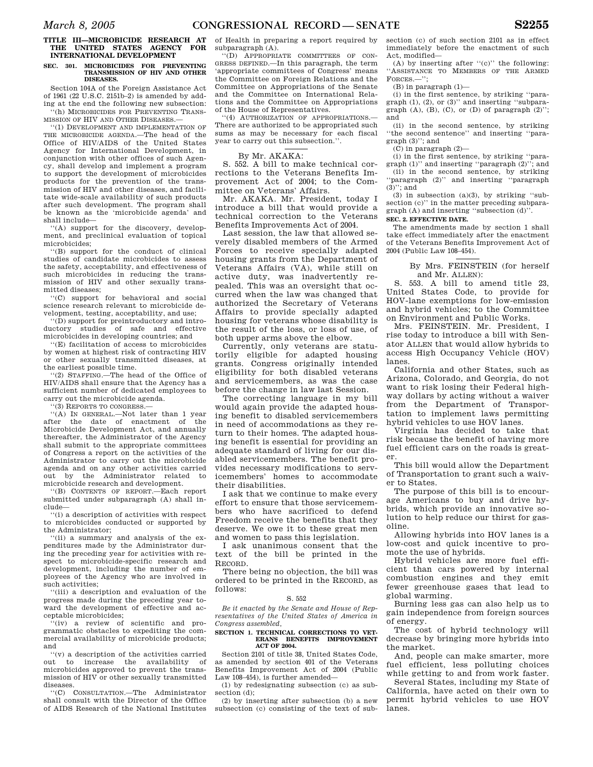## TITLE III—MICROBICIDE RESEARCH AT THE UNITED STATES AGENCY FOR INTERNATIONAL DEVELOPMENT

### SEC. 301. MICROBICIDES FOR PREVENTING TRANSMISSION OF HIV AND OTHER DISEASES.

Section 104A of the Foreign Assistance Act of 1961 (22 U.S.C. 2151b–2) is amended by adding at the end the following new subsection:

''(h) MICROBICIDES FOR PREVENTING TRANSMISSION OF HIV AND OTHER DISEASES.—

''(1) DEVELOPMENT AND IMPLEMENTATION OF THE MICROBICIDE AGENDA.—The head of the Office of HIV/AIDS of the United States Agency for International Development, in conjunction with other offices of such Agency, shall develop and implement a program to support the development of microbicides products for the prevention of the transmission of HIV and other diseases, and facilitate wide-scale availability of such products after such development. The program shall be known as the 'microbicide agenda' and shall include—

''(A) support for the discovery, development, and preclinical evaluation of topical microbicides;

''(B) support for the conduct of clinical studies of candidate microbicides to assess the safety, acceptability, and effectiveness of such microbicides in reducing the transmission of HIV and other sexually transmitted diseases;

''(C) support for behavioral and social science research relevant to microbicide development, testing, acceptability, and use;

''(D) support for preintroductory and introductory studies of safe and effective microbicides in developing countries; and

''(E) facilitation of access to microbicides by women at highest risk of contracting HIV or other sexually transmitted diseases, at the earliest possible time.

''(2) STAFFING.—The head of the Office of HIV/AIDS shall ensure that the Agency has a sufficient number of dedicated employees to carry out the microbicide agenda.

''(3) REPORTS TO CONGRESS.—

''(A) IN GENERAL.—Not later than 1 year after the date of enactment of the Microbicide Development Act, and annually thereafter, the Administrator of the Agency shall submit to the appropriate committees of Congress a report on the activities of the Administrator to carry out the microbicide agenda and on any other activities carried out by the Administrator related to microbicide research and development.

''(B) CONTENTS OF REPORT.—Each report submitted under subparagraph (A) shall include—

''(i) a description of activities with respect to microbicides conducted or supported by the Administrator;

''(ii) a summary and analysis of the expenditures made by the Administrator during the preceding year for activities with respect to microbicide-specific research and development, including the number of employees of the Agency who are involved in such activities;

''(iii) a description and evaluation of the progress made during the preceding year toward the development of effective and acceptable microbicides;

''(iv) a review of scientific and programmatic obstacles to expediting the commercial availability of microbicide products; and

''(v) a description of the activities carried out to increase the availability of microbicides approved to prevent the transmission of HIV or other sexually transmitted diseases.

''(C) CONSULTATION.—The Administrator shall consult with the Director of the Office of AIDS Research of the National Institutes of Health in preparing a report required by subparagraph (A).

''(D) APPROPRIATE COMMITTEES OF CONGRESS DEFINED.—In this paragraph, the term 'appropriate committees of Congress' means the Committee on Foreign Relations and the Committee on Appropriations of the Senate and the Committee on International Relations and the Committee on Appropriations of the House of Representatives.

''(4) AUTHORIZATION OF APPROPRIATIONS.—There are authorized to be appropriated such sums as may be necessary for each fiscal year to carry out this subsection.''.

---

By Mr. AKAKA:

S. 552. A bill to make technical corrections to the Veterans Benefits Improvement Act of 2004; to the Committee on Veterans' Affairs.

Mr. AKAKA. Mr. President, today I introduce a bill that would provide a technical correction to the Veterans Benefits Improvements Act of 2004.

Last session, the law that allowed severely disabled members of the Armed Forces to receive specially adapted housing grants from the Department of Veterans Affairs (VA), while still on active duty, was inadvertently repealed. This was an oversight that occurred when the law was changed that authorized the Secretary of Veterans Affairs to provide specially adapted housing for veterans whose disability is the result of the loss, or loss of use, of both upper arms above the elbow.

Currently, only veterans are statutorily eligible for adapted housing grants. Congress originally intended eligibility for both disabled veterans and servicemembers, as was the case before the change in law last Session.

The correcting language in my bill would again provide the adapted housing benefit to disabled servicemembers in need of accommodations as they return to their homes. The adapted housing benefit is essential for providing an adequate standard of living for our disabled servicemembers. The benefit provides necessary modifications to servicemembers' homes to accommodate their disabilities.

I ask that we continue to make every effort to ensure that those servicemembers who have sacrificed to defend Freedom receive the benefits that they deserve. We owe it to these great men and women to pass this legislation.

I ask unanimous consent that the text of the bill be printed in the RECORD.

There being no objection, the bill was ordered to be printed in the RECORD, as follows:

S. 552

*Be it enacted by the Senate and House of Representatives of the United States of America in Congress assembled,*

### SECTION 1. TECHNICAL CORRECTIONS TO VETERANS BENEFITS IMPROVEMENT ACT OF 2004.

Section 2101 of title 38, United States Code, as amended by section 401 of the Veterans Benefits Improvement Act of 2004 (Public Law 108–454), is further amended—

(1) by redesignating subsection (c) as subsection (d);

(2) by inserting after subsection (b) a new subsection (c) consisting of the text of subsection (c) of such section 2101 as in effect immediately before the enactment of such Act, modified—

(A) by inserting after ''(c)'' the following: ''ASSISTANCE TO MEMBERS OF THE ARMED FORCES.—'';

(B) in paragraph (1)—

(i) in the first sentence, by striking ''paragraph (1), (2), or (3)'' and inserting ''subparagraph (A), (B), (C), or (D) of paragraph (2)''; and

(ii) in the second sentence, by striking ''the second sentence'' and inserting ''paragraph (3)''; and

(C) in paragraph (2)—

(i) in the first sentence, by striking ''paragraph (1)'' and inserting ''paragraph (2)''; and

(ii) in the second sentence, by striking ''paragraph (2)'' and inserting ''paragraph (3)''; and

(3) in subsection (a)(3), by striking ''subsection (c)'' in the matter preceding subparagraph (A) and inserting ''subsection (d)''.

### SEC. 2. EFFECTIVE DATE.

The amendments made by section 1 shall take effect immediately after the enactment of the Veterans Benefits Improvement Act of 2004 (Public Law 108–454).

---

By Mrs. FEINSTEIN (for herself and Mr. ALLEN):

S. 553. A bill to amend title 23, United States Code, to provide for HOV-lane exemptions for low-emission and hybrid vehicles; to the Committee on Environment and Public Works.

Mrs. FEINSTEIN. Mr. President, I rise today to introduce a bill with Senator ALLEN that would allow hybrids to access High Occupancy Vehicle (HOV) lanes.

California and other States, such as Arizona, Colorado, and Georgia, do not want to risk losing their Federal highway dollars by acting without a waiver from the Department of Transportation to implement laws permitting hybrid vehicles to use HOV lanes.

Virginia has decided to take that risk because the benefit of having more fuel efficient cars on the roads is greater.

This bill would allow the Department of Transportation to grant such a waiver to States.

The purpose of this bill is to encourage Americans to buy and drive hybrids, which provide an innovative solution to help reduce our thirst for gasoline.

Allowing hybrids into HOV lanes is a low-cost and quick incentive to promote the use of hybrids.

Hybrid vehicles are more fuel efficient than cars powered by internal combustion engines and they emit fewer greenhouse gases that lead to global warming.

Burning less gas can also help us to gain independence from foreign sources of energy.

The cost of hybrid technology will decrease by bringing more hybrids into the market.

And, people can make smarter, more fuel efficient, less polluting choices while getting to and from work faster.

Several States, including my State of California, have acted on their own to permit hybrid vehicles to use HOV lanes.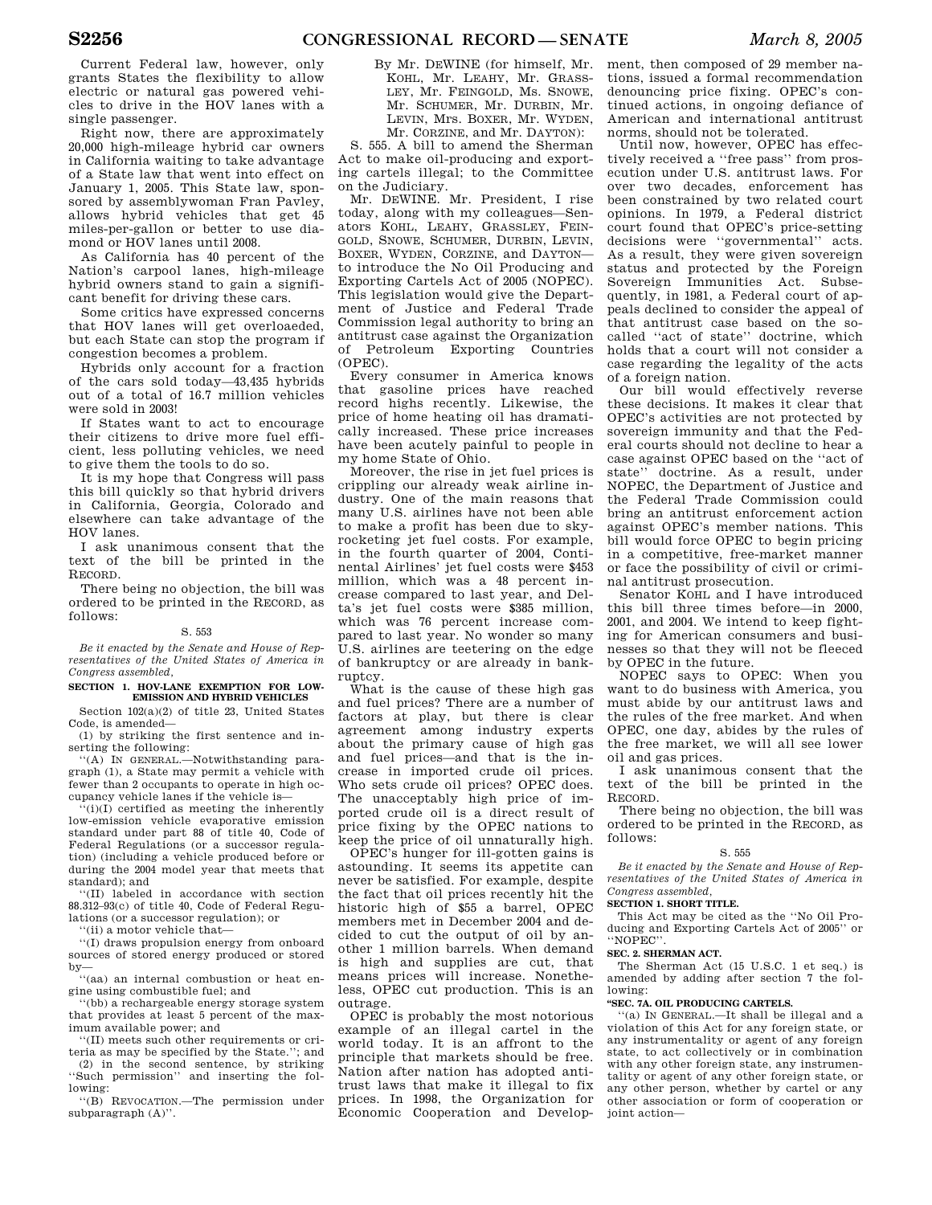Current Federal law, however, only grants States the flexibility to allow electric or natural gas powered vehicles to drive in the HOV lanes with a single passenger.

Right now, there are approximately 20,000 high-mileage hybrid car owners in California waiting to take advantage of a State law that went into effect on January 1, 2005. This State law, sponsored by assemblywoman Fran Pavley, allows hybrid vehicles that get 45 miles-per-gallon or better to use diamond or HOV lanes until 2008.

As California has 40 percent of the Nation's carpool lanes, high-mileage hybrid owners stand to gain a significant benefit for driving these cars.

Some critics have expressed concerns that HOV lanes will get overloaeded, but each State can stop the program if congestion becomes a problem.

Hybrids only account for a fraction of the cars sold today—43,435 hybrids out of a total of 16.7 million vehicles were sold in 2003!

If States want to act to encourage their citizens to drive more fuel efficient, less polluting vehicles, we need to give them the tools to do so.

It is my hope that Congress will pass this bill quickly so that hybrid drivers in California, Georgia, Colorado and elsewhere can take advantage of the HOV lanes.

I ask unanimous consent that the text of the bill be printed in the RECORD.

There being no objection, the bill was ordered to be printed in the RECORD, as follows:

S. 553

*Be it enacted by the Senate and House of Representatives of the United States of America in Congress assembled,*

**SECTION 1. HOV-LANE EXEMPTION FOR LOW-EMISSION AND HYBRID VEHICLES**

Section 102(a)(2) of title 23, United States Code, is amended—

(1) by striking the first sentence and inserting the following:

"(A) IN GENERAL.—Notwithstanding paragraph (1), a State may permit a vehicle with fewer than 2 occupants to operate in high occupancy vehicle lanes if the vehicle is—

"(i)(I) certified as meeting the inherently low-emission vehicle evaporative emission standard under part 88 of title 40, Code of Federal Regulations (or a successor regulation) (including a vehicle produced before or during the 2004 model year that meets that standard); and

"(II) labeled in accordance with section 88.312–93(c) of title 40, Code of Federal Regulations (or a successor regulation); or

"(ii) a motor vehicle that—

"(I) draws propulsion energy from onboard sources of stored energy produced or stored by—

"(aa) an internal combustion or heat engine using combustible fuel; and

"(bb) a rechargeable energy storage system that provides at least 5 percent of the maximum available power; and

"(II) meets such other requirements or criteria as may be specified by the State."; and

(2) in the second sentence, by striking "Such permission" and inserting the following:

"(B) REVOCATION.—The permission under subparagraph (A)".

By Mr. DEWINE (for himself, Mr. KOHL, Mr. LEAHY, Mr. GRASSLEY, Mr. FEINGOLD, Ms. SNOWE, Mr. SCHUMER, Mr. DURBIN, Mr. LEVIN, Mrs. BOXER, Mr. WYDEN, Mr. CORZINE, and Mr. DAYTON):

S. 555. A bill to amend the Sherman Act to make oil-producing and exporting cartels illegal; to the Committee on the Judiciary.

Mr. DEWINE. Mr. President, I rise today, along with my colleagues—Senators KOHL, LEAHY, GRASSLEY, FEINGOLD, SNOWE, SCHUMER, DURBIN, LEVIN, BOXER, WYDEN, CORZINE, and DAYTON—to introduce the No Oil Producing and Exporting Cartels Act of 2005 (NOPEC). This legislation would give the Department of Justice and Federal Trade Commission legal authority to bring an antitrust case against the Organization of Petroleum Exporting Countries (OPEC).

Every consumer in America knows that gasoline prices have reached record highs recently. Likewise, the price of home heating oil has dramatically increased. These price increases have been acutely painful to people in my home State of Ohio.

Moreover, the rise in jet fuel prices is crippling our already weak airline industry. One of the main reasons that many U.S. airlines have not been able to make a profit has been due to skyrocketing jet fuel costs. For example, in the fourth quarter of 2004, Continental Airlines' jet fuel costs were $453 million, which was a 48 percent increase compared to last year, and Delta's jet fuel costs were $385 million, which was 76 percent increase compared to last year. No wonder so many U.S. airlines are teetering on the edge of bankruptcy or are already in bankruptcy.

What is the cause of these high gas and fuel prices? There are a number of factors at play, but there is clear agreement among industry experts about the primary cause of high gas and fuel prices—and that is the increase in imported crude oil prices. Who sets crude oil prices? OPEC does. The unacceptably high price of imported crude oil is a direct result of price fixing by the OPEC nations to keep the price of oil unnaturally high.

OPEC's hunger for ill-gotten gains is astounding. It seems its appetite can never be satisfied. For example, despite the fact that oil prices recently hit the historic high of $55 a barrel, OPEC members met in December 2004 and decided to cut the output of oil by another 1 million barrels. When demand is high and supplies are cut, that means prices will increase. Nonetheless, OPEC cut production. This is an outrage.

OPEC is probably the most notorious example of an illegal cartel in the world today. It is an affront to the principle that markets should be free. Nation after nation has adopted antitrust laws that make it illegal to fix prices. In 1998, the Organization for Economic Cooperation and Development, then composed of 29 member nations, issued a formal recommendation denouncing price fixing. OPEC's continued actions, in ongoing defiance of American and international antitrust norms, should not be tolerated.

Until now, however, OPEC has effectively received a "free pass" from prosecution under U.S. antitrust laws. For over two decades, enforcement has been constrained by two related court opinions. In 1979, a Federal district court found that OPEC's price-setting decisions were "governmental" acts. As a result, they were given sovereign status and protected by the Foreign Sovereign Immunities Act. Subsequently, in 1981, a Federal court of appeals declined to consider the appeal of that antitrust case based on the so-called "act of state" doctrine, which holds that a court will not consider a case regarding the legality of the acts of a foreign nation.

Our bill would effectively reverse these decisions. It makes it clear that OPEC's activities are not protected by sovereign immunity and that the Federal courts should not decline to hear a case against OPEC based on the "act of state" doctrine. As a result, under NOPEC, the Department of Justice and the Federal Trade Commission could bring an antitrust enforcement action against OPEC's member nations. This bill would force OPEC to begin pricing in a competitive, free-market manner or face the possibility of civil or criminal antitrust prosecution.

Senator KOHL and I have introduced this bill three times before—in 2000, 2001, and 2004. We intend to keep fighting for American consumers and businesses so that they will not be fleeced by OPEC in the future.

NOPEC says to OPEC: When you want to do business with America, you must abide by our antitrust laws and the rules of the free market. And when OPEC, one day, abides by the rules of the free market, we will all see lower oil and gas prices.

I ask unanimous consent that the text of the bill be printed in the RECORD.

There being no objection, the bill was ordered to be printed in the RECORD, as follows:

S. 555

*Be it enacted by the Senate and House of Representatives of the United States of America in Congress assembled,*

**SECTION 1. SHORT TITLE.**

This Act may be cited as the "No Oil Producing and Exporting Cartels Act of 2005" or "NOPEC".

**SEC. 2. SHERMAN ACT.**

The Sherman Act (15 U.S.C. 1 et seq.) is amended by adding after section 7 the following:

**"SEC. 7A. OIL PRODUCING CARTELS.**

"(a) IN GENERAL.—It shall be illegal and a violation of this Act for any foreign state, or any instrumentality or agent of any foreign state, to act collectively or in combination with any other foreign state, any instrumentality or agent of any other foreign state, or any other person, whether by cartel or any other association or form of cooperation or joint action—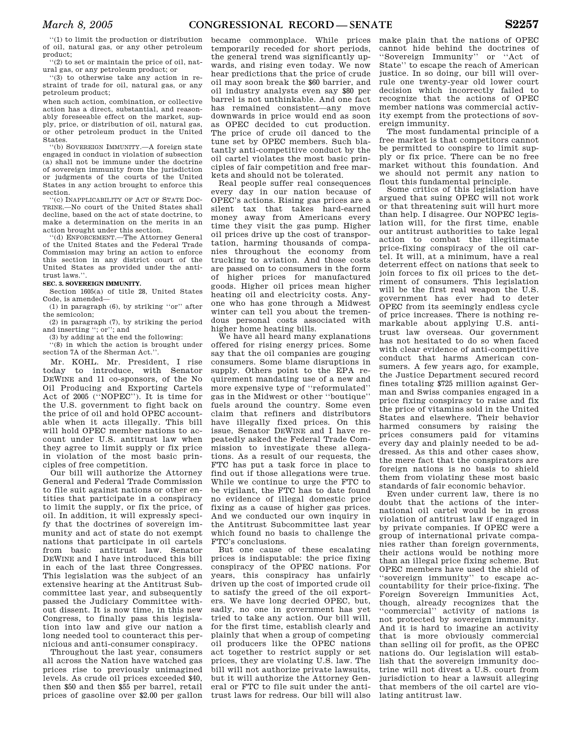''(1) to limit the production or distribution of oil, natural gas, or any other petroleum product;

''(2) to set or maintain the price of oil, natural gas, or any petroleum product; or

''(3) to otherwise take any action in restraint of trade for oil, natural gas, or any petroleum product;

when such action, combination, or collective action has a direct, substantial, and reasonably foreseeable effect on the market, supply, price, or distribution of oil, natural gas, or other petroleum product in the United States.

''(b) SOVEREIGN IMMUNITY.—A foreign state engaged in conduct in violation of subsection (a) shall not be immune under the doctrine of sovereign immunity from the jurisdiction or judgments of the courts of the United States in any action brought to enforce this section.

''(c) INAPPLICABILITY OF ACT OF STATE DOCTRINE.—No court of the United States shall decline, based on the act of state doctrine, to make a determination on the merits in an action brought under this section.

''(d) ENFORCEMENT.—The Attorney General of the United States and the Federal Trade Commission may bring an action to enforce this section in any district court of the United States as provided under the antitrust laws.''.

**SEC. 3. SOVEREIGN IMMUNITY.**

Section 1605(a) of title 28, United States Code, is amended—

(1) in paragraph (6), by striking ''or'' after the semicolon;

(2) in paragraph (7), by striking the period and inserting ''; or''; and

(3) by adding at the end the following:

''(8) in which the action is brought under section 7A of the Sherman Act.''.

Mr. KOHL. Mr. President, I rise today to introduce, with Senator DEWINE and 11 co-sponsors, of the No Oil Producing and Exporting Cartels Act of 2005 (''NOPEC''). It is time for the U.S. government to fight back on the price of oil and hold OPEC accountable when it acts illegally. This bill will hold OPEC member nations to account under U.S. antitrust law when they agree to limit supply or fix price in violation of the most basic principles of free competition.

Our bill will authorize the Attorney General and Federal Trade Commission to file suit against nations or other entities that participate in a conspiracy to limit the supply, or fix the price, of oil. In addition, it will expressly specify that the doctrines of sovereign immunity and act of state do not exempt nations that participate in oil cartels from basic antitrust law. Senator DEWINE and I have introduced this bill in each of the last three Congresses. This legislation was the subject of an extensive hearing at the Antitrust Subcommittee last year, and subsequently passed the Judiciary Committee without dissent. It is now time, in this new Congress, to finally pass this legislation into law and give our nation a long needed tool to counteract this pernicious and anti-consumer conspiracy.

Throughout the last year, consumers all across the Nation have watched gas prices rise to previously unimagined levels. As crude oil prices exceeded $40, then $50 and then $55 per barrel, retail prices of gasoline over $2.00 per gallon became commonplace. While prices temporarily receded for short periods, the general trend was significantly upwards, and rising even today. We now hear predictions that the price of crude oil may soon break the $60 barrier, and oil industry analysts even say $80 per barrel is not unthinkable. And one fact has remained consistent—any move downwards in price would end as soon as OPEC decided to cut production. The price of crude oil danced to the tune set by OPEC members. Such blatantly anti-competitive conduct by the oil cartel violates the most basic principles of fair competition and free markets and should not be tolerated.

Real people suffer real consequences every day in our nation because of OPEC's actions. Rising gas prices are a silent tax that takes hard-earned money away from Americans every time they visit the gas pump. Higher oil prices drive up the cost of transportation, harming thousands of companies throughout the economy from trucking to aviation. And those costs are passed on to consumers in the form of higher prices for manufactured goods. Higher oil prices mean higher heating oil and electricity costs. Anyone who has gone through a Midwest winter can tell you about the tremendous personal costs associated with higher home heating bills.

We have all heard many explanations offered for rising energy prices. Some say that the oil companies are gouging consumers. Some blame disruptions in supply. Others point to the EPA requirement mandating use of a new and more expensive type of ''reformulated'' gas in the Midwest or other ''boutique'' fuels around the country. Some even claim that refiners and distributors have illegally fixed prices. On this issue, Senator DEWINE and I have repeatedly asked the Federal Trade Commission to investigate these allegations. As a result of our requests, the FTC has put a task force in place to find out if those allegations were true. While we continue to urge the FTC to be vigilant, the FTC has to date found no evidence of illegal domestic price fixing as a cause of higher gas prices. And we conducted our own inquiry in the Antitrust Subcommittee last year which found no basis to challenge the FTC's conclusions.

But one cause of these escalating prices is indisputable: the price fixing conspiracy of the OPEC nations. For years, this conspiracy has unfairly driven up the cost of imported crude oil to satisfy the greed of the oil exporters. We have long decried OPEC, but, sadly, no one in government has yet tried to take any action. Our bill will, for the first time, establish clearly and plainly that when a group of competing oil producers like the OPEC nations act together to restrict supply or set prices, they are violating U.S. law. The bill will not authorize private lawsuits, but it will authorize the Attorney General or FTC to file suit under the antitrust laws for redress. Our bill will also make plain that the nations of OPEC cannot hide behind the doctrines of ''Sovereign Immunity'' or ''Act of State'' to escape the reach of American justice. In so doing, our bill will overrule one twenty-year old lower court decision which incorrectly failed to recognize that the actions of OPEC member nations was commercial activity exempt from the protections of sovereign immunity.

The most fundamental principle of a free market is that competitors cannot be permitted to conspire to limit supply or fix price. There can be no free market without this foundation. And we should not permit any nation to flout this fundamental principle.

Some critics of this legislation have argued that suing OPEC will not work or that threatening suit will hurt more than help. I disagree. Our NOPEC legislation will, for the first time, enable our antitrust authorities to take legal action to combat the illegitimate price-fixing conspiracy of the oil cartel. It will, at a minimum, have a real deterrent effect on nations that seek to join forces to fix oil prices to the detriment of consumers. This legislation will be the first real weapon the U.S. government has ever had to deter OPEC from its seemingly endless cycle of price increases. There is nothing remarkable about applying U.S. antitrust law overseas. Our government has not hesitated to do so when faced with clear evidence of anti-competitive conduct that harms American consumers. A few years ago, for example, the Justice Department secured record fines totaling $725 million against German and Swiss companies engaged in a price fixing conspiracy to raise and fix the price of vitamins sold in the United States and elsewhere. Their behavior harmed consumers by raising the prices consumers paid for vitamins every day and plainly needed to be addressed. As this and other cases show, the mere fact that the conspirators are foreign nations is no basis to shield them from violating these most basic standards of fair economic behavior.

Even under current law, there is no doubt that the actions of the international oil cartel would be in gross violation of antitrust law if engaged in by private companies. If OPEC were a group of international private companies rather than foreign governments, their actions would be nothing more than an illegal price fixing scheme. But OPEC members have used the shield of ''sovereign immunity'' to escape accountability for their price-fixing. The Foreign Sovereign Immunities Act, though, already recognizes that the ''commercial'' activity of nations is not protected by sovereign immunity. And it is hard to imagine an activity that is more obviously commercial than selling oil for profit, as the OPEC nations do. Our legislation will establish that the sovereign immunity doctrine will not divest a U.S. court from jurisdiction to hear a lawsuit alleging that members of the oil cartel are violating antitrust law.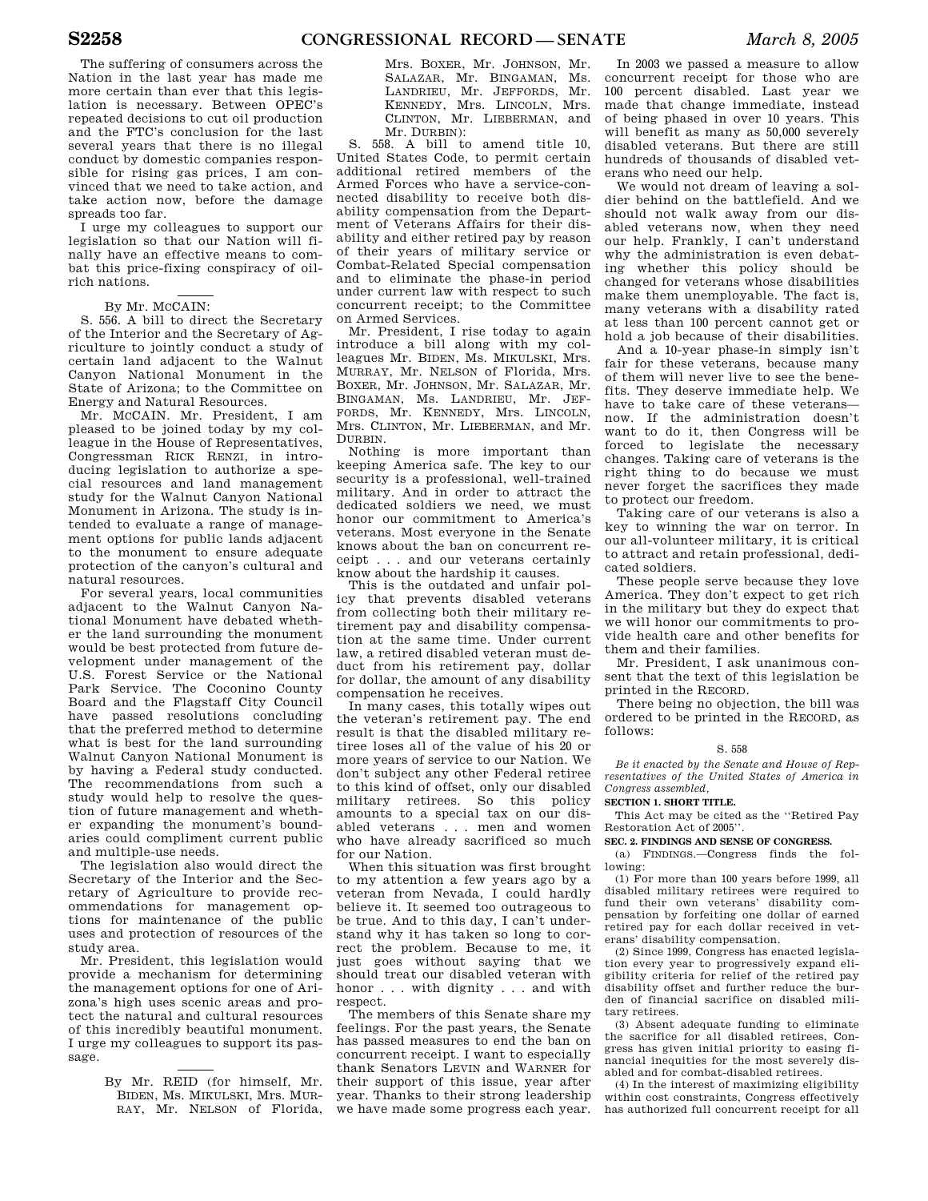The suffering of consumers across the Nation in the last year has made me more certain than ever that this legislation is necessary. Between OPEC's repeated decisions to cut oil production and the FTC's conclusion for the last several years that there is no illegal conduct by domestic companies responsible for rising gas prices, I am convinced that we need to take action, and take action now, before the damage spreads too far.

I urge my colleagues to support our legislation so that our Nation will finally have an effective means to combat this price-fixing conspiracy of oil-rich nations.

---

By Mr. MCCAIN:

S. 556. A bill to direct the Secretary of the Interior and the Secretary of Agriculture to jointly conduct a study of certain land adjacent to the Walnut Canyon National Monument in the State of Arizona; to the Committee on Energy and Natural Resources.

Mr. MCCAIN. Mr. President, I am pleased to be joined today by my colleague in the House of Representatives, Congressman RICK RENZI, in introducing legislation to authorize a special resources and land management study for the Walnut Canyon National Monument in Arizona. The study is intended to evaluate a range of management options for public lands adjacent to the monument to ensure adequate protection of the canyon's cultural and natural resources.

For several years, local communities adjacent to the Walnut Canyon National Monument have debated whether the land surrounding the monument would be best protected from future development under management of the U.S. Forest Service or the National Park Service. The Coconino County Board and the Flagstaff City Council have passed resolutions concluding that the preferred method to determine what is best for the land surrounding Walnut Canyon National Monument is by having a Federal study conducted. The recommendations from such a study would help to resolve the question of future management and whether expanding the monument's boundaries could compliment current public and multiple-use needs.

The legislation also would direct the Secretary of the Interior and the Secretary of Agriculture to provide recommendations for management options for maintenance of the public uses and protection of resources of the study area.

Mr. President, this legislation would provide a mechanism for determining the management options for one of Arizona's high uses scenic areas and protect the natural and cultural resources of this incredibly beautiful monument. I urge my colleagues to support its passage.

---

By Mr. REID (for himself, Mr. BIDEN, Ms. MIKULSKI, Mrs. MURRAY, Mr. NELSON of Florida, Mrs. BOXER, Mr. JOHNSON, Mr. SALAZAR, Mr. BINGAMAN, Ms. LANDRIEU, Mr. JEFFORDS, Mr. KENNEDY, Mrs. LINCOLN, Mrs. CLINTON, Mr. LIEBERMAN, and Mr. DURBIN):

S. 558. A bill to amend title 10, United States Code, to permit certain additional retired members of the Armed Forces who have a service-connected disability to receive both disability compensation from the Department of Veterans Affairs for their disability and either retired pay by reason of their years of military service or Combat-Related Special compensation and to eliminate the phase-in period under current law with respect to such concurrent receipt; to the Committee on Armed Services.

Mr. President, I rise today to again introduce a bill along with my colleagues Mr. BIDEN, Ms. MIKULSKI, Mrs. MURRAY, Mr. NELSON of Florida, Mrs. BOXER, Mr. JOHNSON, Mr. SALAZAR, Mr. BINGAMAN, Ms. LANDRIEU, Mr. JEFFORDS, Mr. KENNEDY, Mrs. LINCOLN, Mrs. CLINTON, Mr. LIEBERMAN, and Mr. DURBIN.

Nothing is more important than keeping America safe. The key to our security is a professional, well-trained military. And in order to attract the dedicated soldiers we need, we must honor our commitment to America's veterans. Most everyone in the Senate knows about the ban on concurrent receipt . . . and our veterans certainly know about the hardship it causes.

This is the outdated and unfair policy that prevents disabled veterans from collecting both their military retirement pay and disability compensation at the same time. Under current law, a retired disabled veteran must deduct from his retirement pay, dollar for dollar, the amount of any disability compensation he receives.

In many cases, this totally wipes out the veteran's retirement pay. The end result is that the disabled military retiree loses all of the value of his 20 or more years of service to our Nation. We don't subject any other Federal retiree to this kind of offset, only our disabled military retirees. So this policy amounts to a special tax on our disabled veterans . . . men and women who have already sacrificed so much for our Nation.

When this situation was first brought to my attention a few years ago by a veteran from Nevada, I could hardly believe it. It seemed too outrageous to be true. And to this day, I can't understand why it has taken so long to correct the problem. Because to me, it just goes without saying that we should treat our disabled veteran with honor . . . with dignity . . . and with respect.

The members of this Senate share my feelings. For the past years, the Senate has passed measures to end the ban on concurrent receipt. I want to especially thank Senators LEVIN and WARNER for their support of this issue, year after year. Thanks to their strong leadership we have made some progress each year.

In 2003 we passed a measure to allow concurrent receipt for those who are 100 percent disabled. Last year we made that change immediate, instead of being phased in over 10 years. This will benefit as many as 50,000 severely disabled veterans. But there are still hundreds of thousands of disabled veterans who need our help.

We would not dream of leaving a soldier behind on the battlefield. And we should not walk away from our disabled veterans now, when they need our help. Frankly, I can't understand why the administration is even debating whether this policy should be changed for veterans whose disabilities make them unemployable. The fact is, many veterans with a disability rated at less than 100 percent cannot get or hold a job because of their disabilities.

And a 10-year phase-in simply isn't fair for these veterans, because many of them will never live to see the benefits. They deserve immediate help. We have to take care of these veterans—now. If the administration doesn't want to do it, then Congress will be forced to legislate the necessary changes. Taking care of veterans is the right thing to do because we must never forget the sacrifices they made to protect our freedom.

Taking care of our veterans is also a key to winning the war on terror. In our all-volunteer military, it is critical to attract and retain professional, dedicated soldiers.

These people serve because they love America. They don't expect to get rich in the military but they do expect that we will honor our commitments to provide health care and other benefits for them and their families.

Mr. President, I ask unanimous consent that the text of this legislation be printed in the RECORD.

There being no objection, the bill was ordered to be printed in the RECORD, as follows:

S. 558

*Be it enacted by the Senate and House of Representatives of the United States of America in Congress assembled,*

**SECTION 1. SHORT TITLE.**

This Act may be cited as the ''Retired Pay Restoration Act of 2005''.

**SEC. 2. FINDINGS AND SENSE OF CONGRESS.**

(a) FINDINGS.—Congress finds the following:

(1) For more than 100 years before 1999, all disabled military retirees were required to fund their own veterans' disability compensation by forfeiting one dollar of earned retired pay for each dollar received in veterans' disability compensation.

(2) Since 1999, Congress has enacted legislation every year to progressively expand eligibility criteria for relief of the retired pay disability offset and further reduce the burden of financial sacrifice on disabled military retirees.

(3) Absent adequate funding to eliminate the sacrifice for all disabled retirees, Congress has given initial priority to easing financial inequities for the most severely disabled and for combat-disabled retirees.

(4) In the interest of maximizing eligibility within cost constraints, Congress effectively has authorized full concurrent receipt for all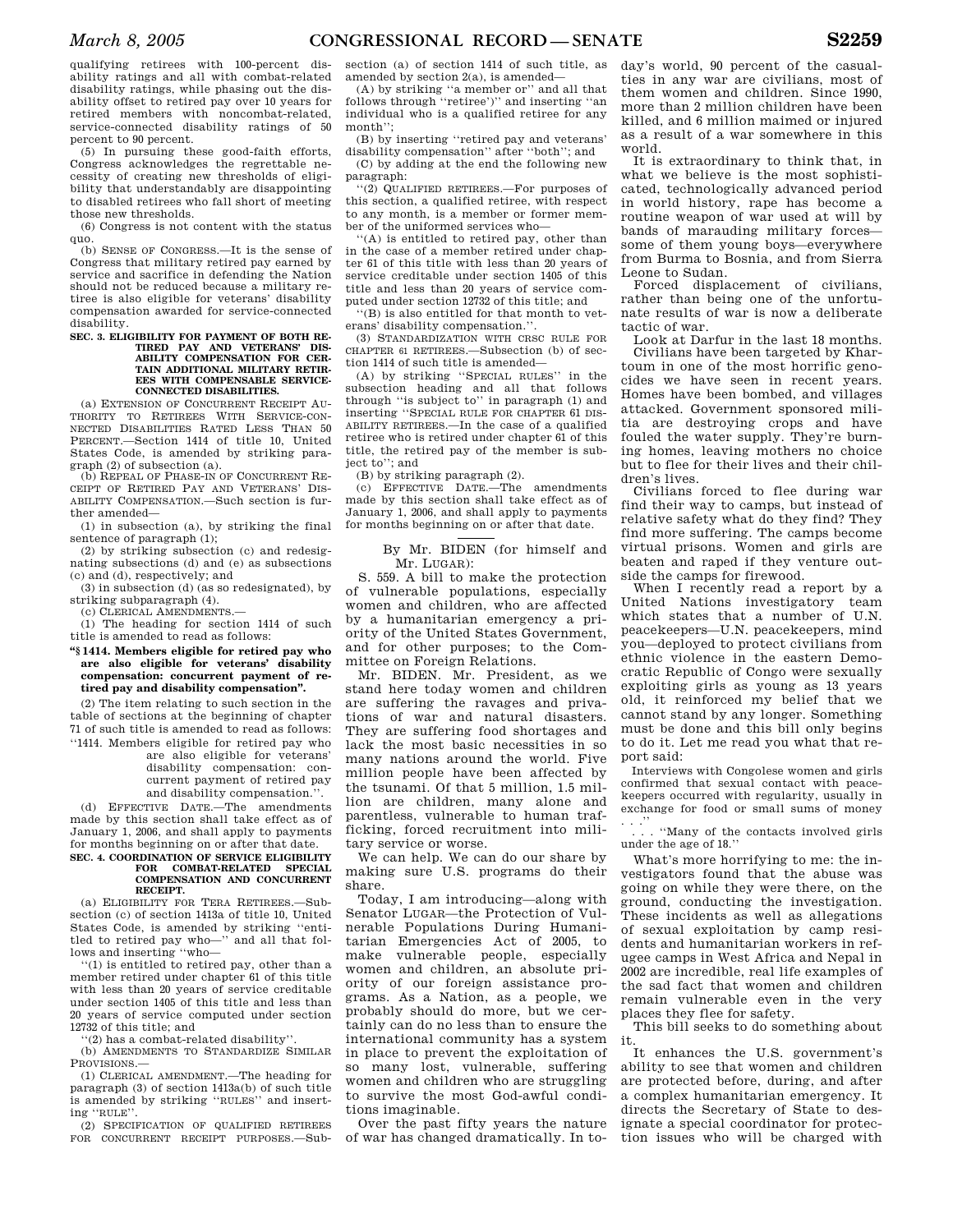qualifying retirees with 100-percent disability ratings and all with combat-related disability ratings, while phasing out the disability offset to retired pay over 10 years for retired members with noncombat-related, service-connected disability ratings of 50 percent to 90 percent.

(5) In pursuing these good-faith efforts, Congress acknowledges the regrettable necessity of creating new thresholds of eligibility that understandably are disappointing to disabled retirees who fall short of meeting those new thresholds.

(6) Congress is not content with the status quo.

(b) SENSE OF CONGRESS.—It is the sense of Congress that military retired pay earned by service and sacrifice in defending the Nation should not be reduced because a military retiree is also eligible for veterans' disability compensation awarded for service-connected disability.

**SEC. 3. ELIGIBILITY FOR PAYMENT OF BOTH RETIRED PAY AND VETERANS' DISABILITY COMPENSATION FOR CERTAIN ADDITIONAL MILITARY RETIREES WITH COMPENSABLE SERVICE-CONNECTED DISABILITIES.**

(a) EXTENSION OF CONCURRENT RECEIPT AUTHORITY TO RETIREES WITH SERVICE-CONNECTED DISABILITIES RATED LESS THAN 50 PERCENT.—Section 1414 of title 10, United States Code, is amended by striking paragraph (2) of subsection (a).

(b) REPEAL OF PHASE-IN OF CONCURRENT RECEIPT OF RETIRED PAY AND VETERANS' DISABILITY COMPENSATION.—Such section is further amended—

(1) in subsection (a), by striking the final sentence of paragraph (1);

(2) by striking subsection (c) and redesignating subsections (d) and (e) as subsections (c) and (d), respectively; and

(3) in subsection (d) (as so redesignated), by striking subparagraph (4).

(c) CLERICAL AMENDMENTS.—

(1) The heading for section 1414 of such title is amended to read as follows:

**"§ 1414. Members eligible for retired pay who are also eligible for veterans' disability compensation: concurrent payment of retired pay and disability compensation".**

(2) The item relating to such section in the table of sections at the beginning of chapter 71 of such title is amended to read as follows:

"1414. Members eligible for retired pay who are also eligible for veterans' disability compensation: concurrent payment of retired pay and disability compensation.".

(d) EFFECTIVE DATE.—The amendments made by this section shall take effect as of January 1, 2006, and shall apply to payments for months beginning on or after that date.

**SEC. 4. COORDINATION OF SERVICE ELIGIBILITY FOR COMBAT-RELATED SPECIAL COMPENSATION AND CONCURRENT RECEIPT.**

(a) ELIGIBILITY FOR TERA RETIREES.—Subsection (c) of section 1413a of title 10, United States Code, is amended by striking "entitled to retired pay who—" and all that follows and inserting "who—

"(1) is entitled to retired pay, other than a member retired under chapter 61 of this title with less than 20 years of service creditable under section 1405 of this title and less than 20 years of service computed under section 12732 of this title; and

"(2) has a combat-related disability".

(b) AMENDMENTS TO STANDARDIZE SIMILAR PROVISIONS.—

(1) CLERICAL AMENDMENT.—The heading for paragraph (3) of section 1413a(b) of such title is amended by striking "RULES" and inserting "RULE".

(2) SPECIFICATION OF QUALIFIED RETIREES FOR CONCURRENT RECEIPT PURPOSES.—Subsection (a) of section 1414 of such title, as amended by section 2(a), is amended—

(A) by striking "a member or" and all that follows through "retiree')" and inserting "an individual who is a qualified retiree for any month";

(B) by inserting "retired pay and veterans' disability compensation" after "both"; and

(C) by adding at the end the following new paragraph:

"(2) QUALIFIED RETIREES.—For purposes of this section, a qualified retiree, with respect to any month, is a member or former member of the uniformed services who—

"(A) is entitled to retired pay, other than in the case of a member retired under chapter 61 of this title with less than 20 years of service creditable under section 1405 of this title and less than 20 years of service computed under section 12732 of this title; and

"(B) is also entitled for that month to veterans' disability compensation.".

(3) STANDARDIZATION WITH CRSC RULE FOR CHAPTER 61 RETIREES.—Subsection (b) of section 1414 of such title is amended—

(A) by striking "SPECIAL RULES" in the subsection heading and all that follows through "is subject to" in paragraph (1) and inserting "SPECIAL RULE FOR CHAPTER 61 DISABILITY RETIREES.—In the case of a qualified retiree who is retired under chapter 61 of this title, the retired pay of the member is subject to"; and

(B) by striking paragraph (2).

(c) EFFECTIVE DATE.—The amendments made by this section shall take effect as of January 1, 2006, and shall apply to payments for months beginning on or after that date.

---

By Mr. BIDEN (for himself and Mr. LUGAR):

S. 559. A bill to make the protection of vulnerable populations, especially women and children, who are affected by a humanitarian emergency a priority of the United States Government, and for other purposes; to the Committee on Foreign Relations.

Mr. BIDEN. Mr. President, as we stand here today women and children are suffering the ravages and privations of war and natural disasters. They are suffering food shortages and lack the most basic necessities in so many nations around the world. Five million people have been affected by the tsunami. Of that 5 million, 1.5 million are children, many alone and parentless, vulnerable to human trafficking, forced recruitment into military service or worse.

We can help. We can do our share by making sure U.S. programs do their share.

Today, I am introducing—along with Senator LUGAR—the Protection of Vulnerable Populations During Humanitarian Emergencies Act of 2005, to make vulnerable people, especially women and children, an absolute priority of our foreign assistance programs. As a Nation, as a people, we probably should do more, but we certainly can do no less than to ensure the international community has a system in place to prevent the exploitation of so many lost, vulnerable, suffering women and children who are struggling to survive the most God-awful conditions imaginable.

Over the past fifty years the nature of war has changed dramatically. In today's world, 90 percent of the casualties in any war are civilians, most of them women and children. Since 1990, more than 2 million children have been killed, and 6 million maimed or injured as a result of a war somewhere in this world.

It is extraordinary to think that, in what we believe is the most sophisticated, technologically advanced period in world history, rape has become a routine weapon of war used at will by bands of marauding military forces—some of them young boys—everywhere from Burma to Bosnia, and from Sierra Leone to Sudan.

Forced displacement of civilians, rather than being one of the unfortunate results of war is now a deliberate tactic of war.

Look at Darfur in the last 18 months.

Civilians have been targeted by Khartoum in one of the most horrific genocides we have seen in recent years. Homes have been bombed, and villages attacked. Government sponsored militia are destroying crops and have fouled the water supply. They're burning homes, leaving mothers no choice but to flee for their lives and their children's lives.

Civilians forced to flee during war find their way to camps, but instead of relative safety what do they find? They find more suffering. The camps become virtual prisons. Women and girls are beaten and raped if they venture outside the camps for firewood.

When I recently read a report by a United Nations investigatory team which states that a number of U.N. peacekeepers—U.N. peacekeepers, mind you—deployed to protect civilians from ethnic violence in the eastern Democratic Republic of Congo were sexually exploiting girls as young as 13 years old, it reinforced my belief that we cannot stand by any longer. Something must be done and this bill only begins to do it. Let me read you what that report said:

> Interviews with Congolese women and girls confirmed that sexual contact with peacekeepers occurred with regularity, usually in exchange for food or small sums of money . . .
>
> . . . "Many of the contacts involved girls under the age of 18."

What's more horrifying to me: the investigators found that the abuse was going on while they were there, on the ground, conducting the investigation. These incidents as well as allegations of sexual exploitation by camp residents and humanitarian workers in refugee camps in West Africa and Nepal in 2002 are incredible, real life examples of the sad fact that women and children remain vulnerable even in the very places they flee for safety.

This bill seeks to do something about it.

It enhances the U.S. government's ability to see that women and children are protected before, during, and after a complex humanitarian emergency. It directs the Secretary of State to designate a special coordinator for protection issues who will be charged with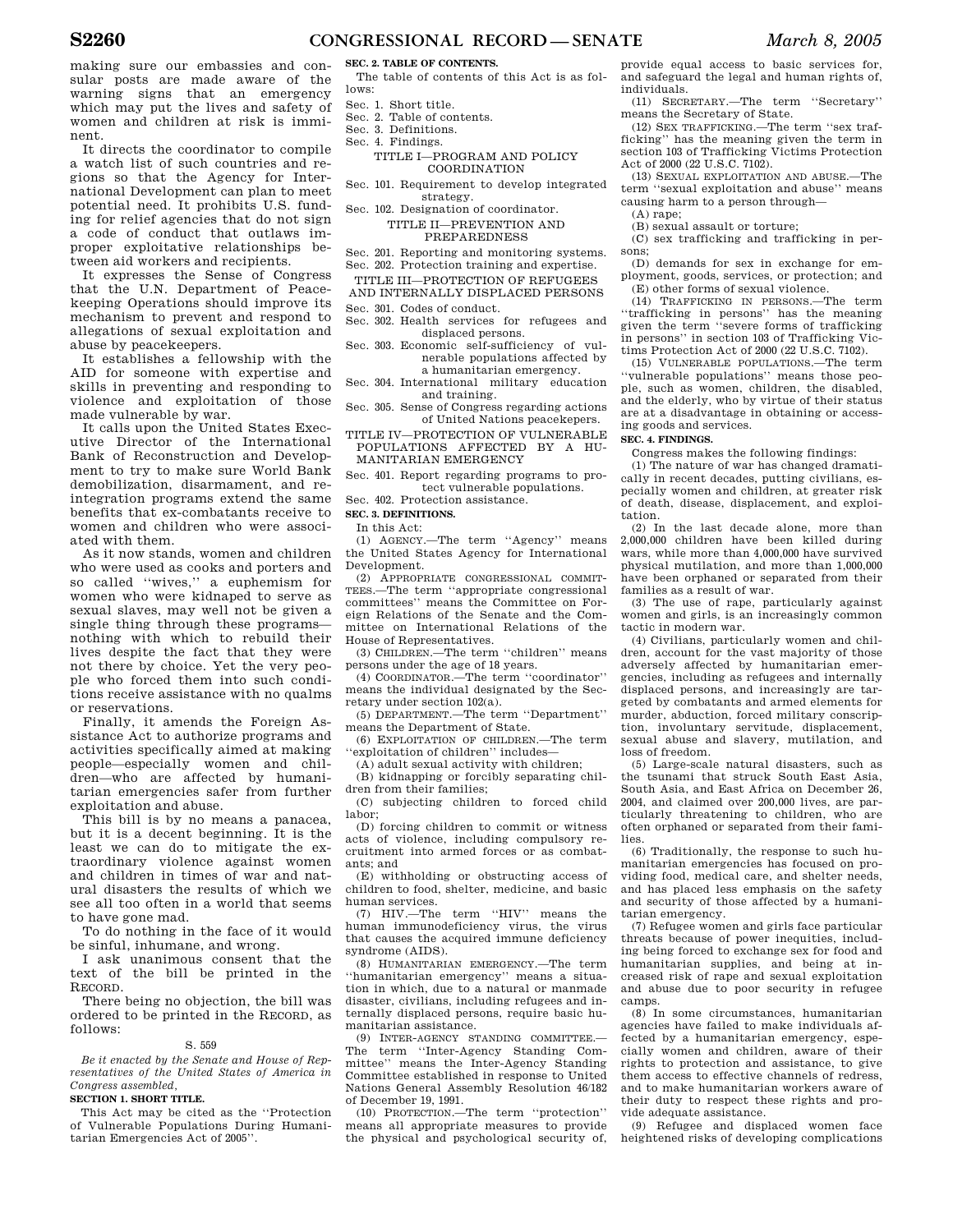making sure our embassies and consular posts are made aware of the warning signs that an emergency which may put the lives and safety of women and children at risk is imminent.

It directs the coordinator to compile a watch list of such countries and regions so that the Agency for International Development can plan to meet potential need. It prohibits U.S. funding for relief agencies that do not sign a code of conduct that outlaws improper exploitative relationships between aid workers and recipients.

It expresses the Sense of Congress that the U.N. Department of Peacekeeping Operations should improve its mechanism to prevent and respond to allegations of sexual exploitation and abuse by peacekeepers.

It establishes a fellowship with the AID for someone with expertise and skills in preventing and responding to violence and exploitation of those made vulnerable by war.

It calls upon the United States Executive Director of the International Bank of Reconstruction and Development to try to make sure World Bank demobilization, disarmament, and reintegration programs extend the same benefits that ex-combatants receive to women and children who were associated with them.

As it now stands, women and children who were used as cooks and porters and so called ''wives,'' a euphemism for women who were kidnaped to serve as sexual slaves, may well not be given a single thing through these programs—nothing with which to rebuild their lives despite the fact that they were not there by choice. Yet the very people who forced them into such conditions receive assistance with no qualms or reservations.

Finally, it amends the Foreign Assistance Act to authorize programs and activities specifically aimed at making people—especially women and children—who are affected by humanitarian emergencies safer from further exploitation and abuse.

This bill is by no means a panacea, but it is a decent beginning. It is the least we can do to mitigate the extraordinary violence against women and children in times of war and natural disasters the results of which we see all too often in a world that seems to have gone mad.

To do nothing in the face of it would be sinful, inhumane, and wrong.

I ask unanimous consent that the text of the bill be printed in the RECORD.

There being no objection, the bill was ordered to be printed in the RECORD, as follows:

S. 559

*Be it enacted by the Senate and House of Representatives of the United States of America in Congress assembled,*

**SECTION 1. SHORT TITLE.**

This Act may be cited as the ''Protection of Vulnerable Populations During Humanitarian Emergencies Act of 2005''.

**SEC. 2. TABLE OF CONTENTS.**

The table of contents of this Act is as follows:

Sec. 1. Short title.
Sec. 2. Table of contents.
Sec. 3. Definitions.
Sec. 4. Findings.

TITLE I—PROGRAM AND POLICY COORDINATION

Sec. 101. Requirement to develop integrated strategy.
Sec. 102. Designation of coordinator.

TITLE II—PREVENTION AND PREPAREDNESS

Sec. 201. Reporting and monitoring systems.
Sec. 202. Protection training and expertise.

TITLE III—PROTECTION OF REFUGEES AND INTERNALLY DISPLACED PERSONS

Sec. 301. Codes of conduct.
Sec. 302. Health services for refugees and displaced persons.
Sec. 303. Economic self-sufficiency of vulnerable populations affected by a humanitarian emergency.
Sec. 304. International military education and training.
Sec. 305. Sense of Congress regarding actions of United Nations peacekepers.

TITLE IV—PROTECTION OF VULNERABLE POPULATIONS AFFECTED BY A HUMANITARIAN EMERGENCY

Sec. 401. Report regarding programs to protect vulnerable populations.
Sec. 402. Protection assistance.

**SEC. 3. DEFINITIONS.**

In this Act:

(1) AGENCY.—The term ''Agency'' means the United States Agency for International Development.

(2) APPROPRIATE CONGRESSIONAL COMMITTEES.—The term ''appropriate congressional committees'' means the Committee on Foreign Relations of the Senate and the Committee on International Relations of the House of Representatives.

(3) CHILDREN.—The term ''children'' means persons under the age of 18 years.

(4) COORDINATOR.—The term ''coordinator'' means the individual designated by the Secretary under section 102(a).

(5) DEPARTMENT.—The term ''Department'' means the Department of State.

(6) EXPLOITATION OF CHILDREN.—The term ''exploitation of children'' includes—

(A) adult sexual activity with children;

(B) kidnapping or forcibly separating children from their families;

(C) subjecting children to forced child labor;

(D) forcing children to commit or witness acts of violence, including compulsory recruitment into armed forces or as combatants; and

(E) withholding or obstructing access of children to food, shelter, medicine, and basic human services.

(7) HIV.—The term ''HIV'' means the human immunodeficiency virus, the virus that causes the acquired immune deficiency syndrome (AIDS).

(8) HUMANITARIAN EMERGENCY.—The term ''humanitarian emergency'' means a situation in which, due to a natural or manmade disaster, civilians, including refugees and internally displaced persons, require basic humanitarian assistance.

(9) INTER-AGENCY STANDING COMMITTEE.—The term ''Inter-Agency Standing Committee'' means the Inter-Agency Standing Committee established in response to United Nations General Assembly Resolution 46/182 of December 19, 1991.

(10) PROTECTION.—The term ''protection'' means all appropriate measures to provide the physical and psychological security of, provide equal access to basic services for, and safeguard the legal and human rights of, individuals.

(11) SECRETARY.—The term ''Secretary'' means the Secretary of State.

(12) SEX TRAFFICKING.—The term ''sex trafficking'' has the meaning given the term in section 103 of Trafficking Victims Protection Act of 2000 (22 U.S.C. 7102).

(13) SEXUAL EXPLOITATION AND ABUSE.—The term ''sexual exploitation and abuse'' means causing harm to a person through—

(A) rape;

(B) sexual assault or torture;

(C) sex trafficking and trafficking in persons;

(D) demands for sex in exchange for employment, goods, services, or protection; and

(E) other forms of sexual violence.

(14) TRAFFICKING IN PERSONS.—The term ''trafficking in persons'' has the meaning given the term ''severe forms of trafficking in persons'' in section 103 of Trafficking Victims Protection Act of 2000 (22 U.S.C. 7102).

(15) VULNERABLE POPULATIONS.—The term ''vulnerable populations'' means those people, such as women, children, the disabled, and the elderly, who by virtue of their status are at a disadvantage in obtaining or accessing goods and services.

**SEC. 4. FINDINGS.**

Congress makes the following findings:

(1) The nature of war has changed dramatically in recent decades, putting civilians, especially women and children, at greater risk of death, disease, displacement, and exploitation.

(2) In the last decade alone, more than 2,000,000 children have been killed during wars, while more than 4,000,000 have survived physical mutilation, and more than 1,000,000 have been orphaned or separated from their families as a result of war.

(3) The use of rape, particularly against women and girls, is an increasingly common tactic in modern war.

(4) Civilians, particularly women and children, account for the vast majority of those adversely affected by humanitarian emergencies, including as refugees and internally displaced persons, and increasingly are targeted by combatants and armed elements for murder, abduction, forced military conscription, involuntary servitude, displacement, sexual abuse and slavery, mutilation, and loss of freedom.

(5) Large-scale natural disasters, such as the tsunami that struck South East Asia, South Asia, and East Africa on December 26, 2004, and claimed over 200,000 lives, are particularly threatening to children, who are often orphaned or separated from their families.

(6) Traditionally, the response to such humanitarian emergencies has focused on providing food, medical care, and shelter needs, and has placed less emphasis on the safety and security of those affected by a humanitarian emergency.

(7) Refugee women and girls face particular threats because of power inequities, including being forced to exchange sex for food and humanitarian supplies, and being at increased risk of rape and sexual exploitation and abuse due to poor security in refugee camps.

(8) In some circumstances, humanitarian agencies have failed to make individuals affected by a humanitarian emergency, especially women and children, aware of their rights to protection and assistance, to give them access to effective channels of redress, and to make humanitarian workers aware of their duty to respect these rights and provide adequate assistance.

(9) Refugee and displaced women face heightened risks of developing complications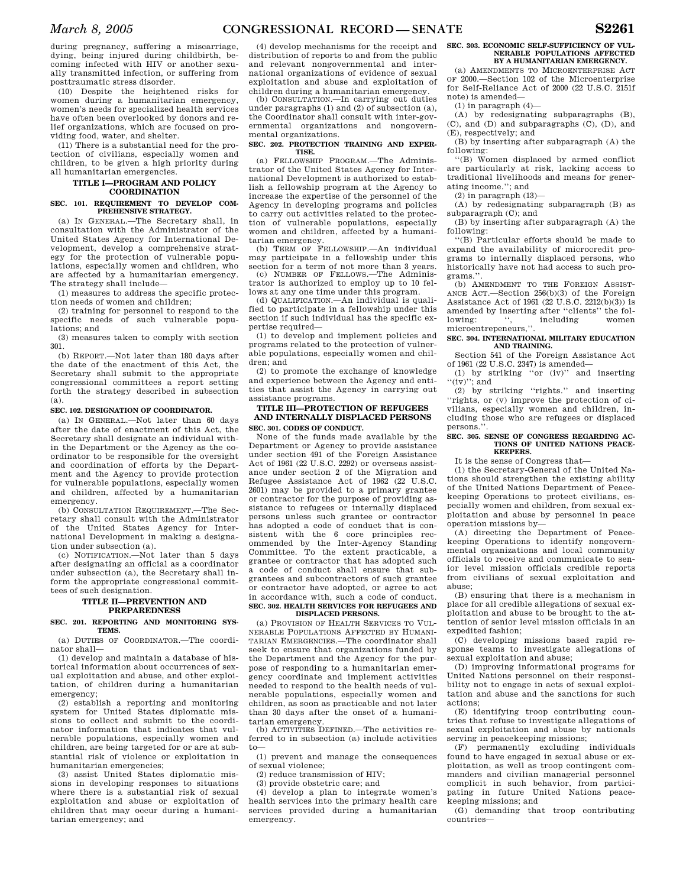during pregnancy, suffering a miscarriage, dying, being injured during childbirth, becoming infected with HIV or another sexually transmitted infection, or suffering from posttraumatic stress disorder.

(10) Despite the heightened risks for women during a humanitarian emergency, women's needs for specialized health services have often been overlooked by donors and relief organizations, which are focused on providing food, water, and shelter.

(11) There is a substantial need for the protection of civilians, especially women and children, to be given a high priority during all humanitarian emergencies.

## TITLE I—PROGRAM AND POLICY COORDINATION

### SEC. 101. REQUIREMENT TO DEVELOP COMPREHENSIVE STRATEGY.

(a) IN GENERAL.—The Secretary shall, in consultation with the Administrator of the United States Agency for International Development, develop a comprehensive strategy for the protection of vulnerable populations, especially women and children, who are affected by a humanitarian emergency. The strategy shall include—

(1) measures to address the specific protection needs of women and children;

(2) training for personnel to respond to the specific needs of such vulnerable populations; and

(3) measures taken to comply with section 301.

(b) REPORT.—Not later than 180 days after the date of the enactment of this Act, the Secretary shall submit to the appropriate congressional committees a report setting forth the strategy described in subsection (a).

### SEC. 102. DESIGNATION OF COORDINATOR.

(a) IN GENERAL.—Not later than 60 days after the date of enactment of this Act, the Secretary shall designate an individual within the Department or the Agency as the coordinator to be responsible for the oversight and coordination of efforts by the Department and the Agency to provide protection for vulnerable populations, especially women and children, affected by a humanitarian emergency.

(b) CONSULTATION REQUIREMENT.—The Secretary shall consult with the Administrator of the United States Agency for International Development in making a designation under subsection (a).

(c) NOTIFICATION.—Not later than 5 days after designating an official as a coordinator under subsection (a), the Secretary shall inform the appropriate congressional committees of such designation.

## TITLE II—PREVENTION AND PREPAREDNESS

### SEC. 201. REPORTING AND MONITORING SYSTEMS.

(a) DUTIES OF COORDINATOR.—The coordinator shall—

(1) develop and maintain a database of historical information about occurrences of sexual exploitation and abuse, and other exploitation, of children during a humanitarian emergency;

(2) establish a reporting and monitoring system for United States diplomatic missions to collect and submit to the coordinator information that indicates that vulnerable populations, especially women and children, are being targeted for or are at substantial risk of violence or exploitation in humanitarian emergencies;

(3) assist United States diplomatic missions in developing responses to situations where there is a substantial risk of sexual exploitation and abuse or exploitation of children that may occur during a humanitarian emergency; and

(4) develop mechanisms for the receipt and distribution of reports to and from the public and relevant nongovernmental and international organizations of evidence of sexual exploitation and abuse and exploitation of children during a humanitarian emergency.

(b) CONSULTATION.—In carrying out duties under paragraphs (1) and (2) of subsection (a), the Coordinator shall consult with inter-governmental organizations and nongovernmental organizations.

### SEC. 202. PROTECTION TRAINING AND EXPERTISE.

(a) FELLOWSHIP PROGRAM.—The Administrator of the United States Agency for International Development is authorized to establish a fellowship program at the Agency to increase the expertise of the personnel of the Agency in developing programs and policies to carry out activities related to the protection of vulnerable populations, especially women and children, affected by a humanitarian emergency.

(b) TERM OF FELLOWSHIP.—An individual may participate in a fellowship under this section for a term of not more than 3 years.

(c) NUMBER OF FELLOWS.—The Administrator is authorized to employ up to 10 fellows at any one time under this program.

(d) QUALIFICATION.—An individual is qualified to participate in a fellowship under this section if such individual has the specific expertise required—

(1) to develop and implement policies and programs related to the protection of vulnerable populations, especially women and children; and

(2) to promote the exchange of knowledge and experience between the Agency and entities that assist the Agency in carrying out assistance programs.

## TITLE III—PROTECTION OF REFUGEES AND INTERNALLY DISPLACED PERSONS

### SEC. 301. CODES OF CONDUCT.

None of the funds made available by the Department or Agency to provide assistance under section 491 of the Foreign Assistance Act of 1961 (22 U.S.C. 2292) or overseas assistance under section 2 of the Migration and Refugee Assistance Act of 1962 (22 U.S.C. 2601) may be provided to a primary grantee or contractor for the purpose of providing assistance to refugees or internally displaced persons unless such grantee or contractor has adopted a code of conduct that is consistent with the 6 core principles recommended by the Inter-Agency Standing Committee. To the extent practicable, a grantee or contractor that has adopted such a code of conduct shall ensure that subgrantees and subcontractors of such grantee or contractor have adopted, or agree to act in accordance with, such a code of conduct.

### SEC. 302. HEALTH SERVICES FOR REFUGEES AND DISPLACED PERSONS.

(a) PROVISION OF HEALTH SERVICES TO VULNERABLE POPULATIONS AFFECTED BY HUMANITARIAN EMERGENCIES.—The coordinator shall seek to ensure that organizations funded by the Department and the Agency for the purpose of responding to a humanitarian emergency coordinate and implement activities needed to respond to the health needs of vulnerable populations, especially women and children, as soon as practicable and not later than 30 days after the onset of a humanitarian emergency.

(b) ACTIVITIES DEFINED.—The activities referred to in subsection (a) include activities to—

(1) prevent and manage the consequences of sexual violence;

(2) reduce transmission of HIV;

(3) provide obstetric care; and

(4) develop a plan to integrate women's health services into the primary health care services provided during a humanitarian emergency.

### SEC. 303. ECONOMIC SELF-SUFFICIENCY OF VULNERABLE POPULATIONS AFFECTED BY A HUMANITARIAN EMERGENCY.

(a) AMENDMENTS TO MICROENTERPRISE ACT OF 2000.—Section 102 of the Microenterprise for Self-Reliance Act of 2000 (22 U.S.C. 2151f note) is amended—

(1) in paragraph (4)—

(A) by redesignating subparagraphs (B), (C), and (D) and subparagraphs (C), (D), and (E), respectively; and

(B) by inserting after subparagraph (A) the following:

''(B) Women displaced by armed conflict are particularly at risk, lacking access to traditional livelihoods and means for generating income.''; and

(2) in paragraph (13)—

(A) by redesignating subparagraph (B) as subparagraph (C); and

(B) by inserting after subparagraph (A) the following:

''(B) Particular efforts should be made to expand the availability of microcredit programs to internally displaced persons, who historically have not had access to such programs.''.

(b) AMENDMENT TO THE FOREIGN ASSISTANCE ACT.—Section 256(b)(3) of the Foreign Assistance Act of 1961 (22 U.S.C. 2212(b)(3)) is amended by inserting after ''clients'' the following: '', including women microentrepeneurs,''.

### SEC. 304. INTERNATIONAL MILITARY EDUCATION AND TRAINING.

Section 541 of the Foreign Assistance Act of 1961 (22 U.S.C. 2347) is amended—

(1) by striking ''or (iv)'' and inserting ''(iv)''; and

(2) by striking ''rights.'' and inserting ''rights, or (v) improve the protection of civilians, especially women and children, including those who are refugees or displaced persons.''.

### SEC. 305. SENSE OF CONGRESS REGARDING ACTIONS OF UNITED NATIONS PEACEKEEPERS.

It is the sense of Congress that—

(1) the Secretary-General of the United Nations should strengthen the existing ability of the United Nations Department of Peacekeeping Operations to protect civilians, especially women and children, from sexual exploitation and abuse by personnel in peace operation missions by—

(A) directing the Department of Peacekeeping Operations to identify nongovernmental organizations and local community officials to receive and communicate to senior level mission officials credible reports from civilians of sexual exploitation and abuse;

(B) ensuring that there is a mechanism in place for all credible allegations of sexual exploitation and abuse to be brought to the attention of senior level mission officials in an expedited fashion;

(C) developing missions based rapid response teams to investigate allegations of sexual exploitation and abuse;

(D) improving informational programs for United Nations personnel on their responsibility not to engage in acts of sexual exploitation and abuse and the sanctions for such actions;

(E) identifying troop contributing countries that refuse to investigate allegations of sexual exploitation and abuse by nationals serving in peacekeeping missions;

(F) permanently excluding individuals found to have engaged in sexual abuse or exploitation, as well as troop contingent commanders and civilian managerial personnel complicit in such behavior, from participating in future United Nations peacekeeping missions; and

(G) demanding that troop contributing countries—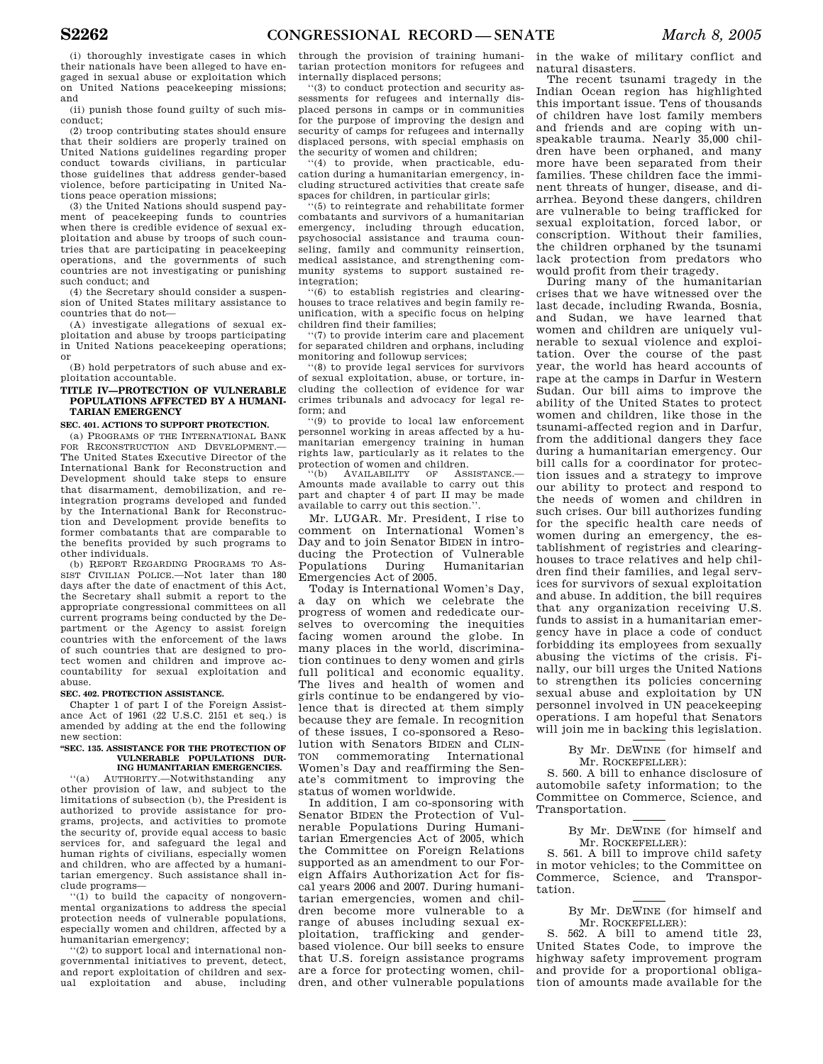(i) thoroughly investigate cases in which their nationals have been alleged to have engaged in sexual abuse or exploitation which on United Nations peacekeeping missions; and

(ii) punish those found guilty of such misconduct;

(2) troop contributing states should ensure that their soldiers are properly trained on United Nations guidelines regarding proper conduct towards civilians, in particular those guidelines that address gender-based violence, before participating in United Nations peace operation missions;

(3) the United Nations should suspend payment of peacekeeping funds to countries when there is credible evidence of sexual exploitation and abuse by troops of such countries that are participating in peacekeeping operations, and the governments of such countries are not investigating or punishing such conduct; and

(4) the Secretary should consider a suspension of United States military assistance to countries that do not—

(A) investigate allegations of sexual exploitation and abuse by troops participating in United Nations peacekeeping operations; or

(B) hold perpetrators of such abuse and exploitation accountable.

**TITLE IV—PROTECTION OF VULNERABLE POPULATIONS AFFECTED BY A HUMANITARIAN EMERGENCY**

**SEC. 401. ACTIONS TO SUPPORT PROTECTION.**

(a) PROGRAMS OF THE INTERNATIONAL BANK FOR RECONSTRUCTION AND DEVELOPMENT.—The United States Executive Director of the International Bank for Reconstruction and Development should take steps to ensure that disarmament, demobilization, and reintegration programs developed and funded by the International Bank for Reconstruction and Development provide benefits to former combatants that are comparable to the benefits provided by such programs to other individuals.

(b) REPORT REGARDING PROGRAMS TO ASSIST CIVILIAN POLICE.—Not later than 180 days after the date of enactment of this Act, the Secretary shall submit a report to the appropriate congressional committees on all current programs being conducted by the Department or the Agency to assist foreign countries with the enforcement of the laws of such countries that are designed to protect women and children and improve accountability for sexual exploitation and abuse.

**SEC. 402. PROTECTION ASSISTANCE.**

Chapter 1 of part I of the Foreign Assistance Act of 1961 (22 U.S.C. 2151 et seq.) is amended by adding at the end the following new section:

**"SEC. 135. ASSISTANCE FOR THE PROTECTION OF VULNERABLE POPULATIONS DURING HUMANITARIAN EMERGENCIES.**

"(a) AUTHORITY.—Notwithstanding any other provision of law, and subject to the limitations of subsection (b), the President is authorized to provide assistance for programs, projects, and activities to promote the security of, provide equal access to basic services for, and safeguard the legal and human rights of civilians, especially women and children, who are affected by a humanitarian emergency. Such assistance shall include programs—

"(1) to build the capacity of nongovernmental organizations to address the special protection needs of vulnerable populations, especially women and children, affected by a humanitarian emergency;

"(2) to support local and international nongovernmental initiatives to prevent, detect, and report exploitation of children and sexual exploitation and abuse, including through the provision of training humanitarian protection monitors for refugees and internally displaced persons;

"(3) to conduct protection and security assessments for refugees and internally displaced persons in camps or in communities for the purpose of improving the design and security of camps for refugees and internally displaced persons, with special emphasis on the security of women and children;

"(4) to provide, when practicable, education during a humanitarian emergency, including structured activities that create safe spaces for children, in particular girls;

"(5) to reintegrate and rehabilitate former combatants and survivors of a humanitarian emergency, including through education, psychosocial assistance and trauma counseling, family and community reinsertion, medical assistance, and strengthening community systems to support sustained reintegration;

"(6) to establish registries and clearinghouses to trace relatives and begin family reunification, with a specific focus on helping children find their families;

"(7) to provide interim care and placement for separated children and orphans, including monitoring and followup services;

"(8) to provide legal services for survivors of sexual exploitation, abuse, or torture, including the collection of evidence for war crimes tribunals and advocacy for legal reform; and

"(9) to provide to local law enforcement personnel working in areas affected by a humanitarian emergency training in human rights law, particularly as it relates to the protection of women and children.

"(b) AVAILABILITY OF ASSISTANCE.—Amounts made available to carry out this part and chapter 4 of part II may be made available to carry out this section.".

Mr. LUGAR. Mr. President, I rise to comment on International Women's Day and to join Senator BIDEN in introducing the Protection of Vulnerable Populations During Humanitarian Emergencies Act of 2005.

Today is International Women's Day, a day on which we celebrate the progress of women and rededicate ourselves to overcoming the inequities facing women around the globe. In many places in the world, discrimination continues to deny women and girls full political and economic equality. The lives and health of women and girls continue to be endangered by violence that is directed at them simply because they are female. In recognition of these issues, I co-sponsored a Resolution with Senators BIDEN and CLINTON commemorating International Women's Day and reaffirming the Senate's commitment to improving the status of women worldwide.

In addition, I am co-sponsoring with Senator BIDEN the Protection of Vulnerable Populations During Humanitarian Emergencies Act of 2005, which the Committee on Foreign Relations supported as an amendment to our Foreign Affairs Authorization Act for fiscal years 2006 and 2007. During humanitarian emergencies, women and children become more vulnerable to a range of abuses including sexual exploitation, trafficking and gender-based violence. Our bill seeks to ensure that U.S. foreign assistance programs are a force for protecting women, children, and other vulnerable populations in the wake of military conflict and natural disasters.

The recent tsunami tragedy in the Indian Ocean region has highlighted this important issue. Tens of thousands of children have lost family members and friends and are coping with unspeakable trauma. Nearly 35,000 children have been orphaned, and many more have been separated from their families. These children face the imminent threats of hunger, disease, and diarrhea. Beyond these dangers, children are vulnerable to being trafficked for sexual exploitation, forced labor, or conscription. Without their families, the children orphaned by the tsunami lack protection from predators who would profit from their tragedy.

During many of the humanitarian crises that we have witnessed over the last decade, including Rwanda, Bosnia, and Sudan, we have learned that women and children are uniquely vulnerable to sexual violence and exploitation. Over the course of the past year, the world has heard accounts of rape at the camps in Darfur in Western Sudan. Our bill aims to improve the ability of the United States to protect women and children, like those in the tsunami-affected region and in Darfur, from the additional dangers they face during a humanitarian emergency. Our bill calls for a coordinator for protection issues and a strategy to improve our ability to protect and respond to the needs of women and children in such crises. Our bill authorizes funding for the specific health care needs of women during an emergency, the establishment of registries and clearinghouses to trace relatives and help children find their families, and legal services for survivors of sexual exploitation and abuse. In addition, the bill requires that any organization receiving U.S. funds to assist in a humanitarian emergency have in place a code of conduct forbidding its employees from sexually abusing the victims of the crisis. Finally, our bill urges the United Nations to strengthen its policies concerning sexual abuse and exploitation by UN personnel involved in UN peacekeeping operations. I am hopeful that Senators will join me in backing this legislation.

---

By Mr. DEWINE (for himself and Mr. ROCKEFELLER):

S. 560. A bill to enhance disclosure of automobile safety information; to the Committee on Commerce, Science, and Transportation.

---

By Mr. DEWINE (for himself and Mr. ROCKEFELLER):

S. 561. A bill to improve child safety in motor vehicles; to the Committee on Commerce, Science, and Transportation.

---

By Mr. DEWINE (for himself and Mr. ROCKEFELLER):

S. 562. A bill to amend title 23, United States Code, to improve the highway safety improvement program and provide for a proportional obligation of amounts made available for the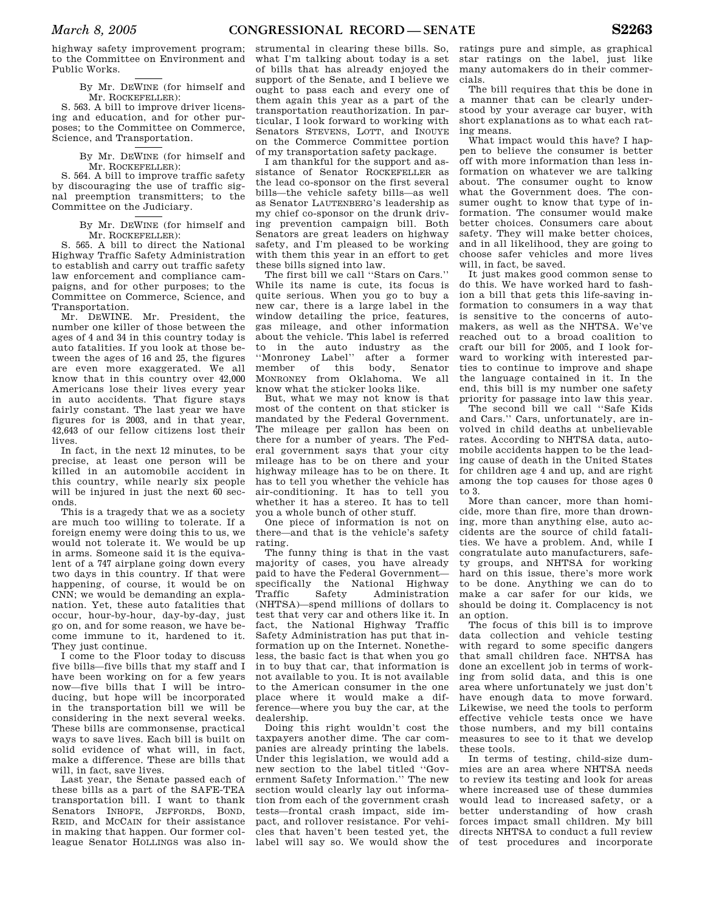highway safety improvement program; to the Committee on Environment and Public Works.

By Mr. DEWINE (for himself and Mr. ROCKEFELLER):

S. 563. A bill to improve driver licensing and education, and for other purposes; to the Committee on Commerce, Science, and Transportation.

By Mr. DEWINE (for himself and Mr. ROCKEFELLER):

S. 564. A bill to improve traffic safety by discouraging the use of traffic signal preemption transmitters; to the Committee on the Judiciary.

By Mr. DEWINE (for himself and Mr. ROCKEFELLER):

S. 565. A bill to direct the National Highway Traffic Safety Administration to establish and carry out traffic safety law enforcement and compliance campaigns, and for other purposes; to the Committee on Commerce, Science, and Transportation.

Mr. DEWINE. Mr. President, the number one killer of those between the ages of 4 and 34 in this country today is auto fatalities. If you look at those between the ages of 16 and 25, the figures are even more exaggerated. We all know that in this country over 42,000 Americans lose their lives every year in auto accidents. That figure stays fairly constant. The last year we have figures for is 2003, and in that year, 42,643 of our fellow citizens lost their lives.

In fact, in the next 12 minutes, to be precise, at least one person will be killed in an automobile accident in this country, while nearly six people will be injured in just the next 60 seconds.

This is a tragedy that we as a society are much too willing to tolerate. If a foreign enemy were doing this to us, we would not tolerate it. We would be up in arms. Someone said it is the equivalent of a 747 airplane going down every two days in this country. If that were happening, of course, it would be on CNN; we would be demanding an explanation. Yet, these auto fatalities that occur, hour-by-hour, day-by-day, just go on, and for some reason, we have become immune to it, hardened to it. They just continue.

I come to the Floor today to discuss five bills—five bills that my staff and I have been working on for a few years now—five bills that I will be introducing, but hope will be incorporated in the transportation bill we will be considering in the next several weeks. These bills are commonsense, practical ways to save lives. Each bill is built on solid evidence of what will, in fact, make a difference. These are bills that will, in fact, save lives.

Last year, the Senate passed each of these bills as a part of the SAFE-TEA transportation bill. I want to thank Senators INHOFE, JEFFORDS, BOND, REID, and MCCAIN for their assistance in making that happen. Our former colleague Senator HOLLINGS was also instrumental in clearing these bills. So, what I'm talking about today is a set of bills that has already enjoyed the support of the Senate, and I believe we ought to pass each and every one of them again this year as a part of the transportation reauthorization. In particular, I look forward to working with Senators STEVENS, LOTT, and INOUYE on the Commerce Committee portion of my transportation safety package.

I am thankful for the support and assistance of Senator ROCKEFELLER as the lead co-sponsor on the first several bills—the vehicle safety bills—as well as Senator LAUTENBERG'S leadership as my chief co-sponsor on the drunk driving prevention campaign bill. Both Senators are great leaders on highway safety, and I'm pleased to be working with them this year in an effort to get these bills signed into law.

The first bill we call "Stars on Cars." While its name is cute, its focus is quite serious. When you go to buy a new car, there is a large label in the window detailing the price, features, gas mileage, and other information about the vehicle. This label is referred to in the auto industry as the "Monroney Label" after a former member of this body, Senator MONRONEY from Oklahoma. We all know what the sticker looks like.

But, what we may not know is that most of the content on that sticker is mandated by the Federal Government. The mileage per gallon has been on there for a number of years. The Federal government says that your city mileage has to be on there and your highway mileage has to be on there. It has to tell you whether the vehicle has air-conditioning. It has to tell you whether it has a stereo. It has to tell you a whole bunch of other stuff.

One piece of information is not on there—and that is the vehicle's safety rating.

The funny thing is that in the vast majority of cases, you have already paid to have the Federal Government—specifically the National Highway Traffic Safety Administration (NHTSA)—spend millions of dollars to test that very car and others like it. In fact, the National Highway Traffic Safety Administration has put that information up on the Internet. Nonetheless, the basic fact is that when you go in to buy that car, that information is not available to you. It is not available to the American consumer in the one place where it would make a difference—where you buy the car, at the dealership.

Doing this right wouldn't cost the taxpayers another dime. The car companies are already printing the labels. Under this legislation, we would add a new section to the label titled "Government Safety Information." The new section would clearly lay out information from each of the government crash tests—frontal crash impact, side impact, and rollover resistance. For vehicles that haven't been tested yet, the label will say so. We would show the ratings pure and simple, as graphical star ratings on the label, just like many automakers do in their commercials.

The bill requires that this be done in a manner that can be clearly understood by your average car buyer, with short explanations as to what each rating means.

What impact would this have? I happen to believe the consumer is better off with more information than less information on whatever we are talking about. The consumer ought to know what the Government does. The consumer ought to know that type of information. The consumer would make better choices. Consumers care about safety. They will make better choices, and in all likelihood, they are going to choose safer vehicles and more lives will, in fact, be saved.

It just makes good common sense to do this. We have worked hard to fashion a bill that gets this life-saving information to consumers in a way that is sensitive to the concerns of automakers, as well as the NHTSA. We've reached out to a broad coalition to craft our bill for 2005, and I look forward to working with interested parties to continue to improve and shape the language contained in it. In the end, this bill is my number one safety priority for passage into law this year.

The second bill we call "Safe Kids and Cars." Cars, unfortunately, are involved in child deaths at unbelievable rates. According to NHTSA data, automobile accidents happen to be the leading cause of death in the United States for children age 4 and up, and are right among the top causes for those ages 0 to 3.

More than cancer, more than homicide, more than fire, more than drowning, more than anything else, auto accidents are the source of child fatalities. We have a problem. And, while I congratulate auto manufacturers, safety groups, and NHTSA for working hard on this issue, there's more work to be done. Anything we can do to make a car safer for our kids, we should be doing it. Complacency is not an option.

The focus of this bill is to improve data collection and vehicle testing with regard to some specific dangers that small children face. NHTSA has done an excellent job in terms of working from solid data, and this is one area where unfortunately we just don't have enough data to move forward. Likewise, we need the tools to perform effective vehicle tests once we have those numbers, and my bill contains measures to see to it that we develop these tools.

In terms of testing, child-size dummies are an area where NHTSA needs to review its testing and look for areas where increased use of these dummies would lead to increased safety, or a better understanding of how crash forces impact small children. My bill directs NHTSA to conduct a full review of test procedures and incorporate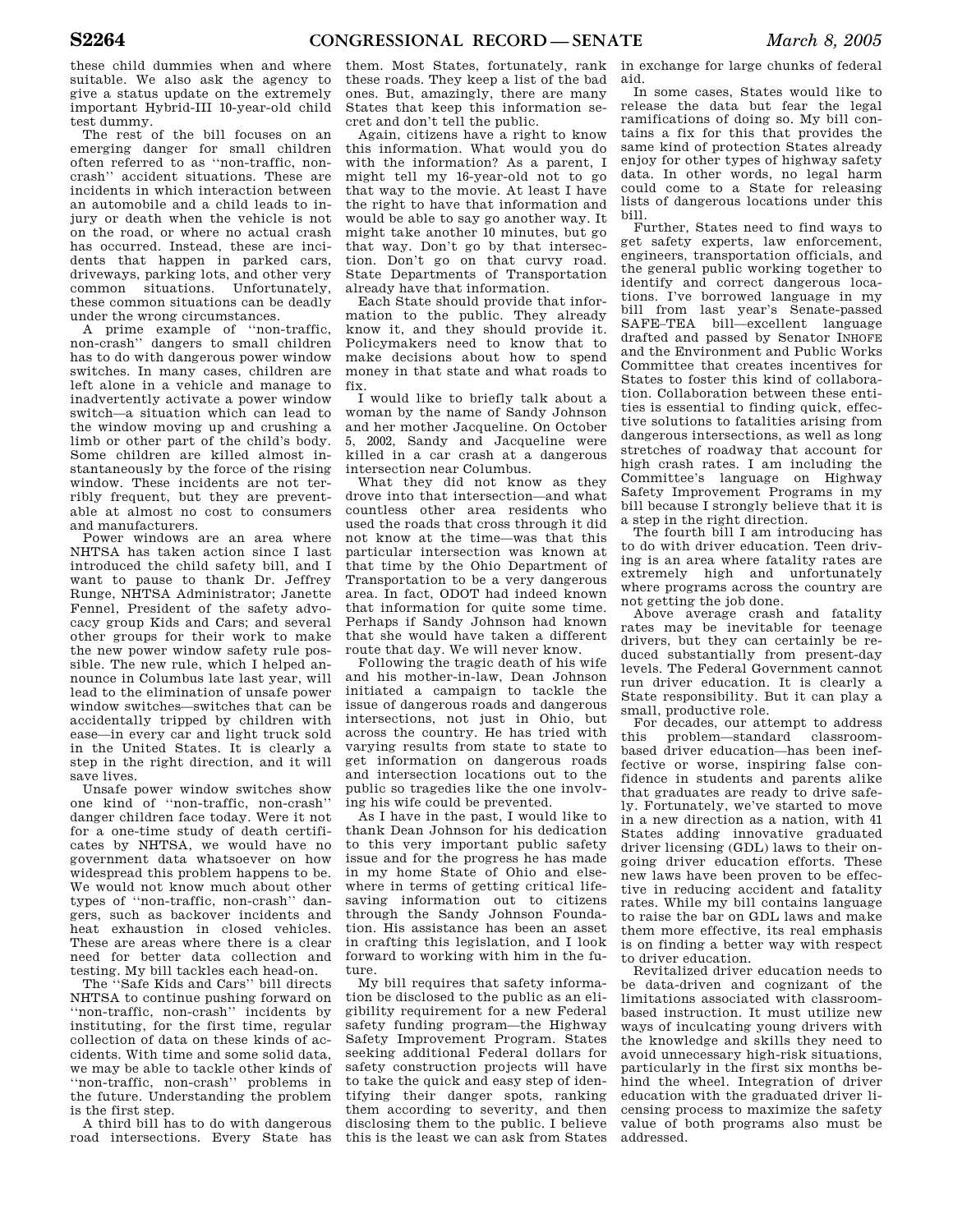these child dummies when and where suitable. We also ask the agency to give a status update on the extremely important Hybrid-III 10-year-old child test dummy.

The rest of the bill focuses on an emerging danger for small children often referred to as ''non-traffic, non-crash'' accident situations. These are incidents in which interaction between an automobile and a child leads to injury or death when the vehicle is not on the road, or where no actual crash has occurred. Instead, these are incidents that happen in parked cars, driveways, parking lots, and other very common situations. Unfortunately, these common situations can be deadly under the wrong circumstances.

A prime example of ''non-traffic, non-crash'' dangers to small children has to do with dangerous power window switches. In many cases, children are left alone in a vehicle and manage to inadvertently activate a power window switch—a situation which can lead to the window moving up and crushing a limb or other part of the child's body. Some children are killed almost instantaneously by the force of the rising window. These incidents are not terribly frequent, but they are preventable at almost no cost to consumers and manufacturers.

Power windows are an area where NHTSA has taken action since I last introduced the child safety bill, and I want to pause to thank Dr. Jeffrey Runge, NHTSA Administrator; Janette Fennel, President of the safety advocacy group Kids and Cars; and several other groups for their work to make the new power window safety rule possible. The new rule, which I helped announce in Columbus late last year, will lead to the elimination of unsafe power window switches—switches that can be accidentally tripped by children with ease—in every car and light truck sold in the United States. It is clearly a step in the right direction, and it will save lives.

Unsafe power window switches show one kind of ''non-traffic, non-crash'' danger children face today. Were it not for a one-time study of death certificates by NHTSA, we would have no government data whatsoever on how widespread this problem happens to be. We would not know much about other types of ''non-traffic, non-crash'' dangers, such as backover incidents and heat exhaustion in closed vehicles. These are areas where there is a clear need for better data collection and testing. My bill tackles each head-on.

The ''Safe Kids and Cars'' bill directs NHTSA to continue pushing forward on ''non-traffic, non-crash'' incidents by instituting, for the first time, regular collection of data on these kinds of accidents. With time and some solid data, we may be able to tackle other kinds of ''non-traffic, non-crash'' problems in the future. Understanding the problem is the first step.

A third bill has to do with dangerous road intersections. Every State has them. Most States, fortunately, rank these roads. They keep a list of the bad ones. But, amazingly, there are many States that keep this information secret and don't tell the public.

Again, citizens have a right to know this information. What would you do with the information? As a parent, I might tell my 16-year-old not to go that way to the movie. At least I have the right to have that information and would be able to say go another way. It might take another 10 minutes, but go that way. Don't go by that intersection. Don't go on that curvy road. State Departments of Transportation already have that information.

Each State should provide that information to the public. They already know it, and they should provide it. Policymakers need to know that to make decisions about how to spend money in that state and what roads to fix.

I would like to briefly talk about a woman by the name of Sandy Johnson and her mother Jacqueline. On October 5, 2002, Sandy and Jacqueline were killed in a car crash at a dangerous intersection near Columbus.

What they did not know as they drove into that intersection—and what countless other area residents who used the roads that cross through it did not know at the time—was that this particular intersection was known at that time by the Ohio Department of Transportation to be a very dangerous area. In fact, ODOT had indeed known that information for quite some time. Perhaps if Sandy Johnson had known that she would have taken a different route that day. We will never know.

Following the tragic death of his wife and his mother-in-law, Dean Johnson initiated a campaign to tackle the issue of dangerous roads and dangerous intersections, not just in Ohio, but across the country. He has tried with varying results from state to state to get information on dangerous roads and intersection locations out to the public so tragedies like the one involving his wife could be prevented.

As I have in the past, I would like to thank Dean Johnson for his dedication to this very important public safety issue and for the progress he has made in my home State of Ohio and elsewhere in terms of getting critical lifesaving information out to citizens through the Sandy Johnson Foundation. His assistance has been an asset in crafting this legislation, and I look forward to working with him in the future.

My bill requires that safety information be disclosed to the public as an eligibility requirement for a new Federal safety funding program—the Highway Safety Improvement Program. States seeking additional Federal dollars for safety construction projects will have to take the quick and easy step of identifying their danger spots, ranking them according to severity, and then disclosing them to the public. I believe this is the least we can ask from States in exchange for large chunks of federal aid.

In some cases, States would like to release the data but fear the legal ramifications of doing so. My bill contains a fix for this that provides the same kind of protection States already enjoy for other types of highway safety data. In other words, no legal harm could come to a State for releasing lists of dangerous locations under this bill.

Further, States need to find ways to get safety experts, law enforcement, engineers, transportation officials, and the general public working together to identify and correct dangerous locations. I've borrowed language in my bill from last year's Senate-passed SAFE–TEA bill—excellent language drafted and passed by Senator INHOFE and the Environment and Public Works Committee that creates incentives for States to foster this kind of collaboration. Collaboration between these entities is essential to finding quick, effective solutions to fatalities arising from dangerous intersections, as well as long stretches of roadway that account for high crash rates. I am including the Committee's language on Highway Safety Improvement Programs in my bill because I strongly believe that it is a step in the right direction.

The fourth bill I am introducing has to do with driver education. Teen driving is an area where fatality rates are extremely high and unfortunately where programs across the country are not getting the job done.

Above average crash and fatality rates may be inevitable for teenage drivers, but they can certainly be reduced substantially from present-day levels. The Federal Government cannot run driver education. It is clearly a State responsibility. But it can play a small, productive role.

For decades, our attempt to address this problem—standard classroom-based driver education—has been ineffective or worse, inspiring false confidence in students and parents alike that graduates are ready to drive safely. Fortunately, we've started to move in a new direction as a nation, with 41 States adding innovative graduated driver licensing (GDL) laws to their ongoing driver education efforts. These new laws have been proven to be effective in reducing accident and fatality rates. While my bill contains language to raise the bar on GDL laws and make them more effective, its real emphasis is on finding a better way with respect to driver education.

Revitalized driver education needs to be data-driven and cognizant of the limitations associated with classroom-based instruction. It must utilize new ways of inculcating young drivers with the knowledge and skills they need to avoid unnecessary high-risk situations, particularly in the first six months behind the wheel. Integration of driver education with the graduated driver licensing process to maximize the safety value of both programs also must be addressed.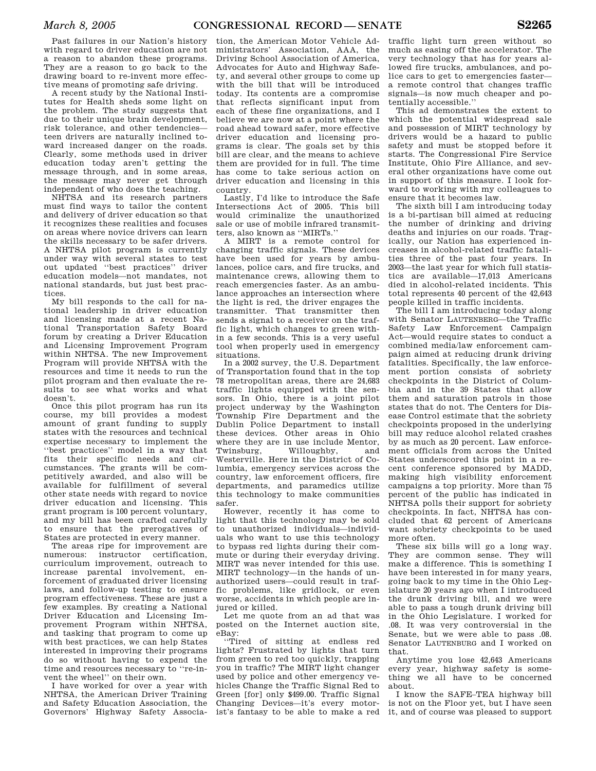Past failures in our Nation's history with regard to driver education are not a reason to abandon these programs. They are a reason to go back to the drawing board to re-invent more effective means of promoting safe driving.

A recent study by the National Institutes for Health sheds some light on the problem. The study suggests that due to their unique brain development, risk tolerance, and other tendencies—teen drivers are naturally inclined toward increased danger on the roads. Clearly, some methods used in driver education today aren't getting the message through, and in some areas, the message may never get through independent of who does the teaching.

NHTSA and its research partners must find ways to tailor the content and delivery of driver education so that it recognizes these realities and focuses on areas where novice drivers can learn the skills necessary to be safer drivers. A NHTSA pilot program is currently under way with several states to test out updated ''best practices'' driver education models—not mandates, not national standards, but just best practices.

My bill responds to the call for national leadership in driver education and licensing made at a recent National Transportation Safety Board forum by creating a Driver Education and Licensing Improvement Program within NHTSA. The new Improvement Program will provide NHTSA with the resources and time it needs to run the pilot program and then evaluate the results to see what works and what doesn't.

Once this pilot program has run its course, my bill provides a modest amount of grant funding to supply states with the resources and technical expertise necessary to implement the ''best practices'' model in a way that fits their specific needs and circumstances. The grants will be competitively awarded, and also will be available for fulfillment of several other state needs with regard to novice driver education and licensing. This grant program is 100 percent voluntary, and my bill has been crafted carefully to ensure that the prerogatives of States are protected in every manner.

The areas ripe for improvement are numerous: instructor certification, curriculum improvement, outreach to increase parental involvement, enforcement of graduated driver licensing laws, and follow-up testing to ensure program effectiveness. These are just a few examples. By creating a National Driver Education and Licensing Improvement Program within NHTSA, and tasking that program to come up with best practices, we can help States interested in improving their programs do so without having to expend the time and resources necessary to ''re-invent the wheel'' on their own.

I have worked for over a year with NHTSA, the American Driver Training and Safety Education Association, the Governors' Highway Safety Association, the American Motor Vehicle Administrators' Association, AAA, the Driving School Association of America, Advocates for Auto and Highway Safety, and several other groups to come up with the bill that will be introduced today. Its contents are a compromise that reflects significant input from each of these fine organizations, and I believe we are now at a point where the road ahead toward safer, more effective driver education and licensing programs is clear. The goals set by this bill are clear, and the means to achieve them are provided for in full. The time has come to take serious action on driver education and licensing in this country.

Lastly, I'd like to introduce the Safe Intersections Act of 2005. This bill would criminalize the unauthorized sale or use of mobile infrared transmitters, also known as ''MIRTs.''

A MIRT is a remote control for changing traffic signals. These devices have been used for years by ambulances, police cars, and fire trucks, and maintenance crews, allowing them to reach emergencies faster. As an ambulance approaches an intersection where the light is red, the driver engages the transmitter. That transmitter then sends a signal to a receiver on the traffic light, which changes to green within a few seconds. This is a very useful tool when properly used in emergency situations.

In a 2002 survey, the U.S. Department of Transportation found that in the top 78 metropolitan areas, there are 24,683 traffic lights equipped with the sensors. In Ohio, there is a joint pilot project underway by the Washington Township Fire Department and the Dublin Police Department to install these devices. Other areas in Ohio where they are in use include Mentor, Twinsburg, Willoughby, and Westerville. Here in the District of Columbia, emergency services across the country, law enforcement officers, fire departments, and paramedics utilize this technology to make communities safer.

However, recently it has come to light that this technology may be sold to unauthorized individuals—individuals who want to use this technology to bypass red lights during their commute or during their everyday driving. MIRT was never intended for this use. MIRT technology—in the hands of unauthorized users—could result in traffic problems, like gridlock, or even worse, accidents in which people are injured or killed.

Let me quote from an ad that was posted on the Internet auction site, eBay:

''Tired of sitting at endless red lights? Frustrated by lights that turn from green to red too quickly, trapping you in traffic? The MIRT light changer used by police and other emergency vehicles Change the Traffic Signal Red to Green [for] only $499.00. Traffic Signal Changing Devices—it's every motorist's fantasy to be able to make a red traffic light turn green without so much as easing off the accelerator. The very technology that has for years allowed fire trucks, ambulances, and police cars to get to emergencies faster—a remote control that changes traffic signals—is now much cheaper and potentially accessible.''

This ad demonstrates the extent to which the potential widespread sale and possession of MIRT technology by drivers would be a hazard to public safety and must be stopped before it starts. The Congressional Fire Service Institute, Ohio Fire Alliance, and several other organizations have come out in support of this measure. I look forward to working with my colleagues to ensure that it becomes law.

The sixth bill I am introducing today is a bi-partisan bill aimed at reducing the number of drinking and driving deaths and injuries on our roads. Tragically, our Nation has experienced increases in alcohol-related traffic fatalities three of the past four years. In 2003—the last year for which full statistics are available—17,013 Americans died in alcohol-related incidents. This total represents 40 percent of the 42,643 people killed in traffic incidents.

The bill I am introducing today along with Senator LAUTENBERG—the Traffic Safety Law Enforcement Campaign Act—would require states to conduct a combined media/law enforcement campaign aimed at reducing drunk driving fatalities. Specifically, the law enforcement portion consists of sobriety checkpoints in the District of Columbia and in the 39 States that allow them and saturation patrols in those states that do not. The Centers for Disease Control estimate that the sobriety checkpoints proposed in the underlying bill may reduce alcohol related crashes by as much as 20 percent. Law enforcement officials from across the United States underscored this point in a recent conference sponsored by MADD, making high visibility enforcement campaigns a top priority. More than 75 percent of the public has indicated in NHTSA polls their support for sobriety checkpoints. In fact, NHTSA has concluded that 62 percent of Americans want sobriety checkpoints to be used more often.

These six bills will go a long way. They are common sense. They will make a difference. This is something I have been interested in for many years, going back to my time in the Ohio Legislature 20 years ago when I introduced the drunk driving bill, and we were able to pass a tough drunk driving bill in the Ohio Legislature. I worked for .08. It was very controversial in the Senate, but we were able to pass .08. Senator LAUTENBURG and I worked on that.

Anytime you lose 42,643 Americans every year, highway safety is something we all have to be concerned about.

I know the SAFE–TEA highway bill is not on the Floor yet, but I have seen it, and of course was pleased to support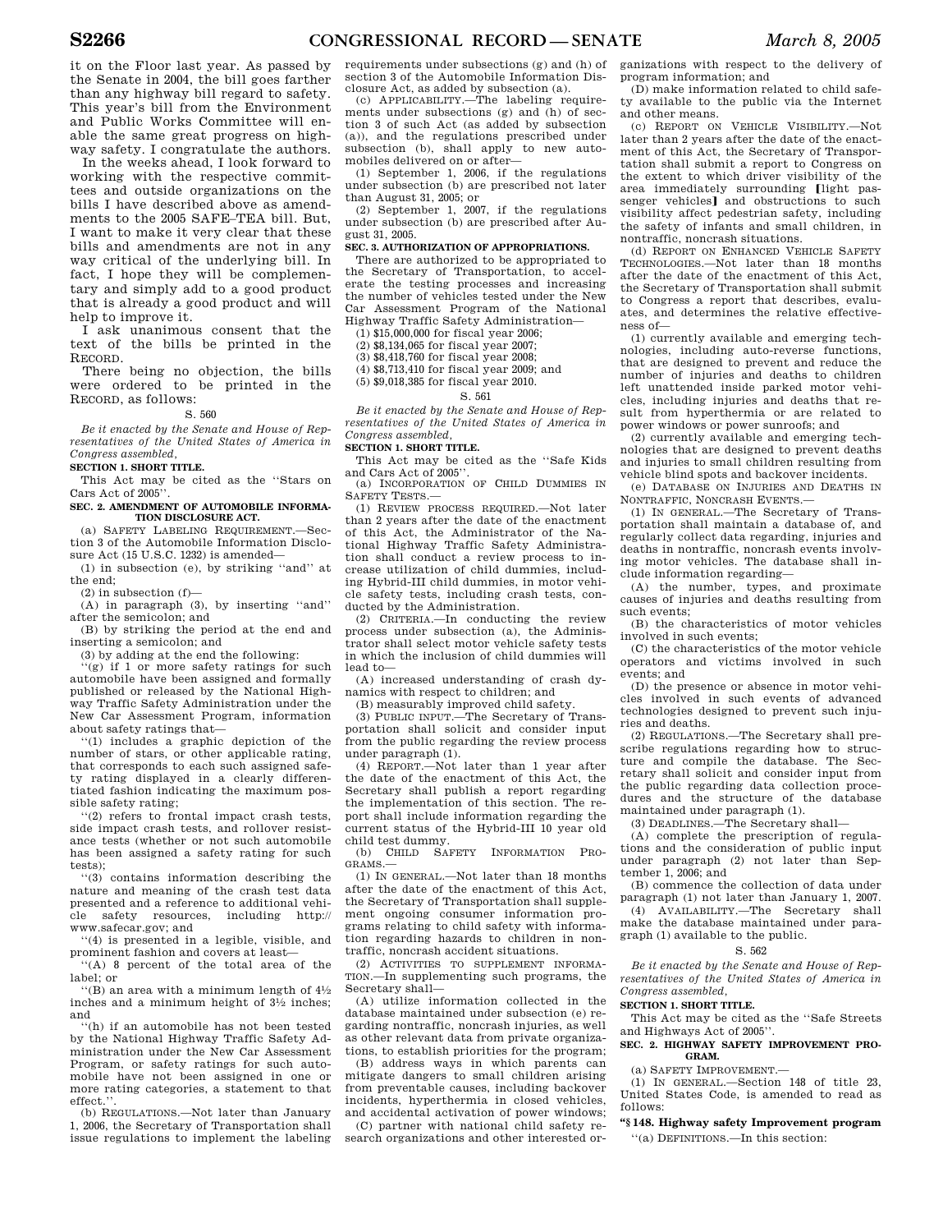it on the Floor last year. As passed by the Senate in 2004, the bill goes farther than any highway bill regard to safety. This year's bill from the Environment and Public Works Committee will enable the same great progress on highway safety. I congratulate the authors.

In the weeks ahead, I look forward to working with the respective committees and outside organizations on the bills I have described above as amendments to the 2005 SAFE–TEA bill. But, I want to make it very clear that these bills and amendments are not in any way critical of the underlying bill. In fact, I hope they will be complementary and simply add to a good product that is already a good product and will help to improve it.

I ask unanimous consent that the text of the bills be printed in the RECORD.

There being no objection, the bills were ordered to be printed in the RECORD, as follows:

S. 560

*Be it enacted by the Senate and House of Representatives of the United States of America in Congress assembled,*

**SECTION 1. SHORT TITLE.**

This Act may be cited as the ''Stars on Cars Act of 2005''.

**SEC. 2. AMENDMENT OF AUTOMOBILE INFORMATION DISCLOSURE ACT.**

(a) SAFETY LABELING REQUIREMENT.—Section 3 of the Automobile Information Disclosure Act (15 U.S.C. 1232) is amended—

(1) in subsection (e), by striking ''and'' at the end;

(2) in subsection (f)—

(A) in paragraph (3), by inserting ''and'' after the semicolon; and

(B) by striking the period at the end and inserting a semicolon; and

(3) by adding at the end the following:

''(g) if 1 or more safety ratings for such automobile have been assigned and formally published or released by the National Highway Traffic Safety Administration under the New Car Assessment Program, information about safety ratings that—

''(1) includes a graphic depiction of the number of stars, or other applicable rating, that corresponds to each such assigned safety rating displayed in a clearly differentiated fashion indicating the maximum possible safety rating;

''(2) refers to frontal impact crash tests, side impact crash tests, and rollover resistance tests (whether or not such automobile has been assigned a safety rating for such tests);

''(3) contains information describing the nature and meaning of the crash test data presented and a reference to additional vehicle safety resources, including http://www.safecar.gov; and

''(4) is presented in a legible, visible, and prominent fashion and covers at least—

''(A) 8 percent of the total area of the label; or

''(B) an area with a minimum length of 4½ inches and a minimum height of 3½ inches; and

''(h) if an automobile has not been tested by the National Highway Traffic Safety Administration under the New Car Assessment Program, or safety ratings for such automobile have not been assigned in one or more rating categories, a statement to that effect.''.

(b) REGULATIONS.—Not later than January 1, 2006, the Secretary of Transportation shall issue regulations to implement the labeling requirements under subsections (g) and (h) of section 3 of the Automobile Information Disclosure Act, as added by subsection (a).

(c) APPLICABILITY.—The labeling requirements under subsections (g) and (h) of section 3 of such Act (as added by subsection (a)), and the regulations prescribed under subsection (b), shall apply to new automobiles delivered on or after—

(1) September 1, 2006, if the regulations under subsection (b) are prescribed not later than August 31, 2005; or

(2) September 1, 2007, if the regulations under subsection (b) are prescribed after August 31, 2005.

**SEC. 3. AUTHORIZATION OF APPROPRIATIONS.**

There are authorized to be appropriated to the Secretary of Transportation, to accelerate the testing processes and increasing the number of vehicles tested under the New Car Assessment Program of the National Highway Traffic Safety Administration—

(1) $15,000,000 for fiscal year 2006;

(2) $8,134,065 for fiscal year 2007;

(3) $8,418,760 for fiscal year 2008;

(4) $8,713,410 for fiscal year 2009; and

(5) $9,018,385 for fiscal year 2010.

S. 561

*Be it enacted by the Senate and House of Representatives of the United States of America in Congress assembled,*

**SECTION 1. SHORT TITLE.**

This Act may be cited as the ''Safe Kids and Cars Act of 2005''.

(a) INCORPORATION OF CHILD DUMMIES IN SAFETY TESTS.—

(1) REVIEW PROCESS REQUIRED.—Not later than 2 years after the date of the enactment of this Act, the Administrator of the National Highway Traffic Safety Administration shall conduct a review process to increase utilization of child dummies, including Hybrid-III child dummies, in motor vehicle safety tests, including crash tests, conducted by the Administration.

(2) CRITERIA.—In conducting the review process under subsection (a), the Administrator shall select motor vehicle safety tests in which the inclusion of child dummies will lead to—

(A) increased understanding of crash dynamics with respect to children; and

(B) measurably improved child safety.

(3) PUBLIC INPUT.—The Secretary of Transportation shall solicit and consider input from the public regarding the review process under paragraph (1).

(4) REPORT.—Not later than 1 year after the date of the enactment of this Act, the Secretary shall publish a report regarding the implementation of this section. The report shall include information regarding the current status of the Hybrid-III 10 year old child test dummy.

(b) CHILD SAFETY INFORMATION PROGRAMS.—

(1) IN GENERAL.—Not later than 18 months after the date of the enactment of this Act, the Secretary of Transportation shall supplement ongoing consumer information programs relating to child safety with information regarding hazards to children in nontraffic, noncrash accident situations.

(2) ACTIVITIES TO SUPPLEMENT INFORMATION.—In supplementing such programs, the Secretary shall—

(A) utilize information collected in the database maintained under subsection (e) regarding nontraffic, noncrash injuries, as well as other relevant data from private organizations, to establish priorities for the program;

(B) address ways in which parents can mitigate dangers to small children arising from preventable causes, including backover incidents, hyperthermia in closed vehicles, and accidental activation of power windows;

(C) partner with national child safety research organizations and other interested organizations with respect to the delivery of program information; and

(D) make information related to child safety available to the public via the Internet and other means.

(c) REPORT ON VEHICLE VISIBILITY.—Not later than 2 years after the date of the enactment of this Act, the Secretary of Transportation shall submit a report to Congress on the extent to which driver visibility of the area immediately surrounding [light passenger vehicles] and obstructions to such visibility affect pedestrian safety, including the safety of infants and small children, in nontraffic, noncrash situations.

(d) REPORT ON ENHANCED VEHICLE SAFETY TECHNOLOGIES.—Not later than 18 months after the date of the enactment of this Act, the Secretary of Transportation shall submit to Congress a report that describes, evaluates, and determines the relative effectiveness of—

(1) currently available and emerging technologies, including auto-reverse functions, that are designed to prevent and reduce the number of injuries and deaths to children left unattended inside parked motor vehicles, including injuries and deaths that result from hyperthermia or are related to power windows or power sunroofs; and

(2) currently available and emerging technologies that are designed to prevent deaths and injuries to small children resulting from vehicle blind spots and backover incidents.

(e) DATABASE ON INJURIES AND DEATHS IN NONTRAFFIC, NONCRASH EVENTS.—

(1) IN GENERAL.—The Secretary of Transportation shall maintain a database of, and regularly collect data regarding, injuries and deaths in nontraffic, noncrash events involving motor vehicles. The database shall include information regarding—

(A) the number, types, and proximate causes of injuries and deaths resulting from such events;

(B) the characteristics of motor vehicles involved in such events;

(C) the characteristics of the motor vehicle operators and victims involved in such events; and

(D) the presence or absence in motor vehicles involved in such events of advanced technologies designed to prevent such injuries and deaths.

(2) REGULATIONS.—The Secretary shall prescribe regulations regarding how to structure and compile the database. The Secretary shall solicit and consider input from the public regarding data collection procedures and the structure of the database maintained under paragraph (1).

(3) DEADLINES.—The Secretary shall—

(A) complete the prescription of regulations and the consideration of public input under paragraph (2) not later than September 1, 2006; and

(B) commence the collection of data under paragraph (1) not later than January 1, 2007.

(4) AVAILABILITY.—The Secretary shall make the database maintained under paragraph (1) available to the public.

S. 562

*Be it enacted by the Senate and House of Representatives of the United States of America in Congress assembled,*

**SECTION 1. SHORT TITLE.**

This Act may be cited as the ''Safe Streets and Highways Act of 2005''.

**SEC. 2. HIGHWAY SAFETY IMPROVEMENT PROGRAM.**

(a) SAFETY IMPROVEMENT.—

(1) IN GENERAL.—Section 148 of title 23, United States Code, is amended to read as follows:

**''§ 148. Highway safety Improvement program**

''(a) DEFINITIONS.—In this section: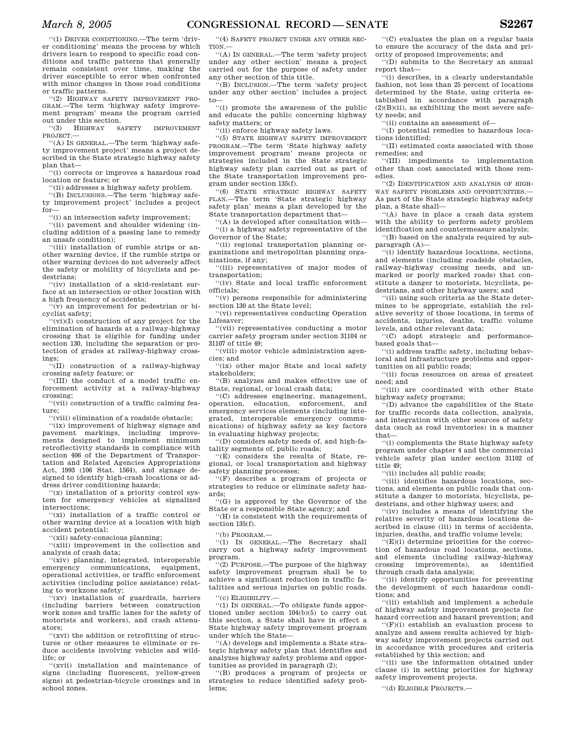''(1) DRIVER CONDITIONING.—The term 'driver conditioning' means the process by which drivers learn to respond to specific road conditions and traffic patterns that generally remain consistent over time, making the driver susceptible to error when confronted with minor changes in those road conditions or traffic patterns.

''(2) HIGHWAY SAFETY IMPROVEMENT PROGRAM.—The term 'highway safety improvement program' means the program carried out under this section.

''(3) HIGHWAY SAFETY IMPROVEMENT PROJECT.—

''(A) IN GENERAL.—The term 'highway safety improvement project' means a project described in the State strategic highway safety plan that—

''(i) corrects or improves a hazardous road location or feature; or

''(ii) addresses a highway safety problem.

''(B) INCLUSIONS.—The term 'highway safety improvement project' includes a project for—

''(i) an intersection safety improvement;

''(ii) pavement and shoulder widening (including addition of a passing lane to remedy an unsafe condition);

''(iii) installation of rumble strips or another warning device, if the rumble strips or other warning devices do not adversely affect the safety or mobility of bicyclists and pedestrians;

''(iv) installation of a skid-resistant surface at an intersection or other location with a high frequency of accidents;

''(v) an improvement for pedestrian or bicyclist safety;

''(vi)(I) construction of any project for the elimination of hazards at a railway-highway crossing that is eligible for funding under section 130, including the separation or protection of grades at railway-highway crossings;

''(II) construction of a railway-highway crossing safety feature; or

''(III) the conduct of a model traffic enforcement activity at a railway-highway crossing;

''(vii) construction of a traffic calming feature;

''(viii) elimination of a roadside obstacle;

''(ix) improvement of highway signage and pavement markings, including improvements designed to implement minimum retroflectivity standards in compliance with section 406 of the Department of Transportation and Related Agencies Appropriations Act, 1993 (106 Stat. 1564), and signage designed to identify high-crash locations or address driver conditioning hazards;

''(x) installation of a priority control system for emergency vehicles at signalized intersections;

''(xi) installation of a traffic control or other warning device at a location with high accident potential;

''(xii) safety-conscious planning;

''(xiii) improvement in the collection and analysis of crash data;

''(xiv) planning, integrated, interoperable emergency communications, equipment, operational activities, or traffic enforcement activities (including police assistance) relating to workzone safety;

''(xv) installation of guardrails, barriers (including barriers between construction work zones and traffic lanes for the safety of motorists and workers), and crash attenuators;

''(xvi) the addition or retrofitting of structures or other measures to eliminate or reduce accidents involving vehicles and wildlife; or

''(xvii) installation and maintenance of signs (including fluorescent, yellow-green signs) at pedestrian-bicycle crossings and in school zones.

''(4) SAFETY PROJECT UNDER ANY OTHER SECTION.—

''(A) IN GENERAL.—The term 'safety project under any other section' means a project carried out for the purpose of safety under any other section of this title.

''(B) INCLUSION.—The term 'safety project under any other section' includes a project to—

''(i) promote the awareness of the public and educate the public concerning highway safety matters; or

''(ii) enforce highway safety laws.

''(5) STATE HIGHWAY SAFETY IMPROVEMENT PROGRAM.—The term 'State highway safety improvement program' means projects or strategies included in the State strategic highway safety plan carried out as part of the State transportation improvement program under section 135(f).

''(6) STATE STRATEGIC HIGHWAY SAFETY PLAN.—The term 'State strategic highway safety plan' means a plan developed by the State transportation department that—

''(A) is developed after consultation with—

''(i) a highway safety representative of the Governor of the State;

''(ii) regional transportation planning organizations and metropolitan planning organizations, if any;

''(iii) representatives of major modes of transportation;

''(iv) State and local traffic enforcement officials;

''(v) persons responsible for administering section 130 at the State level;

''(vi) representatives conducting Operation Lifesaver;

''(vii) representatives conducting a motor carrier safety program under section 31104 or 31107 of title 49;

''(viii) motor vehicle administration agencies; and

''(ix) other major State and local safety stakeholders;

''(B) analyzes and makes effective use of State, regional, or local crash data;

''(C) addresses engineering, management, operation, education, enforcement, and emergency services elements (including integrated, interoperable emergency communications) of highway safety as key factors in evaluating highway projects;

''(D) considers safety needs of, and high-fatality segments of, public roads;

''(E) considers the results of State, regional, or local transportation and highway safety planning processes;

''(F) describes a program of projects or strategies to reduce or eliminate safety hazards;

''(G) is approved by the Governor of the State or a responsible State agency; and

''(H) is consistent with the requirements of section 135(f).

''(b) PROGRAM.—

''(1) IN GENERAL.—The Secretary shall carry out a highway safety improvement program.

''(2) PURPOSE.—The purpose of the highway safety improvement program shall be to achieve a significant reduction in traffic fatalities and serious injuries on public roads.

''(c) ELIGIBILITY.—

''(1) IN GENERAL.—To obligate funds apportioned under section 104(b)(5) to carry out this section, a State shall have in effect a State highway safety improvement program under which the State—

''(A) develops and implements a State strategic highway safety plan that identifies and analyzes highway safety problems and opportunities as provided in paragraph (2);

''(B) produces a program of projects or strategies to reduce identified safety problems;

''(C) evaluates the plan on a regular basis to ensure the accuracy of the data and priority of proposed improvements; and

''(D) submits to the Secretary an annual report that—

''(i) describes, in a clearly understandable fashion, not less than 25 percent of locations determined by the State, using criteria established in accordance with paragraph (2)(B)(ii), as exhibiting the most severe safety needs; and

''(ii) contains an assessment of—

''(I) potential remedies to hazardous locations identified;

''(II) estimated costs associated with those remedies; and

''(III) impediments to implementation other than cost associated with those remedies.

''(2) IDENTIFICATION AND ANALYSIS OF HIGHWAY SAFETY PROBLEMS AND OPPORTUNITIES.—As part of the State strategic highway safety plan, a State shall—

''(A) have in place a crash data system with the ability to perform safety problem identification and countermeasure analysis;

''(B) based on the analysis required by subparagraph (A)—

''(i) identify hazardous locations, sections, and elements (including roadside obstacles, railway-highway crossing needs, and unmarked or poorly marked roads) that constitute a danger to motorists, bicyclists, pedestrians, and other highway users; and

''(ii) using such criteria as the State determines to be appropriate, establish the relative severity of those locations, in terms of accidents, injuries, deaths, traffic volume levels, and other relevant data;

''(C) adopt strategic and performance-based goals that—

''(i) address traffic safety, including behavioral and infrastructure problems and opportunities on all public roads;

''(ii) focus resources on areas of greatest need; and

''(iii) are coordinated with other State highway safety programs;

''(D) advance the capabilities of the State for traffic records data collection, analysis, and integration with other sources of safety data (such as road inventories) in a manner that—

''(i) complements the State highway safety program under chapter 4 and the commercial vehicle safety plan under section 31102 of title 49;

''(ii) includes all public roads;

''(iii) identifies hazardous locations, sections, and elements on public roads that constitute a danger to motorists, bicyclists, pedestrians, and other highway users; and

''(iv) includes a means of identifying the relative severity of hazardous locations described in clause (iii) in terms of accidents, injuries, deaths, and traffic volume levels;

''(E)(i) determine priorities for the correction of hazardous road locations, sections, and elements (including railway-highway crossing improvements), as identified through crash data analysis;

''(ii) identify opportunities for preventing the development of such hazardous conditions; and

''(iii) establish and implement a schedule of highway safety improvement projects for hazard correction and hazard prevention; and

''(F)(i) establish an evaluation process to analyze and assess results achieved by highway safety improvement projects carried out in accordance with procedures and criteria established by this section; and

''(ii) use the information obtained under clause (i) in setting priorities for highway safety improvement projects.

''(d) ELIGIBLE PROJECTS.—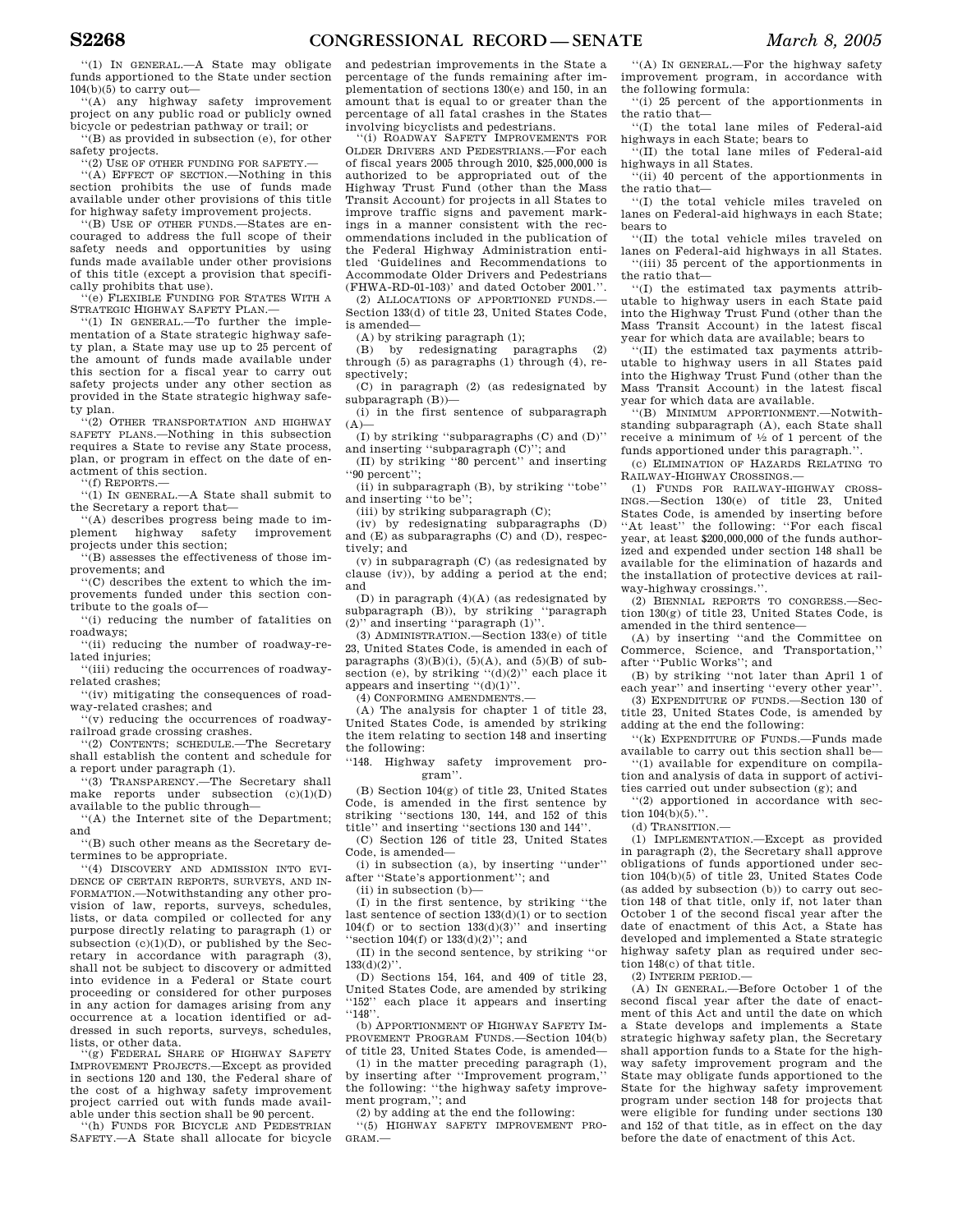"(1) In general.—A State may obligate funds apportioned to the State under section 104(b)(5) to carry out—

"(A) any highway safety improvement project on any public road or publicly owned bicycle or pedestrian pathway or trail; or

"(B) as provided in subsection (e), for other safety projects.

"(2) Use of other funding for safety.—

"(A) Effect of section.—Nothing in this section prohibits the use of funds made available under other provisions of this title for highway safety improvement projects.

"(B) Use of other funds.—States are encouraged to address the full scope of their safety needs and opportunities by using funds made available under other provisions of this title (except a provision that specifically prohibits that use).

"(e) Flexible Funding for States With a Strategic Highway Safety Plan.—

"(1) In general.—To further the implementation of a State strategic highway safety plan, a State may use up to 25 percent of the amount of funds made available under this section for a fiscal year to carry out safety projects under any other section as provided in the State strategic highway safety plan.

"(2) Other transportation and highway safety plans.—Nothing in this subsection requires a State to revise any State process, plan, or program in effect on the date of enactment of this section.

"(f) Reports.—

"(1) In general.—A State shall submit to the Secretary a report that—

"(A) describes progress being made to implement highway safety improvement projects under this section;

"(B) assesses the effectiveness of those improvements; and

"(C) describes the extent to which the improvements funded under this section contribute to the goals of—

"(i) reducing the number of fatalities on roadways;

"(ii) reducing the number of roadway-related injuries;

"(iii) reducing the occurrences of roadway-related crashes;

"(iv) mitigating the consequences of roadway-related crashes; and

"(v) reducing the occurrences of roadway-railroad grade crossing crashes.

"(2) Contents; schedule.—The Secretary shall establish the content and schedule for a report under paragraph (1).

"(3) Transparency.—The Secretary shall make reports under subsection (c)(1)(D) available to the public through—

"(A) the Internet site of the Department; and

"(B) such other means as the Secretary determines to be appropriate.

"(4) Discovery and admission into evidence of certain reports, surveys, and information.—Notwithstanding any other provision of law, reports, surveys, schedules, lists, or data compiled or collected for any purpose directly relating to paragraph (1) or subsection (c)(1)(D), or published by the Secretary in accordance with paragraph (3), shall not be subject to discovery or admitted into evidence in a Federal or State court proceeding or considered for other purposes in any action for damages arising from any occurrence at a location identified or addressed in such reports, surveys, schedules, lists, or other data.

"(g) Federal Share of Highway Safety Improvement Projects.—Except as provided in sections 120 and 130, the Federal share of the cost of a highway safety improvement project carried out with funds made available under this section shall be 90 percent.

"(h) Funds for Bicycle and Pedestrian Safety.—A State shall allocate for bicycle and pedestrian improvements in the State a percentage of the funds remaining after implementation of sections 130(e) and 150, in an amount that is equal to or greater than the percentage of all fatal crashes in the States involving bicyclists and pedestrians.

"(i) Roadway Safety Improvements for Older Drivers and Pedestrians.—For each of fiscal years 2005 through 2010, $25,000,000 is authorized to be appropriated out of the Highway Trust Fund (other than the Mass Transit Account) for projects in all States to improve traffic signs and pavement markings in a manner consistent with the recommendations included in the publication of the Federal Highway Administration entitled 'Guidelines and Recommendations to Accommodate Older Drivers and Pedestrians (FHWA-RD-01-103)' and dated October 2001.".

(2) Allocations of apportioned funds.—Section 133(d) of title 23, United States Code, is amended—

(A) by striking paragraph (1);

(B) by redesignating paragraphs (2) through (5) as paragraphs (1) through (4), respectively;

(C) in paragraph (2) (as redesignated by subparagraph (B))—

(i) in the first sentence of subparagraph (A)—

(I) by striking "subparagraphs (C) and (D)" and inserting "subparagraph (C)"; and

(II) by striking "80 percent" and inserting "90 percent";

(ii) in subparagraph (B), by striking "tobe" and inserting "to be";

(iii) by striking subparagraph (C);

(iv) by redesignating subparagraphs (D) and (E) as subparagraphs (C) and (D), respectively; and

(v) in subparagraph (C) (as redesignated by clause (iv)), by adding a period at the end; and

(D) in paragraph (4)(A) (as redesignated by subparagraph (B)), by striking "paragraph (2)" and inserting "paragraph (1)".

(3) Administration.—Section 133(e) of title 23, United States Code, is amended in each of paragraphs (3)(B)(i), (5)(A), and (5)(B) of subsection (e), by striking "(d)(2)" each place it appears and inserting "(d)(1)".

(4) Conforming amendments.—

(A) The analysis for chapter 1 of title 23, United States Code, is amended by striking the item relating to section 148 and inserting the following:

"148. Highway safety improvement program".

(B) Section 104(g) of title 23, United States Code, is amended in the first sentence by striking "sections 130, 144, and 152 of this title" and inserting "sections 130 and 144".

(C) Section 126 of title 23, United States Code, is amended—

(i) in subsection (a), by inserting "under" after "State's apportionment"; and

(ii) in subsection (b)—

(I) in the first sentence, by striking "the last sentence of section 133(d)(1) or to section 104(f) or to section 133(d)(3)" and inserting "section 104(f) or 133(d)(2)"; and

(II) in the second sentence, by striking "or 133(d)(2)".

(D) Sections 154, 164, and 409 of title 23, United States Code, are amended by striking "152" each place it appears and inserting "148".

(b) Apportionment of Highway Safety Improvement Program Funds.—Section 104(b) of title 23, United States Code, is amended—

(1) in the matter preceding paragraph (1), by inserting after "Improvement program," the following: "the highway safety improvement program,"; and

(2) by adding at the end the following:

"(5) Highway safety improvement program.—

"(A) In general.—For the highway safety improvement program, in accordance with the following formula:

"(i) 25 percent of the apportionments in the ratio that—

"(I) the total lane miles of Federal-aid highways in each State; bears to

"(II) the total lane miles of Federal-aid highways in all States.

"(ii) 40 percent of the apportionments in the ratio that—

"(I) the total vehicle miles traveled on lanes on Federal-aid highways in each State; bears to

"(II) the total vehicle miles traveled on lanes on Federal-aid highways in all States.

"(iii) 35 percent of the apportionments in the ratio that—

"(I) the estimated tax payments attributable to highway users in each State paid into the Highway Trust Fund (other than the Mass Transit Account) in the latest fiscal year for which data are available; bears to

"(II) the estimated tax payments attributable to highway users in all States paid into the Highway Trust Fund (other than the Mass Transit Account) in the latest fiscal year for which data are available.

"(B) Minimum apportionment.—Notwithstanding subparagraph (A), each State shall receive a minimum of ½ of 1 percent of the funds apportioned under this paragraph.".

(c) Elimination of Hazards Relating to Railway-Highway Crossings.—

(1) Funds for railway-highway crossings.—Section 130(e) of title 23, United States Code, is amended by inserting before "At least" the following: "For each fiscal year, at least $200,000,000 of the funds authorized and expended under section 148 shall be available for the elimination of hazards and the installation of protective devices at railway-highway crossings.".

(2) Biennial reports to congress.—Section 130(g) of title 23, United States Code, is amended in the third sentence—

(A) by inserting "and the Committee on Commerce, Science, and Transportation," after "Public Works"; and

(B) by striking "not later than April 1 of each year" and inserting "every other year".

(3) Expenditure of funds.—Section 130 of title 23, United States Code, is amended by adding at the end the following:

"(k) Expenditure of Funds.—Funds made available to carry out this section shall be—

"(1) available for expenditure on compilation and analysis of data in support of activities carried out under subsection (g); and

"(2) apportioned in accordance with section 104(b)(5).".

(d) Transition.—

(1) Implementation.—Except as provided in paragraph (2), the Secretary shall approve obligations of funds apportioned under section 104(b)(5) of title 23, United States Code (as added by subsection (b)) to carry out section 148 of that title, only if, not later than October 1 of the second fiscal year after the date of enactment of this Act, a State has developed and implemented a State strategic highway safety plan as required under section 148(c) of that title.

(2) Interim period.—

(A) In general.—Before October 1 of the second fiscal year after the date of enactment of this Act and until the date on which a State develops and implements a State strategic highway safety plan, the Secretary shall apportion funds to a State for the highway safety improvement program and the State may obligate funds apportioned to the State for the highway safety improvement program under section 148 for projects that were eligible for funding under sections 130 and 152 of that title, as in effect on the day before the date of enactment of this Act.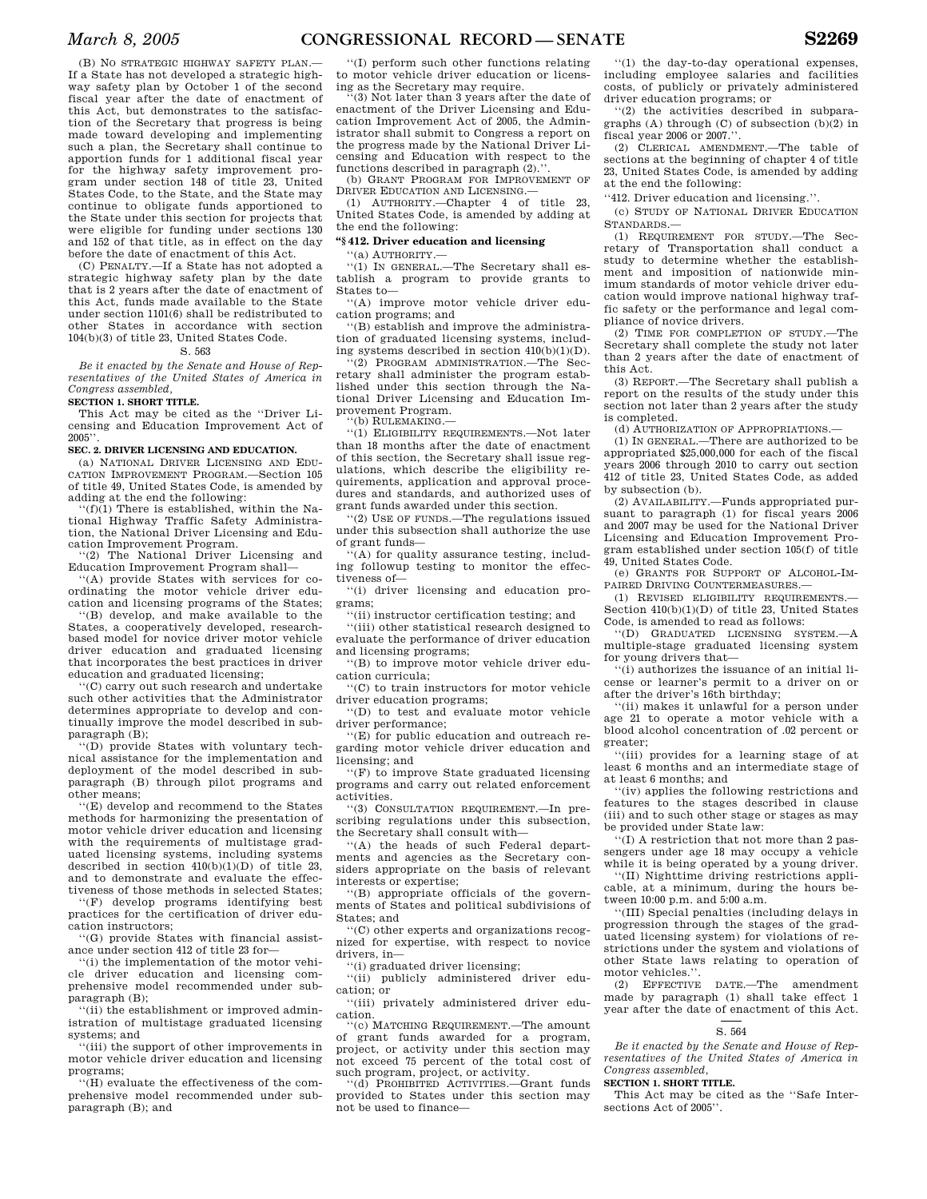(B) NO STRATEGIC HIGHWAY SAFETY PLAN.—If a State has not developed a strategic highway safety plan by October 1 of the second fiscal year after the date of enactment of this Act, but demonstrates to the satisfaction of the Secretary that progress is being made toward developing and implementing such a plan, the Secretary shall continue to apportion funds for 1 additional fiscal year for the highway safety improvement program under section 148 of title 23, United States Code, to the State, and the State may continue to obligate funds apportioned to the State under this section for projects that were eligible for funding under sections 130 and 152 of that title, as in effect on the day before the date of enactment of this Act.

(C) PENALTY.—If a State has not adopted a strategic highway safety plan by the date that is 2 years after the date of enactment of this Act, funds made available to the State under section 1101(6) shall be redistributed to other States in accordance with section 104(b)(3) of title 23, United States Code.

S. 563

*Be it enacted by the Senate and House of Representatives of the United States of America in Congress assembled,*

**SECTION 1. SHORT TITLE.**

This Act may be cited as the ''Driver Licensing and Education Improvement Act of 2005''.

**SEC. 2. DRIVER LICENSING AND EDUCATION.**

(a) NATIONAL DRIVER LICENSING AND EDUCATION IMPROVEMENT PROGRAM.—Section 105 of title 49, United States Code, is amended by adding at the end the following:

''(f)(1) There is established, within the National Highway Traffic Safety Administration, the National Driver Licensing and Education Improvement Program.

''(2) The National Driver Licensing and Education Improvement Program shall—

''(A) provide States with services for coordinating the motor vehicle driver education and licensing programs of the States;

''(B) develop, and make available to the States, a cooperatively developed, research-based model for novice driver motor vehicle driver education and graduated licensing that incorporates the best practices in driver education and graduated licensing;

''(C) carry out such research and undertake such other activities that the Administrator determines appropriate to develop and continually improve the model described in subparagraph (B);

''(D) provide States with voluntary technical assistance for the implementation and deployment of the model described in subparagraph (B) through pilot programs and other means;

''(E) develop and recommend to the States methods for harmonizing the presentation of motor vehicle driver education and licensing with the requirements of multistage graduated licensing systems, including systems described in section 410(b)(1)(D) of title 23, and to demonstrate and evaluate the effectiveness of those methods in selected States;

''(F) develop programs identifying best practices for the certification of driver education instructors;

''(G) provide States with financial assistance under section 412 of title 23 for—

''(i) the implementation of the motor vehicle driver education and licensing comprehensive model recommended under subparagraph (B);

''(ii) the establishment or improved administration of multistage graduated licensing systems; and

''(iii) the support of other improvements in motor vehicle driver education and licensing programs;

''(H) evaluate the effectiveness of the comprehensive model recommended under subparagraph (B); and

''(I) perform such other functions relating to motor vehicle driver education or licensing as the Secretary may require.

''(3) Not later than 3 years after the date of enactment of the Driver Licensing and Education Improvement Act of 2005, the Administrator shall submit to Congress a report on the progress made by the National Driver Licensing and Education with respect to the functions described in paragraph (2).''.

(b) GRANT PROGRAM FOR IMPROVEMENT OF DRIVER EDUCATION AND LICENSING.—

(1) AUTHORITY.—Chapter 4 of title 23, United States Code, is amended by adding at the end the following:

**''§ 412. Driver education and licensing**

''(a) AUTHORITY.—

''(1) IN GENERAL.—The Secretary shall establish a program to provide grants to States to—

''(A) improve motor vehicle driver education programs; and

''(B) establish and improve the administration of graduated licensing systems, including systems described in section 410(b)(1)(D).

''(2) PROGRAM ADMINISTRATION.—The Secretary shall administer the program established under this section through the National Driver Licensing and Education Improvement Program.

''(b) RULEMAKING.—

''(1) ELIGIBILITY REQUIREMENTS.—Not later than 18 months after the date of enactment of this section, the Secretary shall issue regulations, which describe the eligibility requirements, application and approval procedures and standards, and authorized uses of grant funds awarded under this section.

''(2) USE OF FUNDS.—The regulations issued under this subsection shall authorize the use of grant funds—

''(A) for quality assurance testing, including followup testing to monitor the effectiveness of—

''(i) driver licensing and education programs;

''(ii) instructor certification testing; and

''(iii) other statistical research designed to evaluate the performance of driver education and licensing programs;

''(B) to improve motor vehicle driver education curricula;

''(C) to train instructors for motor vehicle driver education programs;

''(D) to test and evaluate motor vehicle driver performance;

''(E) for public education and outreach regarding motor vehicle driver education and licensing; and

''(F) to improve State graduated licensing programs and carry out related enforcement activities.

''(3) CONSULTATION REQUIREMENT.—In prescribing regulations under this subsection, the Secretary shall consult with—

''(A) the heads of such Federal departments and agencies as the Secretary considers appropriate on the basis of relevant interests or expertise;

''(B) appropriate officials of the governments of States and political subdivisions of States; and

''(C) other experts and organizations recognized for expertise, with respect to novice drivers, in—

''(i) graduated driver licensing;

''(ii) publicly administered driver education; or

''(iii) privately administered driver education.

''(c) MATCHING REQUIREMENT.—The amount of grant funds awarded for a program, project, or activity under this section may not exceed 75 percent of the total cost of such program, project, or activity.

''(d) PROHIBITED ACTIVITIES.—Grant funds provided to States under this section may not be used to finance—

''(1) the day-to-day operational expenses, including employee salaries and facilities costs, of publicly or privately administered driver education programs; or

''(2) the activities described in subparagraphs (A) through (C) of subsection (b)(2) in fiscal year 2006 or 2007.''.

(2) CLERICAL AMENDMENT.—The table of sections at the beginning of chapter 4 of title 23, United States Code, is amended by adding at the end the following:

''412. Driver education and licensing.''.

(c) STUDY OF NATIONAL DRIVER EDUCATION STANDARDS.—

(1) REQUIREMENT FOR STUDY.—The Secretary of Transportation shall conduct a study to determine whether the establishment and imposition of nationwide minimum standards of motor vehicle driver education would improve national highway traffic safety or the performance and legal compliance of novice drivers.

(2) TIME FOR COMPLETION OF STUDY.—The Secretary shall complete the study not later than 2 years after the date of enactment of this Act.

(3) REPORT.—The Secretary shall publish a report on the results of the study under this section not later than 2 years after the study is completed.

(d) AUTHORIZATION OF APPROPRIATIONS.—

(1) IN GENERAL.—There are authorized to be appropriated $25,000,000 for each of the fiscal years 2006 through 2010 to carry out section 412 of title 23, United States Code, as added by subsection (b).

(2) AVAILABILITY.—Funds appropriated pursuant to paragraph (1) for fiscal years 2006 and 2007 may be used for the National Driver Licensing and Education Improvement Program established under section 105(f) of title 49, United States Code.

(e) GRANTS FOR SUPPORT OF ALCOHOL-IMPAIRED DRIVING COUNTERMEASURES.—

(1) REVISED ELIGIBILITY REQUIREMENTS.—Section 410(b)(1)(D) of title 23, United States Code, is amended to read as follows:

''(D) GRADUATED LICENSING SYSTEM.—A multiple-stage graduated licensing system for young drivers that—

''(i) authorizes the issuance of an initial license or learner's permit to a driver on or after the driver's 16th birthday;

''(ii) makes it unlawful for a person under age 21 to operate a motor vehicle with a blood alcohol concentration of .02 percent or greater;

''(iii) provides for a learning stage of at least 6 months and an intermediate stage of at least 6 months; and

''(iv) applies the following restrictions and features to the stages described in clause (iii) and to such other stage or stages as may be provided under State law:

''(I) A restriction that not more than 2 passengers under age 18 may occupy a vehicle while it is being operated by a young driver.

''(II) Nighttime driving restrictions applicable, at a minimum, during the hours between 10:00 p.m. and 5:00 a.m.

''(III) Special penalties (including delays in progression through the stages of the graduated licensing system) for violations of restrictions under the system and violations of other State laws relating to operation of motor vehicles.''.

(2) EFFECTIVE DATE.—The amendment made by paragraph (1) shall take effect 1 year after the date of enactment of this Act.

S. 564

*Be it enacted by the Senate and House of Representatives of the United States of America in Congress assembled,*

**SECTION 1. SHORT TITLE.**

This Act may be cited as the ''Safe Intersections Act of 2005''.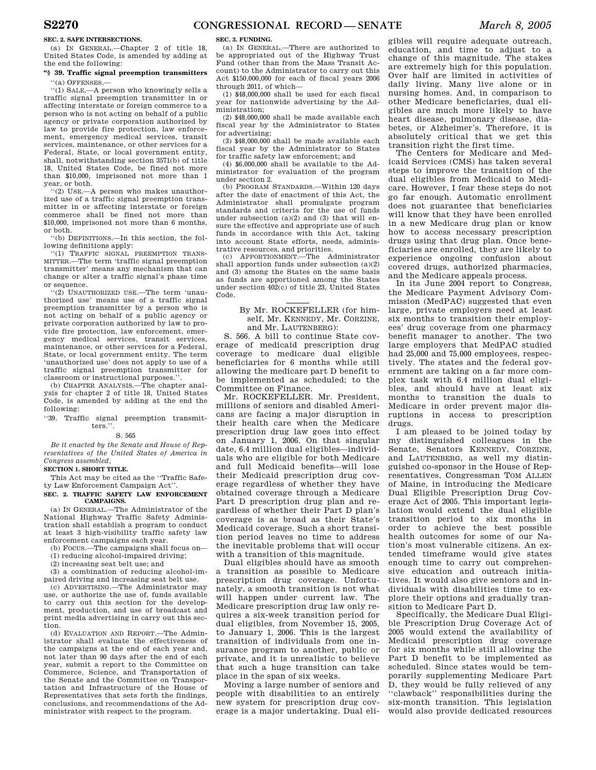**SEC. 2. SAFE INTERSECTIONS.**

(a) IN GENERAL.—Chapter 2 of title 18, United States Code, is amended by adding at the end the following:

**"§ 39. Traffic signal preemption transmitters**

"(a) OFFENSES.—

"(1) SALE.—A person who knowingly sells a traffic signal preemption transmitter in or affecting interstate or foreign commerce to a person who is not acting on behalf of a public agency or private corporation authorized by law to provide fire protection, law enforcement, emergency medical services, transit services, maintenance, or other services for a Federal, State, or local government entity, shall, notwithstanding section 3571(b) of title 18, United States Code, be fined not more than $10,000, imprisoned not more than 1 year, or both.

"(2) USE.—A person who makes unauthorized use of a traffic signal preemption transmitter in or affecting interstate or foreign commerce shall be fined not more than $10,000, imprisoned not more than 6 months, or both.

"(b) DEFINITIONS.—In this section, the following definitions apply:

"(1) TRAFFIC SIGNAL PREEMPTION TRANSMITTER.—The term 'traffic signal preemption transmitter' means any mechanism that can change or alter a traffic signal's phase time or sequence.

"(2) UNAUTHORIZED USE.—The term 'unauthorized use' means use of a traffic signal preemption transmitter by a person who is not acting on behalf of a public agency or private corporation authorized by law to provide fire protection, law enforcement, emergency medical services, transit services, maintenance, or other services for a Federal, State, or local government entity. The term 'unauthorized use' does not apply to use of a traffic signal preemption transmitter for classroom or instructional purposes.".

(b) CHAPTER ANALYSIS.—The chapter analysis for chapter 2 of title 18, United States Code, is amended by adding at the end the following:

"39. Traffic signal preemption transmitters.".

S. 565

*Be it enacted by the Senate and House of Representatives of the United States of America in Congress assembled,*

**SECTION 1. SHORT TITLE.**

This Act may be cited as the "Traffic Safety Law Enforcement Campaign Act".

**SEC. 2. TRAFFIC SAFETY LAW ENFORCEMENT CAMPAIGNS.**

(a) IN GENERAL.—The Administrator of the National Highway Traffic Safety Administration shall establish a program to conduct at least 3 high-visibility traffic safety law enforcement campaigns each year.

(b) FOCUS.—The campaigns shall focus on—

(1) reducing alcohol-impaired driving;

(2) increasing seat belt use; and

(3) a combination of reducing alcohol-impaired driving and increasing seat belt use.

(c) ADVERTISING.—The Administrator may use, or authorize the use of, funds available to carry out this section for the development, production, and use of broadcast and print media advertising in carry out this section.

(d) EVALUATION AND REPORT.—The Administrator shall evaluate the effectiveness of the campaigns at the end of each year and, not later than 90 days after the end of each year, submit a report to the Committee on Commerce, Science, and Transportation of the Senate and the Committee on Transportation and Infrastructure of the House of Representatives that sets forth the findings, conclusions, and recommendations of the Administrator with respect to the program.

**SEC. 3. FUNDING.**

(a) IN GENERAL.—There are authorized to be appropriated out of the Highway Trust Fund (other than from the Mass Transit Account) to the Administrator to carry out this Act $150,000,000 for each of fiscal years 2006 through 2011, of which—

(1) $48,000,000 shall be used for each fiscal year for nationwide advertising by the Administration;

(2) $48,000,000 shall be made available each fiscal year by the Administrator to States for advertising;

(3) $48,000,000 shall be made available each fiscal year by the Administrator to States for traffic safety law enforcement; and

(4) $6,000,000 shall be available to the Administrator for evaluation of the program under section 2.

(b) PROGRAM STANDARDS.—Within 120 days after the date of enactment of this Act, the Administrator shall promulgate program standards and criteria for the use of funds under subsection (a)(2) and (3) that will ensure the effective and appropriate use of such funds in accordance with this Act, taking into account State efforts, needs, administrative resources, and priorities.

(c) APPORTIONMENT.—The Administrator shall apportion funds under subsection (a)(2) and (3) among the States on the same basis as funds are apportioned among the States under section 402(c) of title 23, United States Code.

---

By Mr. ROCKEFELLER (for himself, Mr. KENNEDY, Mr. CORZINE, and Mr. LAUTENBERG):

S. 566. A bill to continue State coverage of medicaid prescription drug coverage to medicare dual eligible beneficiaries for 6 months while still allowing the medicare part D benefit to be implemented as scheduled; to the Committee on Finance.

Mr. ROCKEFELLER. Mr. President, millions of seniors and disabled Americans are facing a major disruption in their health care when the Medicare prescription drug law goes into effect on January 1, 2006. On that singular date, 6.4 million dual eligibles—individuals who are eligible for both Medicare and full Medicaid benefits—will lose their Medicaid prescription drug coverage regardless of whether they have obtained coverage through a Medicare Part D prescription drug plan and regardless of whether their Part D plan's coverage is as broad as their State's Medicaid coverage. Such a short transition period leaves no time to address the inevitable problems that will occur with a transition of this magnitude.

Dual eligibles should have as smooth a transition as possible to Medicare prescription drug coverage. Unfortunately, a smooth transition is not what will happen under current law. The Medicare prescription drug law only requires a six-week transition period for dual eligibles, from November 15, 2005, to January 1, 2006. This is the largest transition of individuals from one insurance program to another, public or private, and it is unrealistic to believe that such a huge transition can take place in the span of six weeks.

Moving a large number of seniors and people with disabilities to an entirely new system for prescription drug coverage is a major undertaking. Dual eligibles will require adequate outreach, education, and time to adjust to a change of this magnitude. The stakes are extremely high for this population. Over half are limited in activities of daily living. Many live alone or in nursing homes. And, in comparison to other Medicare beneficiaries, dual eligibles are much more likely to have heart disease, pulmonary disease, diabetes, or Alzheimer's. Therefore, it is absolutely critical that we get this transition right the first time.

The Centers for Medicare and Medicaid Services (CMS) has taken several steps to improve the transition of the dual eligibles from Medicaid to Medicare. However, I fear these steps do not go far enough. Automatic enrollment does not guarantee that beneficiaries will know that they have been enrolled in a new Medicare drug plan or know how to access necessary prescription drugs using that drug plan. Once beneficiaries are enrolled, they are likely to experience ongoing confusion about covered drugs, authorized pharmacies, and the Medicare appeals process.

In its June 2004 report to Congress, the Medicare Payment Advisory Commission (MedPAC) suggested that even large, private employers need at least six months to transition their employees' drug coverage from one pharmacy benefit manager to another. The two large employers that MedPAC studied had 25,000 and 75,000 employees, respectively. The states and the federal government are taking on a far more complex task with 6.4 million dual eligibles, and should have at least six months to transition the duals to Medicare in order prevent major disruptions in access to prescription drugs.

I am pleased to be joined today by my distinguished colleagues in the Senate, Senators KENNEDY, CORZINE, and LAUTENBERG, as well my distinguished co-sponsor in the House of Representatives, Congressman TOM ALLEN of Maine, in introducing the Medicare Dual Eligible Prescription Drug Coverage Act of 2005. This important legislation would extend the dual eligible transition period to six months in order to achieve the best possible health outcomes for some of our Nation's most vulnerable citizens. An extended timeframe would give states enough time to carry out comprehensive education and outreach initiatives. It would also give seniors and individuals with disabilities time to explore their options and gradually transition to Medicare Part D.

Specifically, the Medicare Dual Eligible Prescription Drug Coverage Act of 2005 would extend the availability of Medicaid prescription drug coverage for six months while still allowing the Part D benefit to be implemented as scheduled. Since states would be temporarily supplementing Medicare Part D, they would be fully relieved of any "clawback" responsibilities during the six-month transition. This legislation would also provide dedicated resources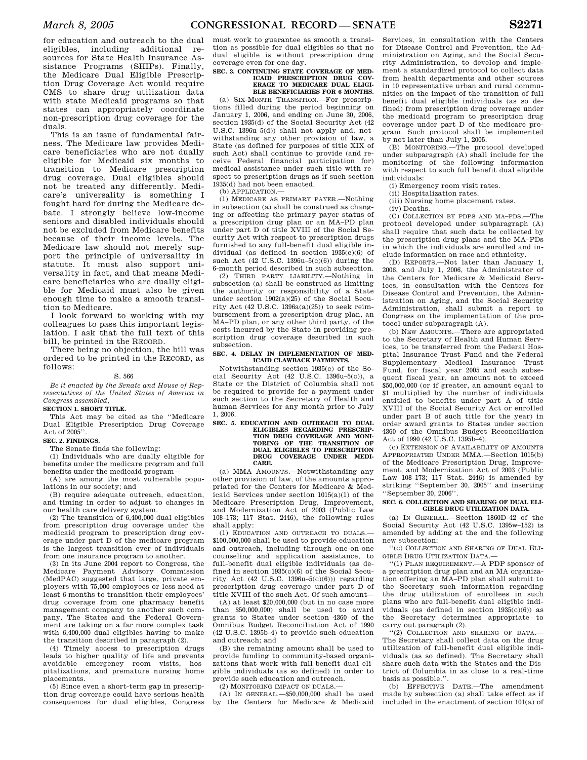for education and outreach to the dual eligibles, including additional resources for State Health Insurance Assistance Programs (SHIPs). Finally, the Medicare Dual Eligible Prescription Drug Coverage Act would require CMS to share drug utilization data with state Medicaid programs so that states can appropriately coordinate non-prescription drug coverage for the duals.

This is an issue of fundamental fairness. The Medicare law provides Medicare beneficiaries who are not dually eligible for Medicaid six months to transition to Medicare prescription drug coverage. Dual eligibles should not be treated any differently. Medicare's universality is something I fought hard for during the Medicare debate. I strongly believe low-income seniors and disabled individuals should not be excluded from Medicare benefits because of their income levels. The Medicare law should not merely support the principle of universality in statute. It must also support universality in fact, and that means Medicare beneficiaries who are dually eligible for Medicaid must also be given enough time to make a smooth transition to Medicare.

I look forward to working with my colleagues to pass this important legislation. I ask that the full text of this bill, be printed in the RECORD.

There being no objection, the bill was ordered to be printed in the RECORD, as follows:

S. 566

*Be it enacted by the Senate and House of Representatives of the United States of America in Congress assembled,*

**SECTION 1. SHORT TITLE.**

This Act may be cited as the "Medicare Dual Eligible Prescription Drug Coverage Act of 2005".

**SEC. 2. FINDINGS.**

The Senate finds the following:

(1) Individuals who are dually eligible for benefits under the medicare program and full benefits under the medicaid program—

(A) are among the most vulnerable populations in our society; and

(B) require adequate outreach, education, and timing in order to adjust to changes in our health care delivery system.

(2) The transition of 6,400,000 dual eligibles from prescription drug coverage under the medicaid program to prescription drug coverage under part D of the medicare program is the largest transition ever of individuals from one insurance program to another.

(3) In its June 2004 report to Congress, the Medicare Payment Advisory Commission (MedPAC) suggested that large, private employers with 75,000 employees or less need at least 6 months to transition their employees' drug coverage from one pharmacy benefit management company to another such company. The States and the Federal Government are taking on a far more complex task with 6,400,000 dual eligibles having to make the transition described in paragraph (2).

(4) Timely access to prescription drugs leads to higher quality of life and prevents avoidable emergency room visits, hospitalizations, and premature nursing home placements.

(5) Since even a short-term gap in prescription drug coverage could have serious health consequences for dual eligibles, Congress must work to guarantee as smooth a transition as possible for dual eligibles so that no dual eligible is without prescription drug coverage even for one day.

**SEC. 3. CONTINUING STATE COVERAGE OF MEDICAID PRESCRIPTION DRUG COVERAGE TO MEDICARE DUAL ELIGIBLE BENEFICIARIES FOR 6 MONTHS.**

(a) SIX-MONTH TRANSITION.—For prescriptions filled during the period beginning on January 1, 2006, and ending on June 30, 2006, section 1935(d) of the Social Security Act (42 U.S.C. 1396u–5(d)) shall not apply and, notwithstanding any other provision of law, a State (as defined for purposes of title XIX of such Act) shall continue to provide (and receive Federal financial participation for) medical assistance under such title with respect to prescription drugs as if such section 1935(d) had not been enacted.

(b) APPLICATION.—

(1) MEDICARE AS PRIMARY PAYER.—Nothing in subsection (a) shall be construed as changing or affecting the primary payer status of a prescription drug plan or an MA–PD plan under part D of title XVIII of the Social Security Act with respect to prescription drugs furnished to any full-benefit dual eligible individual (as defined in section 1935(c)(6) of such Act (42 U.S.C. 1396u–5(c)(6)) during the 6-month period described in such subsection.

(2) THIRD PARTY LIABILITY.—Nothing in subsection (a) shall be construed as limiting the authority or responsibility of a State under section 1902(a)(25) of the Social Security Act (42 U.S.C. 1396a(a)(25)) to seek reimbursement from a prescription drug plan, an MA–PD plan, or any other third party, of the costs incurred by the State in providing prescription drug coverage described in such subsection.

**SEC. 4. DELAY IN IMPLEMENTATION OF MEDICAID CLAWBACK PAYMENTS.**

Notwithstanding section 1935(c) of the Social Security Act (42 U.S.C. 1396u–5(c)), a State or the District of Columbia shall not be required to provide for a payment under such section to the Secretary of Health and human Services for any month prior to July 1, 2006.

**SEC. 5. EDUCATION AND OUTREACH TO DUAL ELIGIBLES REGARDING PRESCRIPTION DRUG COVERAGE AND MONITORING OF THE TRANSITION OF DUAL ELIGIBLES TO PRESCRIPTION DRUG COVERAGE UNDER MEDICARE.**

(a) MMA AMOUNTS.—Notwithstanding any other provision of law, of the amounts appropriated for the Centers for Medicare & Medicaid Services under section 1015(a)(1) of the Medicare Prescription Drug, Improvement, and Modernization Act of 2003 (Public Law 108–173; 117 Stat. 2446), the following rules shall apply:

(1) EDUCATION AND OUTREACH TO DUALS.—$100,000,000 shall be used to provide education and outreach, including through one-on-one counseling and application assistance, to full-benefit dual eligible individuals (as defined in section 1935(c)(6) of the Social Security Act (42 U.S.C. 1396u–5(c)(6))) regarding prescription drug coverage under part D of title XVIII of the such Act. Of such amount—

(A) at least $20,000,000 (but in no case more than $50,000,000) shall be used to award grants to States under section 4360 of the Omnibus Budget Reconciliation Act of 1990 (42 U.S.C. 1395b–4) to provide such education and outreach; and

(B) the remaining amount shall be used to provide funding to community-based organizations that work with full-benefit dual eligible individuals (as so defined) in order to provide such education and outreach.

(2) MONITORING IMPACT ON DUALS.—

(A) IN GENERAL.—$50,000,000 shall be used by the Centers for Medicare & Medicaid Services, in consultation with the Centers for Disease Control and Prevention, the Administration on Aging, and the Social Security Administration, to develop and implement a standardized protocol to collect data from health departments and other sources in 10 representative urban and rural communities on the impact of the transition of full benefit dual eligible individuals (as so defined) from prescription drug coverage under the medicaid program to prescription drug coverage under part D of the medicare program. Such protocol shall be implemented by not later than July 1, 2005.

(B) MONITORING.—The protocol developed under subparagraph (A) shall include for the monitoring of the following information with respect to such full benefit dual eligible individuals:

(i) Emergency room visit rates.

(ii) Hospitalization rates.

(iii) Nursing home placement rates.

(iv) Deaths.

(C) COLLECTION BY PDPS AND MA–PDS.—The protocol developed under subparagraph (A) shall require that such data be collected by the prescription drug plans and the MA–PDs in which the individuals are enrolled and include information on race and ethnicity.

(D) REPORTS.—Not later than January 1, 2006, and July 1, 2006, the Administrator of the Centers for Medicare & Medicaid Services, in consultation with the Centers for Disease Control and Prevention, the Administration on Aging, and the Social Security Administration, shall submit a report to Congress on the implementation of the protocol under subparagraph (A).

(b) NEW AMOUNTS.—There are appropriated to the Secretary of Health and Human Services, to be transferred from the Federal Hospital Insurance Trust Fund and the Federal Supplementary Medical Insurance Trust Fund, for fiscal year 2005 and each subsequent fiscal year, an amount not to exceed $50,000,000 (or if greater, an amount equal to $1 multiplied by the number of individuals entitled to benefits under part A of title XVIII of the Social Security Act or enrolled under part B of such title for the year) in order award grants to States under section 4360 of the Omnibus Budget Reconciliation Act of 1990 (42 U.S.C. 1395b–4).

(c) EXTENSION OF AVAILABILITY OF AMOUNTS APPROPRIATED UNDER MMA.—Section 1015(b) of the Medicare Prescription Drug, Improvement, and Modernization Act of 2003 (Public Law 108–173; 117 Stat. 2446) is amended by striking "September 30, 2005" and inserting "September 30, 2006".

**SEC. 6. COLLECTION AND SHARING OF DUAL ELIGIBLE DRUG UTILIZATION DATA.**

(a) IN GENERAL.—Section 1860D–42 of the Social Security Act (42 U.S.C. 1395w–152) is amended by adding at the end the following new subsection:

"(c) COLLECTION AND SHARING OF DUAL ELIGIBLE DRUG UTILIZATION DATA.—

"(1) PLAN REQUIREMENT.—A PDP sponsor of a prescription drug plan and an MA organization offering an MA–PD plan shall submit to the Secretary such information regarding the drug utilization of enrollees in such plans who are full-benefit dual eligible individuals (as defined in section 1935(c)(6)) as the Secretary determines appropriate to carry out paragraph (2).

"(2) COLLECTION AND SHARING OF DATA.—The Secretary shall collect data on the drug utilization of full-benefit dual eligible individuals (as so defined). The Secretary shall share such data with the States and the District of Columbia in as close to a real-time basis as possible.".

(b) EFFECTIVE DATE.—The amendment made by subsection (a) shall take effect as if included in the enactment of section 101(a) of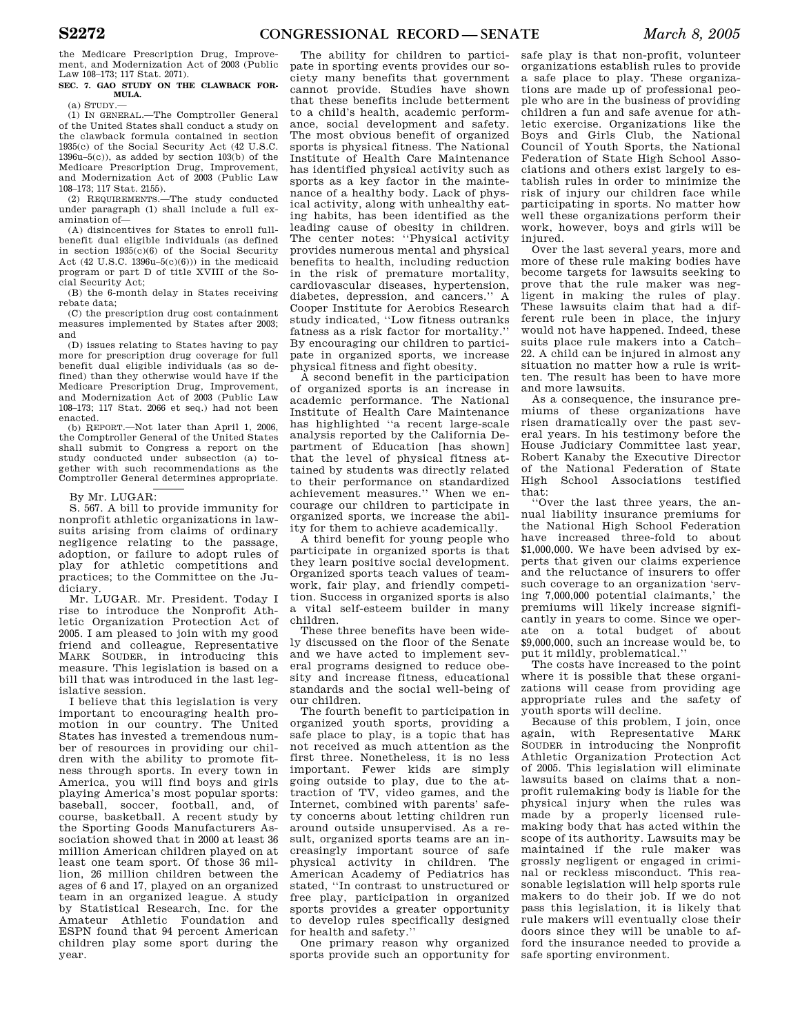the Medicare Prescription Drug, Improvement, and Modernization Act of 2003 (Public Law 108–173; 117 Stat. 2071).

**SEC. 7. GAO STUDY ON THE CLAWBACK FORMULA.**

(a) STUDY.—

(1) IN GENERAL.—The Comptroller General of the United States shall conduct a study on the clawback formula contained in section 1935(c) of the Social Security Act (42 U.S.C. 1396u–5(c)), as added by section 103(b) of the Medicare Prescription Drug, Improvement, and Modernization Act of 2003 (Public Law 108–173; 117 Stat. 2155).

(2) REQUIREMENTS.—The study conducted under paragraph (1) shall include a full examination of—

(A) disincentives for States to enroll full-benefit dual eligible individuals (as defined in section 1935(c)(6) of the Social Security Act (42 U.S.C. 1396u–5(c)(6))) in the medicaid program or part D of title XVIII of the Social Security Act;

(B) the 6-month delay in States receiving rebate data;

(C) the prescription drug cost containment measures implemented by States after 2003; and

(D) issues relating to States having to pay more for prescription drug coverage for full benefit dual eligible individuals (as so defined) than they otherwise would have if the Medicare Prescription Drug, Improvement, and Modernization Act of 2003 (Public Law 108–173; 117 Stat. 2066 et seq.) had not been enacted.

(b) REPORT.—Not later than April 1, 2006, the Comptroller General of the United States shall submit to Congress a report on the study conducted under subsection (a) together with such recommendations as the Comptroller General determines appropriate.

---

By Mr. LUGAR:

S. 567. A bill to provide immunity for nonprofit athletic organizations in lawsuits arising from claims of ordinary negligence relating to the passage, adoption, or failure to adopt rules of play for athletic competitions and practices; to the Committee on the Judiciary.

Mr. LUGAR. Mr. President. Today I rise to introduce the Nonprofit Athletic Organization Protection Act of 2005. I am pleased to join with my good friend and colleague, Representative MARK SOUDER, in introducing this measure. This legislation is based on a bill that was introduced in the last legislative session.

I believe that this legislation is very important to encouraging health promotion in our country. The United States has invested a tremendous number of resources in providing our children with the ability to promote fitness through sports. In every town in America, you will find boys and girls playing America's most popular sports: baseball, soccer, football, and, of course, basketball. A recent study by the Sporting Goods Manufacturers Association showed that in 2000 at least 36 million American children played on at least one team sport. Of those 36 million, 26 million children between the ages of 6 and 17, played on an organized team in an organized league. A study by Statistical Research, Inc. for the Amateur Athletic Foundation and ESPN found that 94 percent American children play some sport during the year.

The ability for children to participate in sporting events provides our society many benefits that government cannot provide. Studies have shown that these benefits include betterment to a child's health, academic performance, social development and safety. The most obvious benefit of organized sports is physical fitness. The National Institute of Health Care Maintenance has identified physical activity such as sports as a key factor in the maintenance of a healthy body. Lack of physical activity, along with unhealthy eating habits, has been identified as the leading cause of obesity in children. The center notes: "Physical activity provides numerous mental and physical benefits to health, including reduction in the risk of premature mortality, cardiovascular diseases, hypertension, diabetes, depression, and cancers." A Cooper Institute for Aerobics Research study indicated, "Low fitness outranks fatness as a risk factor for mortality." By encouraging our children to participate in organized sports, we increase physical fitness and fight obesity.

A second benefit in the participation of organized sports is an increase in academic performance. The National Institute of Health Care Maintenance has highlighted "a recent large-scale analysis reported by the California Department of Education [has shown] that the level of physical fitness attained by students was directly related to their performance on standardized achievement measures." When we encourage our children to participate in organized sports, we increase the ability for them to achieve academically.

A third benefit for young people who participate in organized sports is that they learn positive social development. Organized sports teach values of teamwork, fair play, and friendly competition. Success in organized sports is also a vital self-esteem builder in many children.

These three benefits have been widely discussed on the floor of the Senate and we have acted to implement several programs designed to reduce obesity and increase fitness, educational standards and the social well-being of our children.

The fourth benefit to participation in organized youth sports, providing a safe place to play, is a topic that has not received as much attention as the first three. Nonetheless, it is no less important. Fewer kids are simply going outside to play, due to the attraction of TV, video games, and the Internet, combined with parents' safety concerns about letting children run around outside unsupervised. As a result, organized sports teams are an increasingly important source of safe physical activity in children. The American Academy of Pediatrics has stated, "In contrast to unstructured or free play, participation in organized sports provides a greater opportunity to develop rules specifically designed for health and safety."

One primary reason why organized sports provide such an opportunity for safe play is that non-profit, volunteer organizations establish rules to provide a safe place to play. These organizations are made up of professional people who are in the business of providing children a fun and safe avenue for athletic exercise. Organizations like the Boys and Girls Club, the National Council of Youth Sports, the National Federation of State High School Associations and others exist largely to establish rules in order to minimize the risk of injury our children face while participating in sports. No matter how well these organizations perform their work, however, boys and girls will be injured.

Over the last several years, more and more of these rule making bodies have become targets for lawsuits seeking to prove that the rule maker was negligent in making the rules of play. These lawsuits claim that had a different rule been in place, the injury would not have happened. Indeed, these suits place rule makers into a Catch–22. A child can be injured in almost any situation no matter how a rule is written. The result has been to have more and more lawsuits.

As a consequence, the insurance premiums of these organizations have risen dramatically over the past several years. In his testimony before the House Judiciary Committee last year, Robert Kanaby the Executive Director of the National Federation of State High School Associations testified that:

"Over the last three years, the annual liability insurance premiums for the National High School Federation have increased three-fold to about $1,000,000. We have been advised by experts that given our claims experience and the reluctance of insurers to offer such coverage to an organization 'serving 7,000,000 potential claimants,' the premiums will likely increase significantly in years to come. Since we operate on a total budget of about $9,000,000, such an increase would be, to put it mildly, problematical."

The costs have increased to the point where it is possible that these organizations will cease from providing age appropriate rules and the safety of youth sports will decline.

Because of this problem, I join, once again, with Representative MARK SOUDER in introducing the Nonprofit Athletic Organization Protection Act of 2005. This legislation will eliminate lawsuits based on claims that a nonprofit rulemaking body is liable for the physical injury when the rules was made by a properly licensed rulemaking body that has acted within the scope of its authority. Lawsuits may be maintained if the rule maker was grossly negligent or engaged in criminal or reckless misconduct. This reasonable legislation will help sports rule makers to do their job. If we do not pass this legislation, it is likely that rule makers will eventually close their doors since they will be unable to afford the insurance needed to provide a safe sporting environment.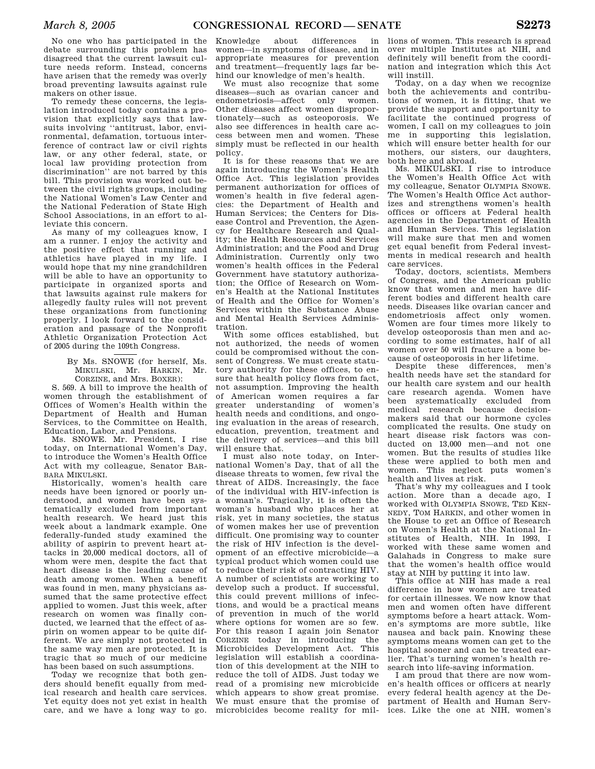No one who has participated in the debate surrounding this problem has disagreed that the current lawsuit culture needs reform. Instead, concerns have arisen that the remedy was overly broad preventing lawsuits against rule makers on other issue.

To remedy these concerns, the legislation introduced today contains a provision that explicitly says that lawsuits involving ''antitrust, labor, environmental, defamation, tortuous interference of contract law or civil rights law, or any other federal, state, or local law providing protection from discrimination'' are not barred by this bill. This provision was worked out between the civil rights groups, including the National Women's Law Center and the National Federation of State High School Associations, in an effort to alleviate this concern.

As many of my colleagues know, I am a runner. I enjoy the activity and the positive effect that running and athletics have played in my life. I would hope that my nine grandchildren will be able to have an opportunity to participate in organized sports and that lawsuits against rule makers for allegedly faulty rules will not prevent these organizations from functioning properly. I look forward to the consideration and passage of the Nonprofit Athletic Organization Protection Act of 2005 during the 109th Congress.

---

By Ms. SNOWE (for herself, Ms. MIKULSKI, Mr. HARKIN, Mr. CORZINE, and Mrs. BOXER):

S. 569. A bill to improve the health of women through the establishment of Offices of Women's Health within the Department of Health and Human Services, to the Committee on Health, Education, Labor, and Pensions.

Ms. SNOWE. Mr. President, I rise today, on International Women's Day, to introduce the Women's Health Office Act with my colleague, Senator BARBARA MIKULSKI.

Historically, women's health care needs have been ignored or poorly understood, and women have been systematically excluded from important health research. We heard just this week about a landmark example. One federally-funded study examined the ability of aspirin to prevent heart attacks in 20,000 medical doctors, all of whom were men, despite the fact that heart disease is the leading cause of death among women. When a benefit was found in men, many physicians assumed that the same protective effect applied to women. Just this week, after research on women was finally conducted, we learned that the effect of aspirin on women appear to be quite different. We are simply not protected in the same way men are protected. It is tragic that so much of our medicine has been based on such assumptions.

Today we recognize that both genders should benefit equally from medical research and health care services. Yet equity does not yet exist in health care, and we have a long way to go. Knowledge about differences in women—in symptoms of disease, and in appropriate measures for prevention and treatment—frequently lags far behind our knowledge of men's health.

We must also recognize that some diseases—such as ovarian cancer and endometriosis—affect only women. Other diseases affect women disproportionately—such as osteoporosis. We also see differences in health care access between men and women. These simply must be reflected in our health policy.

It is for these reasons that we are again introducing the Women's Health Office Act. This legislation provides permanent authorization for offices of women's health in five federal agencies: the Department of Health and Human Services; the Centers for Disease Control and Prevention, the Agency for Healthcare Research and Quality; the Health Resources and Services Administration; and the Food and Drug Administration. Currently only two women's health offices in the Federal Government have statutory authorization; the Office of Research on Women's Health at the National Institutes of Health and the Office for Women's Services within the Substance Abuse and Mental Health Services Administration.

With some offices established, but not authorized, the needs of women could be compromised without the consent of Congress. We must create statutory authority for these offices, to ensure that health policy flows from fact, not assumption. Improving the health of American women requires a far greater understanding of women's health needs and conditions, and ongoing evaluation in the areas of research, education, prevention, treatment and the delivery of services—and this bill will ensure that.

I must also note today, on International Women's Day, that of all the disease threats to women, few rival the threat of AIDS. Increasingly, the face of the individual with HIV-infection is a woman's. Tragically, it is often the woman's husband who places her at risk, yet in many societies, the status of women makes her use of prevention difficult. One promising way to counter the risk of HIV infection is the development of an effective microbicide—a typical product which women could use to reduce their risk of contracting HIV. A number of scientists are working to develop such a product. If successful, this could prevent millions of infections, and would be a practical means of prevention in much of the world where options for women are so few. For this reason I again join Senator CORZINE today in introducing the Microbicides Development Act. This legislation will establish a coordination of this development at the NIH to reduce the toll of AIDS. Just today we read of a promising new microbicide which appears to show great promise. We must ensure that the promise of microbicides become reality for millions of women. This research is spread over multiple Institutes at NIH, and definitely will benefit from the coordination and integration which this Act will instill.

Today, on a day when we recognize both the achievements and contributions of women, it is fitting, that we provide the support and opportunity to facilitate the continued progress of women, I call on my colleagues to join me in supporting this legislation, which will ensure better health for our mothers, our sisters, our daughters, both here and abroad.

Ms. MIKULSKI. I rise to introduce the Women's Health Office Act with my colleague, Senator OLYMPIA SNOWE. The Women's Health Office Act authorizes and strengthens women's health offices or officers at Federal health agencies in the Department of Health and Human Services. This legislation will make sure that men and women get equal benefit from Federal investments in medical research and health care services.

Today, doctors, scientists, Members of Congress, and the American public know that women and men have different bodies and different health care needs. Diseases like ovarian cancer and endometriosis affect only women. Women are four times more likely to develop osteoporosis than men and according to some estimates, half of all women over 50 will fracture a bone because of osteoporosis in her lifetime.

Despite these differences, men's health needs have set the standard for our health care system and our health care research agenda. Women have been systematically excluded from medical research because decision-makers said that our hormone cycles complicated the results. One study on heart disease risk factors was conducted on 13,000 men—and not one women. But the results of studies like these were applied to both men and women. This neglect puts women's health and lives at risk.

That's why my colleagues and I took action. More than a decade ago, I worked with OLYMPIA SNOWE, TED KENNEDY, TOM HARKIN, and other women in the House to get an Office of Research on Women's Health at the National Institutes of Health, NIH. In 1993, I worked with these same women and Galahads in Congress to make sure that the women's health office would stay at NIH by putting it into law.

This office at NIH has made a real difference in how women are treated for certain illnesses. We now know that men and women often have different symptoms before a heart attack. Women's symptoms are more subtle, like nausea and back pain. Knowing these symptoms means women can get to the hospital sooner and can be treated earlier. That's turning women's health research into life-saving information.

I am proud that there are now women's health offices or officers at nearly every federal health agency at the Department of Health and Human Services. Like the one at NIH, women's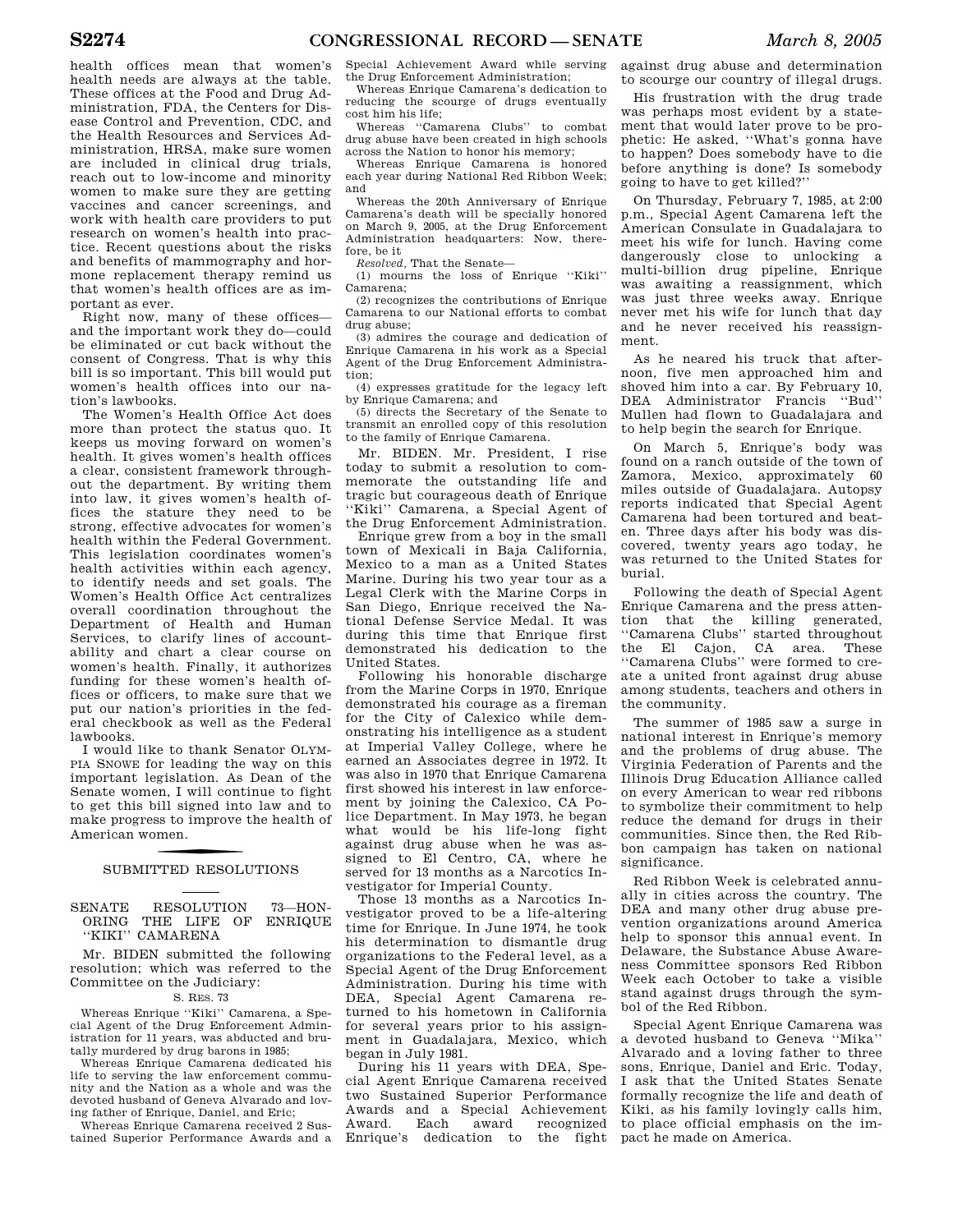health offices mean that women's health needs are always at the table. These offices at the Food and Drug Administration, FDA, the Centers for Disease Control and Prevention, CDC, and the Health Resources and Services Administration, HRSA, make sure women are included in clinical drug trials, reach out to low-income and minority women to make sure they are getting vaccines and cancer screenings, and work with health care providers to put research on women's health into practice. Recent questions about the risks and benefits of mammography and hormone replacement therapy remind us that women's health offices are as important as ever.

Right now, many of these offices—and the important work they do—could be eliminated or cut back without the consent of Congress. That is why this bill is so important. This bill would put women's health offices into our nation's lawbooks.

The Women's Health Office Act does more than protect the status quo. It keeps us moving forward on women's health. It gives women's health offices a clear, consistent framework throughout the department. By writing them into law, it gives women's health offices the stature they need to be strong, effective advocates for women's health within the Federal Government. This legislation coordinates women's health activities within each agency, to identify needs and set goals. The Women's Health Office Act centralizes overall coordination throughout the Department of Health and Human Services, to clarify lines of accountability and chart a clear course on women's health. Finally, it authorizes funding for these women's health offices or officers, to make sure that we put our nation's priorities in the federal checkbook as well as the Federal lawbooks.

I would like to thank Senator OLYMPIA SNOWE for leading the way on this important legislation. As Dean of the Senate women, I will continue to fight to get this bill signed into law and to make progress to improve the health of American women.

## SUBMITTED RESOLUTIONS

### SENATE RESOLUTION 73—HONORING THE LIFE OF ENRIQUE "KIKI" CAMARENA

Mr. BIDEN submitted the following resolution; which was referred to the Committee on the Judiciary:

S. RES. 73

Whereas Enrique "Kiki" Camarena, a Special Agent of the Drug Enforcement Administration for 11 years, was abducted and brutally murdered by drug barons in 1985;

Whereas Enrique Camarena dedicated his life to serving the law enforcement community and the Nation as a whole and was the devoted husband of Geneva Alvarado and loving father of Enrique, Daniel, and Eric;

Whereas Enrique Camarena received 2 Sustained Superior Performance Awards and a Special Achievement Award while serving the Drug Enforcement Administration;

Whereas Enrique Camarena's dedication to reducing the scourge of drugs eventually cost him his life;

Whereas "Camarena Clubs" to combat drug abuse have been created in high schools across the Nation to honor his memory;

Whereas Enrique Camarena is honored each year during National Red Ribbon Week; and

Whereas the 20th Anniversary of Enrique Camarena's death will be specially honored on March 9, 2005, at the Drug Enforcement Administration headquarters: Now, therefore, be it

*Resolved*, That the Senate—

(1) mourns the loss of Enrique "Kiki" Camarena;

(2) recognizes the contributions of Enrique Camarena to our National efforts to combat drug abuse;

(3) admires the courage and dedication of Enrique Camarena in his work as a Special Agent of the Drug Enforcement Administration;

(4) expresses gratitude for the legacy left by Enrique Camarena; and

(5) directs the Secretary of the Senate to transmit an enrolled copy of this resolution to the family of Enrique Camarena.

Mr. BIDEN. Mr. President, I rise today to submit a resolution to commemorate the outstanding life and tragic but courageous death of Enrique "Kiki" Camarena, a Special Agent of the Drug Enforcement Administration.

Enrique grew from a boy in the small town of Mexicali in Baja California, Mexico to a man as a United States Marine. During his two year tour as a Legal Clerk with the Marine Corps in San Diego, Enrique received the National Defense Service Medal. It was during this time that Enrique first demonstrated his dedication to the United States.

Following his honorable discharge from the Marine Corps in 1970, Enrique demonstrated his courage as a fireman for the City of Calexico while demonstrating his intelligence as a student at Imperial Valley College, where he earned an Associates degree in 1972. It was also in 1970 that Enrique Camarena first showed his interest in law enforcement by joining the Calexico, CA Police Department. In May 1973, he began what would be his life-long fight against drug abuse when he was assigned to El Centro, CA, where he served for 13 months as a Narcotics Investigator for Imperial County.

Those 13 months as a Narcotics Investigator proved to be a life-altering time for Enrique. In June 1974, he took his determination to dismantle drug organizations to the Federal level, as a Special Agent of the Drug Enforcement Administration. During his time with DEA, Special Agent Camarena returned to his hometown in California for several years prior to his assignment in Guadalajara, Mexico, which began in July 1981.

During his 11 years with DEA, Special Agent Enrique Camarena received two Sustained Superior Performance Awards and a Special Achievement Award. Each award recognized Enrique's dedication to the fight against drug abuse and determination to scourge our country of illegal drugs.

His frustration with the drug trade was perhaps most evident by a statement that would later prove to be prophetic: He asked, "What's gonna have to happen? Does somebody have to die before anything is done? Is somebody going to have to get killed?"

On Thursday, February 7, 1985, at 2:00 p.m., Special Agent Camarena left the American Consulate in Guadalajara to meet his wife for lunch. Having come dangerously close to unlocking a multi-billion drug pipeline, Enrique was awaiting a reassignment, which was just three weeks away. Enrique never met his wife for lunch that day and he never received his reassignment.

As he neared his truck that afternoon, five men approached him and shoved him into a car. By February 10, DEA Administrator Francis "Bud" Mullen had flown to Guadalajara and to help begin the search for Enrique.

On March 5, Enrique's body was found on a ranch outside of the town of Zamora, Mexico, approximately 60 miles outside of Guadalajara. Autopsy reports indicated that Special Agent Camarena had been tortured and beaten. Three days after his body was discovered, twenty years ago today, he was returned to the United States for burial.

Following the death of Special Agent Enrique Camarena and the press attention that the killing generated, "Camarena Clubs" started throughout the El Cajon, CA area. These "Camarena Clubs" were formed to create a united front against drug abuse among students, teachers and others in the community.

The summer of 1985 saw a surge in national interest in Enrique's memory and the problems of drug abuse. The Virginia Federation of Parents and the Illinois Drug Education Alliance called on every American to wear red ribbons to symbolize their commitment to help reduce the demand for drugs in their communities. Since then, the Red Ribbon campaign has taken on national significance.

Red Ribbon Week is celebrated annually in cities across the country. The DEA and many other drug abuse prevention organizations around America help to sponsor this annual event. In Delaware, the Substance Abuse Awareness Committee sponsors Red Ribbon Week each October to take a visible stand against drugs through the symbol of the Red Ribbon.

Special Agent Enrique Camarena was a devoted husband to Geneva "Mika" Alvarado and a loving father to three sons, Enrique, Daniel and Eric. Today, I ask that the United States Senate formally recognize the life and death of Kiki, as his family lovingly calls him, to place official emphasis on the impact he made on America.